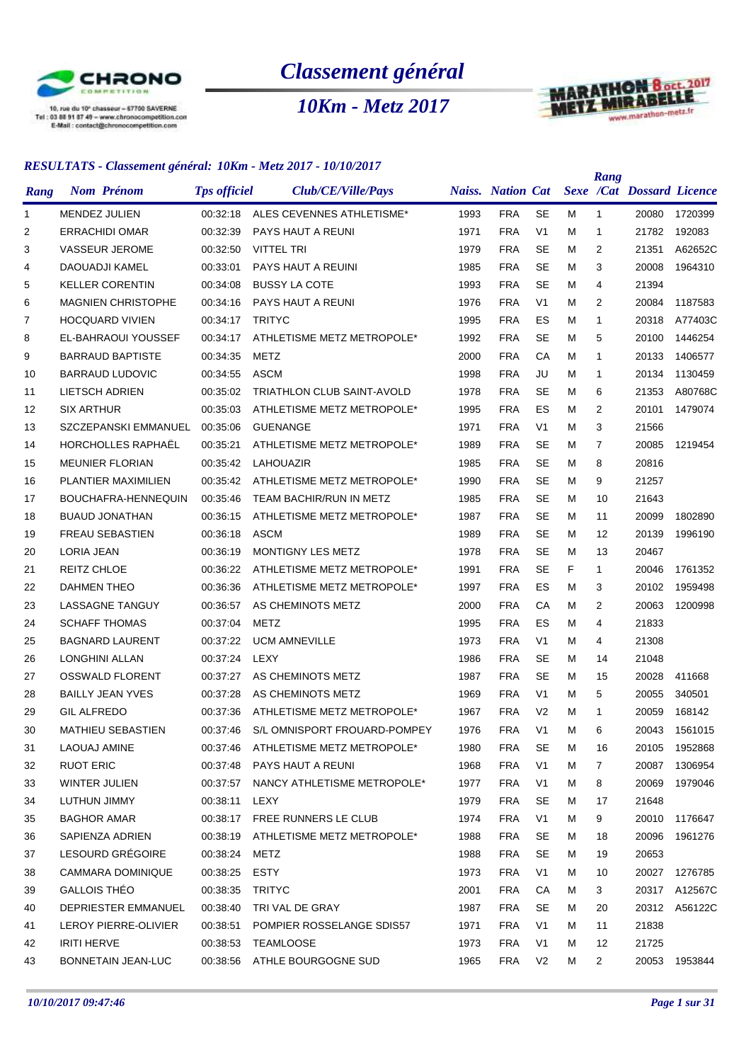# Classement général

## 10Km - Metz 2017

10, rue du 10e chasseur – 67700 SAVERNE
Tel : 03 88 91 87 49 – www.chronocompetition.com
E-Mail : contact@chronocompetition.com

### *RESULTATS - Classement général: 10Km - Metz 2017 - 10/10/2017*

| Rang | Nom Prénom | Tps officiel | Club/CE/Ville/Pays | Naiss. | Nation | Cat | Sexe | Rang /Cat | Dossard | Licence |
|---|---|---|---|---|---|---|---|---|---|---|
| 1 | MENDEZ JULIEN | 00:32:18 | ALES CEVENNES ATHLETISME* | 1993 | FRA | SE | M | 1 | 20080 | 1720399 |
| 2 | ERRACHIDI OMAR | 00:32:39 | PAYS HAUT A REUNI | 1971 | FRA | V1 | M | 1 | 21782 | 192083 |
| 3 | VASSEUR JEROME | 00:32:50 | VITTEL TRI | 1979 | FRA | SE | M | 2 | 21351 | A62652C |
| 4 | DAOUADJI KAMEL | 00:33:01 | PAYS HAUT A REUINI | 1985 | FRA | SE | M | 3 | 20008 | 1964310 |
| 5 | KELLER CORENTIN | 00:34:08 | BUSSY LA COTE | 1993 | FRA | SE | M | 4 | 21394 | |
| 6 | MAGNIEN CHRISTOPHE | 00:34:16 | PAYS HAUT A REUNI | 1976 | FRA | V1 | M | 2 | 20084 | 1187583 |
| 7 | HOCQUARD VIVIEN | 00:34:17 | TRITYC | 1995 | FRA | ES | M | 1 | 20318 | A77403C |
| 8 | EL-BAHRAOUI YOUSSEF | 00:34:17 | ATHLETISME METZ METROPOLE* | 1992 | FRA | SE | M | 5 | 20100 | 1446254 |
| 9 | BARRAUD BAPTISTE | 00:34:35 | METZ | 2000 | FRA | CA | M | 1 | 20133 | 1406577 |
| 10 | BARRAUD LUDOVIC | 00:34:55 | ASCM | 1998 | FRA | JU | M | 1 | 20134 | 1130459 |
| 11 | LIETSCH ADRIEN | 00:35:02 | TRIATHLON CLUB SAINT-AVOLD | 1978 | FRA | SE | M | 6 | 21353 | A80768C |
| 12 | SIX ARTHUR | 00:35:03 | ATHLETISME METZ METROPOLE* | 1995 | FRA | ES | M | 2 | 20101 | 1479074 |
| 13 | SZCZEPANSKI EMMANUEL | 00:35:06 | GUENANGE | 1971 | FRA | V1 | M | 3 | 21566 | |
| 14 | HORCHOLLES RAPHAËL | 00:35:21 | ATHLETISME METZ METROPOLE* | 1989 | FRA | SE | M | 7 | 20085 | 1219454 |
| 15 | MEUNIER FLORIAN | 00:35:42 | LAHOUAZIR | 1985 | FRA | SE | M | 8 | 20816 | |
| 16 | PLANTIER MAXIMILIEN | 00:35:42 | ATHLETISME METZ METROPOLE* | 1990 | FRA | SE | M | 9 | 21257 | |
| 17 | BOUCHAFRA-HENNEQUIN | 00:35:46 | TEAM BACHIR/RUN IN METZ | 1985 | FRA | SE | M | 10 | 21643 | |
| 18 | BUAUD JONATHAN | 00:36:15 | ATHLETISME METZ METROPOLE* | 1987 | FRA | SE | M | 11 | 20099 | 1802890 |
| 19 | FREAU SEBASTIEN | 00:36:18 | ASCM | 1989 | FRA | SE | M | 12 | 20139 | 1996190 |
| 20 | LORIA JEAN | 00:36:19 | MONTIGNY LES METZ | 1978 | FRA | SE | M | 13 | 20467 | |
| 21 | REITZ CHLOE | 00:36:22 | ATHLETISME METZ METROPOLE* | 1991 | FRA | SE | F | 1 | 20046 | 1761352 |
| 22 | DAHMEN THEO | 00:36:36 | ATHLETISME METZ METROPOLE* | 1997 | FRA | ES | M | 3 | 20102 | 1959498 |
| 23 | LASSAGNE TANGUY | 00:36:57 | AS CHEMINOTS METZ | 2000 | FRA | CA | M | 2 | 20063 | 1200998 |
| 24 | SCHAFF THOMAS | 00:37:04 | METZ | 1995 | FRA | ES | M | 4 | 21833 | |
| 25 | BAGNARD LAURENT | 00:37:22 | UCM AMNEVILLE | 1973 | FRA | V1 | M | 4 | 21308 | |
| 26 | LONGHINI ALLAN | 00:37:24 | LEXY | 1986 | FRA | SE | M | 14 | 21048 | |
| 27 | OSSWALD FLORENT | 00:37:27 | AS CHEMINOTS METZ | 1987 | FRA | SE | M | 15 | 20028 | 411668 |
| 28 | BAILLY JEAN YVES | 00:37:28 | AS CHEMINOTS METZ | 1969 | FRA | V1 | M | 5 | 20055 | 340501 |
| 29 | GIL ALFREDO | 00:37:36 | ATHLETISME METZ METROPOLE* | 1967 | FRA | V2 | M | 1 | 20059 | 168142 |
| 30 | MATHIEU SEBASTIEN | 00:37:46 | S/L OMNISPORT FROUARD-POMPEY | 1976 | FRA | V1 | M | 6 | 20043 | 1561015 |
| 31 | LAOUAJ AMINE | 00:37:46 | ATHLETISME METZ METROPOLE* | 1980 | FRA | SE | M | 16 | 20105 | 1952868 |
| 32 | RUOT ERIC | 00:37:48 | PAYS HAUT A REUNI | 1968 | FRA | V1 | M | 7 | 20087 | 1306954 |
| 33 | WINTER JULIEN | 00:37:57 | NANCY ATHLETISME METROPOLE* | 1977 | FRA | V1 | M | 8 | 20069 | 1979046 |
| 34 | LUTHUN JIMMY | 00:38:11 | LEXY | 1979 | FRA | SE | M | 17 | 21648 | |
| 35 | BAGHOR AMAR | 00:38:17 | FREE RUNNERS LE CLUB | 1974 | FRA | V1 | M | 9 | 20010 | 1176647 |
| 36 | SAPIENZA ADRIEN | 00:38:19 | ATHLETISME METZ METROPOLE* | 1988 | FRA | SE | M | 18 | 20096 | 1961276 |
| 37 | LESOURD GRÉGOIRE | 00:38:24 | METZ | 1988 | FRA | SE | M | 19 | 20653 | |
| 38 | CAMMARA DOMINIQUE | 00:38:25 | ESTY | 1973 | FRA | V1 | M | 10 | 20027 | 1276785 |
| 39 | GALLOIS THÉO | 00:38:35 | TRITYC | 2001 | FRA | CA | M | 3 | 20317 | A12567C |
| 40 | DEPRIESTER EMMANUEL | 00:38:40 | TRI VAL DE GRAY | 1987 | FRA | SE | M | 20 | 20312 | A56122C |
| 41 | LEROY PIERRE-OLIVIER | 00:38:51 | POMPIER ROSSELANGE SDIS57 | 1971 | FRA | V1 | M | 11 | 21838 | |
| 42 | IRITI HERVE | 00:38:53 | TEAMLOOSE | 1973 | FRA | V1 | M | 12 | 21725 | |
| 43 | BONNETAIN JEAN-LUC | 00:38:56 | ATHLE BOURGOGNE SUD | 1965 | FRA | V2 | M | 2 | 20053 | 1953844 |

*10/10/2017 09:47:46*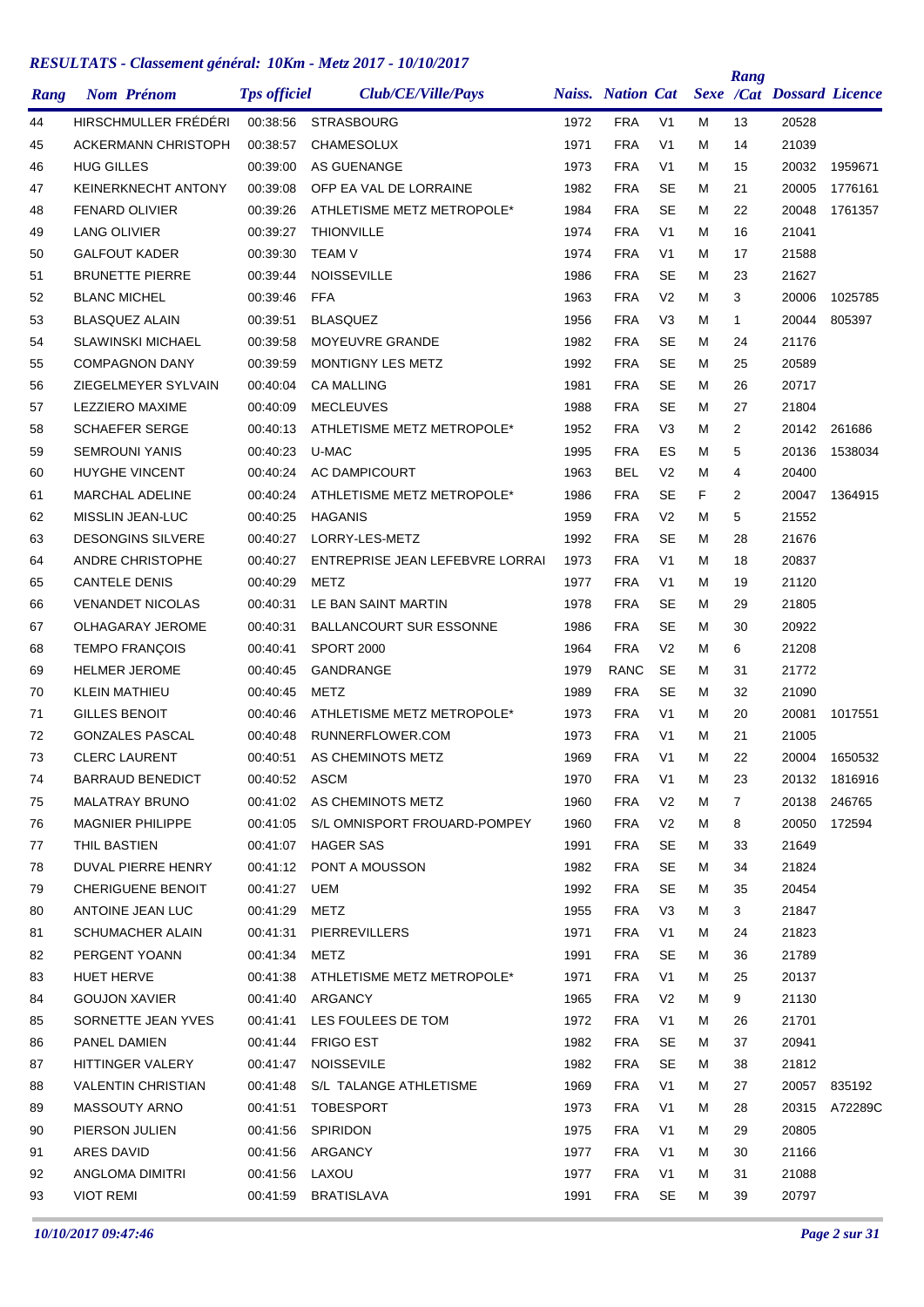## RESULTATS - Classement général: 10Km - Metz 2017 - 10/10/2017

| Rang | Nom Prénom | Tps officiel | Club/CE/Ville/Pays | Naiss. | Nation | Cat | Sexe | Rang /Cat | Dossard | Licence |
|---|---|---|---|---|---|---|---|---|---|---|
| 44 | HIRSCHMULLER FRÉDÉRI | 00:38:56 | STRASBOURG | 1972 | FRA | V1 | M | 13 | 20528 | |
| 45 | ACKERMANN CHRISTOPH | 00:38:57 | CHAMESOLUX | 1971 | FRA | V1 | M | 14 | 21039 | |
| 46 | HUG GILLES | 00:39:00 | AS GUENANGE | 1973 | FRA | V1 | M | 15 | 20032 | 1959671 |
| 47 | KEINERKNECHT ANTONY | 00:39:08 | OFP EA VAL DE LORRAINE | 1982 | FRA | SE | M | 21 | 20005 | 1776161 |
| 48 | FENARD OLIVIER | 00:39:26 | ATHLETISME METZ METROPOLE* | 1984 | FRA | SE | M | 22 | 20048 | 1761357 |
| 49 | LANG OLIVIER | 00:39:27 | THIONVILLE | 1974 | FRA | V1 | M | 16 | 21041 | |
| 50 | GALFOUT KADER | 00:39:30 | TEAM V | 1974 | FRA | V1 | M | 17 | 21588 | |
| 51 | BRUNETTE PIERRE | 00:39:44 | NOISSEVILLE | 1986 | FRA | SE | M | 23 | 21627 | |
| 52 | BLANC MICHEL | 00:39:46 | FFA | 1963 | FRA | V2 | M | 3 | 20006 | 1025785 |
| 53 | BLASQUEZ ALAIN | 00:39:51 | BLASQUEZ | 1956 | FRA | V3 | M | 1 | 20044 | 805397 |
| 54 | SLAWINSKI MICHAEL | 00:39:58 | MOYEUVRE GRANDE | 1982 | FRA | SE | M | 24 | 21176 | |
| 55 | COMPAGNON DANY | 00:39:59 | MONTIGNY LES METZ | 1992 | FRA | SE | M | 25 | 20589 | |
| 56 | ZIEGELMEYER SYLVAIN | 00:40:04 | CA MALLING | 1981 | FRA | SE | M | 26 | 20717 | |
| 57 | LEZZIERO MAXIME | 00:40:09 | MECLEUVES | 1988 | FRA | SE | M | 27 | 21804 | |
| 58 | SCHAEFER SERGE | 00:40:13 | ATHLETISME METZ METROPOLE* | 1952 | FRA | V3 | M | 2 | 20142 | 261686 |
| 59 | SEMROUNI YANIS | 00:40:23 | U-MAC | 1995 | FRA | ES | M | 5 | 20136 | 1538034 |
| 60 | HUYGHE VINCENT | 00:40:24 | AC DAMPICOURT | 1963 | BEL | V2 | M | 4 | 20400 | |
| 61 | MARCHAL ADELINE | 00:40:24 | ATHLETISME METZ METROPOLE* | 1986 | FRA | SE | F | 2 | 20047 | 1364915 |
| 62 | MISSLIN JEAN-LUC | 00:40:25 | HAGANIS | 1959 | FRA | V2 | M | 5 | 21552 | |
| 63 | DESONGINS SILVERE | 00:40:27 | LORRY-LES-METZ | 1992 | FRA | SE | M | 28 | 21676 | |
| 64 | ANDRE CHRISTOPHE | 00:40:27 | ENTREPRISE JEAN LEFEBVRE LORRAI | 1973 | FRA | V1 | M | 18 | 20837 | |
| 65 | CANTELE DENIS | 00:40:29 | METZ | 1977 | FRA | V1 | M | 19 | 21120 | |
| 66 | VENANDET NICOLAS | 00:40:31 | LE BAN SAINT MARTIN | 1978 | FRA | SE | M | 29 | 21805 | |
| 67 | OLHAGARAY JEROME | 00:40:31 | BALLANCOURT SUR ESSONNE | 1986 | FRA | SE | M | 30 | 20922 | |
| 68 | TEMPO FRANÇOIS | 00:40:41 | SPORT 2000 | 1964 | FRA | V2 | M | 6 | 21208 | |
| 69 | HELMER JEROME | 00:40:45 | GANDRANGE | 1979 | RANC | SE | M | 31 | 21772 | |
| 70 | KLEIN MATHIEU | 00:40:45 | METZ | 1989 | FRA | SE | M | 32 | 21090 | |
| 71 | GILLES BENOIT | 00:40:46 | ATHLETISME METZ METROPOLE* | 1973 | FRA | V1 | M | 20 | 20081 | 1017551 |
| 72 | GONZALES PASCAL | 00:40:48 | RUNNERFLOWER.COM | 1973 | FRA | V1 | M | 21 | 21005 | |
| 73 | CLERC LAURENT | 00:40:51 | AS CHEMINOTS METZ | 1969 | FRA | V1 | M | 22 | 20004 | 1650532 |
| 74 | BARRAUD BENEDICT | 00:40:52 | ASCM | 1970 | FRA | V1 | M | 23 | 20132 | 1816916 |
| 75 | MALATRAY BRUNO | 00:41:02 | AS CHEMINOTS METZ | 1960 | FRA | V2 | M | 7 | 20138 | 246765 |
| 76 | MAGNIER PHILIPPE | 00:41:05 | S/L OMNISPORT FROUARD-POMPEY | 1960 | FRA | V2 | M | 8 | 20050 | 172594 |
| 77 | THIL BASTIEN | 00:41:07 | HAGER SAS | 1991 | FRA | SE | M | 33 | 21649 | |
| 78 | DUVAL PIERRE HENRY | 00:41:12 | PONT A MOUSSON | 1982 | FRA | SE | M | 34 | 21824 | |
| 79 | CHERIGUENE BENOIT | 00:41:27 | UEM | 1992 | FRA | SE | M | 35 | 20454 | |
| 80 | ANTOINE JEAN LUC | 00:41:29 | METZ | 1955 | FRA | V3 | M | 3 | 21847 | |
| 81 | SCHUMACHER ALAIN | 00:41:31 | PIERREVILLERS | 1971 | FRA | V1 | M | 24 | 21823 | |
| 82 | PERGENT YOANN | 00:41:34 | METZ | 1991 | FRA | SE | M | 36 | 21789 | |
| 83 | HUET HERVE | 00:41:38 | ATHLETISME METZ METROPOLE* | 1971 | FRA | V1 | M | 25 | 20137 | |
| 84 | GOUJON XAVIER | 00:41:40 | ARGANCY | 1965 | FRA | V2 | M | 9 | 21130 | |
| 85 | SORNETTE JEAN YVES | 00:41:41 | LES FOULEES DE TOM | 1972 | FRA | V1 | M | 26 | 21701 | |
| 86 | PANEL DAMIEN | 00:41:44 | FRIGO EST | 1982 | FRA | SE | M | 37 | 20941 | |
| 87 | HITTINGER VALERY | 00:41:47 | NOISSEVILE | 1982 | FRA | SE | M | 38 | 21812 | |
| 88 | VALENTIN CHRISTIAN | 00:41:48 | S/L TALANGE ATHLETISME | 1969 | FRA | V1 | M | 27 | 20057 | 835192 |
| 89 | MASSOUTY ARNO | 00:41:51 | TOBESPORT | 1973 | FRA | V1 | M | 28 | 20315 | A72289C |
| 90 | PIERSON JULIEN | 00:41:56 | SPIRIDON | 1975 | FRA | V1 | M | 29 | 20805 | |
| 91 | ARES DAVID | 00:41:56 | ARGANCY | 1977 | FRA | V1 | M | 30 | 21166 | |
| 92 | ANGLOMA DIMITRI | 00:41:56 | LAXOU | 1977 | FRA | V1 | M | 31 | 21088 | |
| 93 | VIOT REMI | 00:41:59 | BRATISLAVA | 1991 | FRA | SE | M | 39 | 20797 | |

*10/10/2017 09:47:46*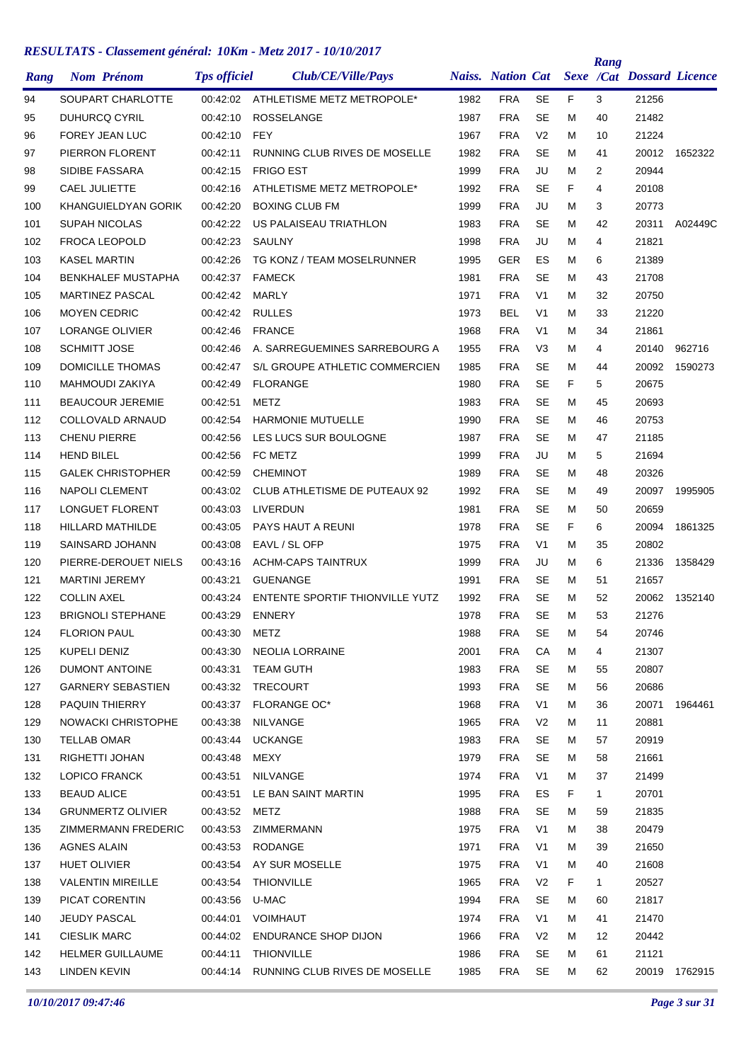## RESULTATS - Classement général: 10Km - Metz 2017 - 10/10/2017

| Rang | Nom Prénom | Tps officiel | Club/CE/Ville/Pays | Naiss. | Nation | Cat | Sexe | Rang /Cat | Dossard | Licence |
|---|---|---|---|---|---|---|---|---|---|---|
| 94 | SOUPART CHARLOTTE | 00:42:02 | ATHLETISME METZ METROPOLE* | 1982 | FRA | SE | F | 3 | 21256 | |
| 95 | DUHURCQ CYRIL | 00:42:10 | ROSSELANGE | 1987 | FRA | SE | M | 40 | 21482 | |
| 96 | FOREY JEAN LUC | 00:42:10 | FEY | 1967 | FRA | V2 | M | 10 | 21224 | |
| 97 | PIERRON FLORENT | 00:42:11 | RUNNING CLUB RIVES DE MOSELLE | 1982 | FRA | SE | M | 41 | 20012 | 1652322 |
| 98 | SIDIBE FASSARA | 00:42:15 | FRIGO EST | 1999 | FRA | JU | M | 2 | 20944 | |
| 99 | CAEL JULIETTE | 00:42:16 | ATHLETISME METZ METROPOLE* | 1992 | FRA | SE | F | 4 | 20108 | |
| 100 | KHANGUIELDYAN GORIK | 00:42:20 | BOXING CLUB FM | 1999 | FRA | JU | M | 3 | 20773 | |
| 101 | SUPAH NICOLAS | 00:42:22 | US PALAISEAU TRIATHLON | 1983 | FRA | SE | M | 42 | 20311 | A02449C |
| 102 | FROCA LEOPOLD | 00:42:23 | SAULNY | 1998 | FRA | JU | M | 4 | 21821 | |
| 103 | KASEL MARTIN | 00:42:26 | TG KONZ / TEAM MOSELRUNNER | 1995 | GER | ES | M | 6 | 21389 | |
| 104 | BENKHALEF MUSTAPHA | 00:42:37 | FAMECK | 1981 | FRA | SE | M | 43 | 21708 | |
| 105 | MARTINEZ PASCAL | 00:42:42 | MARLY | 1971 | FRA | V1 | M | 32 | 20750 | |
| 106 | MOYEN CEDRIC | 00:42:42 | RULLES | 1973 | BEL | V1 | M | 33 | 21220 | |
| 107 | LORANGE OLIVIER | 00:42:46 | FRANCE | 1968 | FRA | V1 | M | 34 | 21861 | |
| 108 | SCHMITT JOSE | 00:42:46 | A. SARREGUEMINES SARREBOURG A | 1955 | FRA | V3 | M | 4 | 20140 | 962716 |
| 109 | DOMICILLE THOMAS | 00:42:47 | S/L GROUPE ATHLETIC COMMERCIEN | 1985 | FRA | SE | M | 44 | 20092 | 1590273 |
| 110 | MAHMOUDI ZAKIYA | 00:42:49 | FLORANGE | 1980 | FRA | SE | F | 5 | 20675 | |
| 111 | BEAUCOUR JEREMIE | 00:42:51 | METZ | 1983 | FRA | SE | M | 45 | 20693 | |
| 112 | COLLOVALD ARNAUD | 00:42:54 | HARMONIE MUTUELLE | 1990 | FRA | SE | M | 46 | 20753 | |
| 113 | CHENU PIERRE | 00:42:56 | LES LUCS SUR BOULOGNE | 1987 | FRA | SE | M | 47 | 21185 | |
| 114 | HEND BILEL | 00:42:56 | FC METZ | 1999 | FRA | JU | M | 5 | 21694 | |
| 115 | GALEK CHRISTOPHER | 00:42:59 | CHEMINOT | 1989 | FRA | SE | M | 48 | 20326 | |
| 116 | NAPOLI CLEMENT | 00:43:02 | CLUB ATHLETISME DE PUTEAUX 92 | 1992 | FRA | SE | M | 49 | 20097 | 1995905 |
| 117 | LONGUET FLORENT | 00:43:03 | LIVERDUN | 1981 | FRA | SE | M | 50 | 20659 | |
| 118 | HILLARD MATHILDE | 00:43:05 | PAYS HAUT A REUNI | 1978 | FRA | SE | F | 6 | 20094 | 1861325 |
| 119 | SAINSARD JOHANN | 00:43:08 | EAVL / SL OFP | 1975 | FRA | V1 | M | 35 | 20802 | |
| 120 | PIERRE-DEROUET NIELS | 00:43:16 | ACHM-CAPS TAINTRUX | 1999 | FRA | JU | M | 6 | 21336 | 1358429 |
| 121 | MARTINI JEREMY | 00:43:21 | GUENANGE | 1991 | FRA | SE | M | 51 | 21657 | |
| 122 | COLLIN AXEL | 00:43:24 | ENTENTE SPORTIF THIONVILLE YUTZ | 1992 | FRA | SE | M | 52 | 20062 | 1352140 |
| 123 | BRIGNOLI STEPHANE | 00:43:29 | ENNERY | 1978 | FRA | SE | M | 53 | 21276 | |
| 124 | FLORION PAUL | 00:43:30 | METZ | 1988 | FRA | SE | M | 54 | 20746 | |
| 125 | KUPELI DENIZ | 00:43:30 | NEOLIA LORRAINE | 2001 | FRA | CA | M | 4 | 21307 | |
| 126 | DUMONT ANTOINE | 00:43:31 | TEAM GUTH | 1983 | FRA | SE | M | 55 | 20807 | |
| 127 | GARNERY SEBASTIEN | 00:43:32 | TRECOURT | 1993 | FRA | SE | M | 56 | 20686 | |
| 128 | PAQUIN THIERRY | 00:43:37 | FLORANGE OC* | 1968 | FRA | V1 | M | 36 | 20071 | 1964461 |
| 129 | NOWACKI CHRISTOPHE | 00:43:38 | NILVANGE | 1965 | FRA | V2 | M | 11 | 20881 | |
| 130 | TELLAB OMAR | 00:43:44 | UCKANGE | 1983 | FRA | SE | M | 57 | 20919 | |
| 131 | RIGHETTI JOHAN | 00:43:48 | MEXY | 1979 | FRA | SE | M | 58 | 21661 | |
| 132 | LOPICO FRANCK | 00:43:51 | NILVANGE | 1974 | FRA | V1 | M | 37 | 21499 | |
| 133 | BEAUD ALICE | 00:43:51 | LE BAN SAINT MARTIN | 1995 | FRA | ES | F | 1 | 20701 | |
| 134 | GRUNMERTZ OLIVIER | 00:43:52 | METZ | 1988 | FRA | SE | M | 59 | 21835 | |
| 135 | ZIMMERMANN FREDERIC | 00:43:53 | ZIMMERMANN | 1975 | FRA | V1 | M | 38 | 20479 | |
| 136 | AGNES ALAIN | 00:43:53 | RODANGE | 1971 | FRA | V1 | M | 39 | 21650 | |
| 137 | HUET OLIVIER | 00:43:54 | AY SUR MOSELLE | 1975 | FRA | V1 | M | 40 | 21608 | |
| 138 | VALENTIN MIREILLE | 00:43:54 | THIONVILLE | 1965 | FRA | V2 | F | 1 | 20527 | |
| 139 | PICAT CORENTIN | 00:43:56 | U-MAC | 1994 | FRA | SE | M | 60 | 21817 | |
| 140 | JEUDY PASCAL | 00:44:01 | VOIMHAUT | 1974 | FRA | V1 | M | 41 | 21470 | |
| 141 | CIESLIK MARC | 00:44:02 | ENDURANCE SHOP DIJON | 1966 | FRA | V2 | M | 12 | 20442 | |
| 142 | HELMER GUILLAUME | 00:44:11 | THIONVILLE | 1986 | FRA | SE | M | 61 | 21121 | |
| 143 | LINDEN KEVIN | 00:44:14 | RUNNING CLUB RIVES DE MOSELLE | 1985 | FRA | SE | M | 62 | 20019 | 1762915 |

*10/10/2017 09:47:46*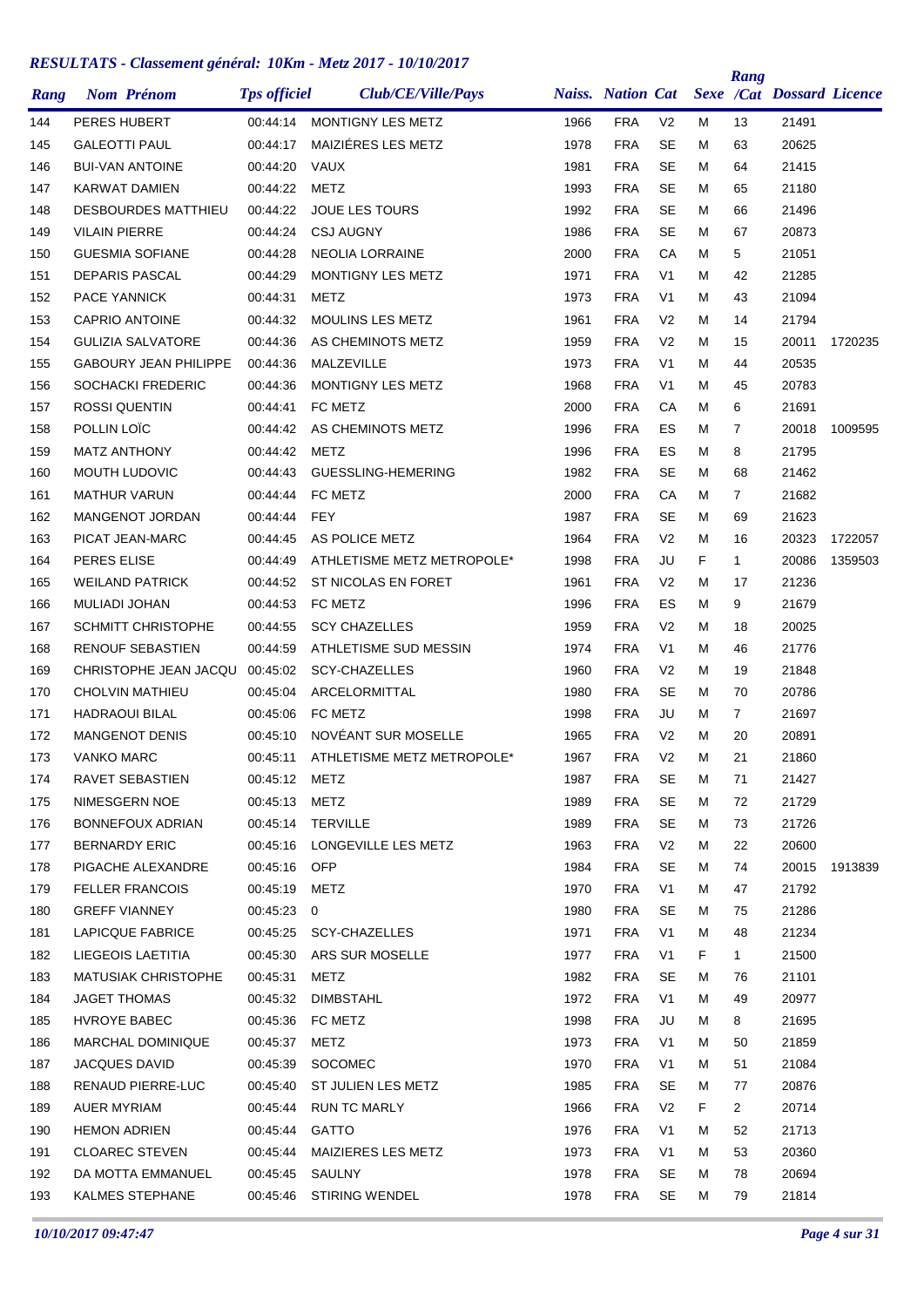## *RESULTATS - Classement général: 10Km - Metz 2017 - 10/10/2017*

| Rang | Nom Prénom | Tps officiel | Club/CE/Ville/Pays | Naiss. | Nation | Cat | Sexe | Rang /Cat | Dossard | Licence |
|---|---|---|---|---|---|---|---|---|---|---|
| 144 | PERES HUBERT | 00:44:14 | MONTIGNY LES METZ | 1966 | FRA | V2 | M | 13 | 21491 | |
| 145 | GALEOTTI PAUL | 00:44:17 | MAIZIÉRES LES METZ | 1978 | FRA | SE | M | 63 | 20625 | |
| 146 | BUI-VAN ANTOINE | 00:44:20 | VAUX | 1981 | FRA | SE | M | 64 | 21415 | |
| 147 | KARWAT DAMIEN | 00:44:22 | METZ | 1993 | FRA | SE | M | 65 | 21180 | |
| 148 | DESBOURDES MATTHIEU | 00:44:22 | JOUE LES TOURS | 1992 | FRA | SE | M | 66 | 21496 | |
| 149 | VILAIN PIERRE | 00:44:24 | CSJ AUGNY | 1986 | FRA | SE | M | 67 | 20873 | |
| 150 | GUESMIA SOFIANE | 00:44:28 | NEOLIA LORRAINE | 2000 | FRA | CA | M | 5 | 21051 | |
| 151 | DEPARIS PASCAL | 00:44:29 | MONTIGNY LES METZ | 1971 | FRA | V1 | M | 42 | 21285 | |
| 152 | PACE YANNICK | 00:44:31 | METZ | 1973 | FRA | V1 | M | 43 | 21094 | |
| 153 | CAPRIO ANTOINE | 00:44:32 | MOULINS LES METZ | 1961 | FRA | V2 | M | 14 | 21794 | |
| 154 | GULIZIA SALVATORE | 00:44:36 | AS CHEMINOTS METZ | 1959 | FRA | V2 | M | 15 | 20011 | 1720235 |
| 155 | GABOURY JEAN PHILIPPE | 00:44:36 | MALZEVILLE | 1973 | FRA | V1 | M | 44 | 20535 | |
| 156 | SOCHACKI FREDERIC | 00:44:36 | MONTIGNY LES METZ | 1968 | FRA | V1 | M | 45 | 20783 | |
| 157 | ROSSI QUENTIN | 00:44:41 | FC METZ | 2000 | FRA | CA | M | 6 | 21691 | |
| 158 | POLLIN LOÏC | 00:44:42 | AS CHEMINOTS METZ | 1996 | FRA | ES | M | 7 | 20018 | 1009595 |
| 159 | MATZ ANTHONY | 00:44:42 | METZ | 1996 | FRA | ES | M | 8 | 21795 | |
| 160 | MOUTH LUDOVIC | 00:44:43 | GUESSLING-HEMERING | 1982 | FRA | SE | M | 68 | 21462 | |
| 161 | MATHUR VARUN | 00:44:44 | FC METZ | 2000 | FRA | CA | M | 7 | 21682 | |
| 162 | MANGENOT JORDAN | 00:44:44 | FEY | 1987 | FRA | SE | M | 69 | 21623 | |
| 163 | PICAT JEAN-MARC | 00:44:45 | AS POLICE METZ | 1964 | FRA | V2 | M | 16 | 20323 | 1722057 |
| 164 | PERES ELISE | 00:44:49 | ATHLETISME METZ METROPOLE* | 1998 | FRA | JU | F | 1 | 20086 | 1359503 |
| 165 | WEILAND PATRICK | 00:44:52 | ST NICOLAS EN FORET | 1961 | FRA | V2 | M | 17 | 21236 | |
| 166 | MULIADI JOHAN | 00:44:53 | FC METZ | 1996 | FRA | ES | M | 9 | 21679 | |
| 167 | SCHMITT CHRISTOPHE | 00:44:55 | SCY CHAZELLES | 1959 | FRA | V2 | M | 18 | 20025 | |
| 168 | RENOUF SEBASTIEN | 00:44:59 | ATHLETISME SUD MESSIN | 1974 | FRA | V1 | M | 46 | 21776 | |
| 169 | CHRISTOPHE JEAN JACQU | 00:45:02 | SCY-CHAZELLES | 1960 | FRA | V2 | M | 19 | 21848 | |
| 170 | CHOLVIN MATHIEU | 00:45:04 | ARCELORMITTAL | 1980 | FRA | SE | M | 70 | 20786 | |
| 171 | HADRAOUI BILAL | 00:45:06 | FC METZ | 1998 | FRA | JU | M | 7 | 21697 | |
| 172 | MANGENOT DENIS | 00:45:10 | NOVÉANT SUR MOSELLE | 1965 | FRA | V2 | M | 20 | 20891 | |
| 173 | VANKO MARC | 00:45:11 | ATHLETISME METZ METROPOLE* | 1967 | FRA | V2 | M | 21 | 21860 | |
| 174 | RAVET SEBASTIEN | 00:45:12 | METZ | 1987 | FRA | SE | M | 71 | 21427 | |
| 175 | NIMESGERN NOE | 00:45:13 | METZ | 1989 | FRA | SE | M | 72 | 21729 | |
| 176 | BONNEFOUX ADRIAN | 00:45:14 | TERVILLE | 1989 | FRA | SE | M | 73 | 21726 | |
| 177 | BERNARDY ERIC | 00:45:16 | LONGEVILLE LES METZ | 1963 | FRA | V2 | M | 22 | 20600 | |
| 178 | PIGACHE ALEXANDRE | 00:45:16 | OFP | 1984 | FRA | SE | M | 74 | 20015 | 1913839 |
| 179 | FELLER FRANCOIS | 00:45:19 | METZ | 1970 | FRA | V1 | M | 47 | 21792 | |
| 180 | GREFF VIANNEY | 00:45:23 | 0 | 1980 | FRA | SE | M | 75 | 21286 | |
| 181 | LAPICQUE FABRICE | 00:45:25 | SCY-CHAZELLES | 1971 | FRA | V1 | M | 48 | 21234 | |
| 182 | LIEGEOIS LAETITIA | 00:45:30 | ARS SUR MOSELLE | 1977 | FRA | V1 | F | 1 | 21500 | |
| 183 | MATUSIAK CHRISTOPHE | 00:45:31 | METZ | 1982 | FRA | SE | M | 76 | 21101 | |
| 184 | JAGET THOMAS | 00:45:32 | DIMBSTAHL | 1972 | FRA | V1 | M | 49 | 20977 | |
| 185 | HVROYE BABEC | 00:45:36 | FC METZ | 1998 | FRA | JU | M | 8 | 21695 | |
| 186 | MARCHAL DOMINIQUE | 00:45:37 | METZ | 1973 | FRA | V1 | M | 50 | 21859 | |
| 187 | JACQUES DAVID | 00:45:39 | SOCOMEC | 1970 | FRA | V1 | M | 51 | 21084 | |
| 188 | RENAUD PIERRE-LUC | 00:45:40 | ST JULIEN LES METZ | 1985 | FRA | SE | M | 77 | 20876 | |
| 189 | AUER MYRIAM | 00:45:44 | RUN TC MARLY | 1966 | FRA | V2 | F | 2 | 20714 | |
| 190 | HEMON ADRIEN | 00:45:44 | GATTO | 1976 | FRA | V1 | M | 52 | 21713 | |
| 191 | CLOAREC STEVEN | 00:45:44 | MAIZIERES LES METZ | 1973 | FRA | V1 | M | 53 | 20360 | |
| 192 | DA MOTTA EMMANUEL | 00:45:45 | SAULNY | 1978 | FRA | SE | M | 78 | 20694 | |
| 193 | KALMES STEPHANE | 00:45:46 | STIRING WENDEL | 1978 | FRA | SE | M | 79 | 21814 | |

*10/10/2017 09:47:47*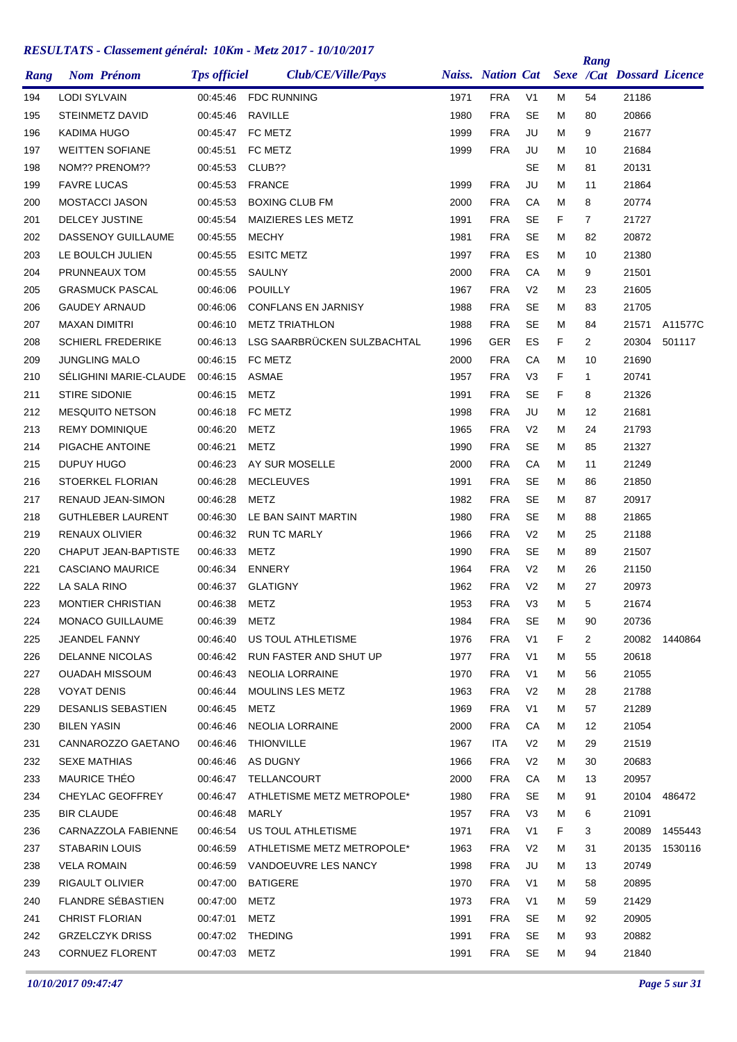# RESULTATS - Classement général: 10Km - Metz 2017 - 10/10/2017

| Rang | Nom Prénom | Tps officiel | Club/CE/Ville/Pays | Naiss. | Nation | Cat | Sexe | Rang /Cat | Dossard | Licence |
|---|---|---|---|---|---|---|---|---|---|---|
| 194 | LODI SYLVAIN | 00:45:46 | FDC RUNNING | 1971 | FRA | V1 | M | 54 | 21186 | |
| 195 | STEINMETZ DAVID | 00:45:46 | RAVILLE | 1980 | FRA | SE | M | 80 | 20866 | |
| 196 | KADIMA HUGO | 00:45:47 | FC METZ | 1999 | FRA | JU | M | 9 | 21677 | |
| 197 | WEITTEN SOFIANE | 00:45:51 | FC METZ | 1999 | FRA | JU | M | 10 | 21684 | |
| 198 | NOM?? PRENOM?? | 00:45:53 | CLUB?? | | | SE | M | 81 | 20131 | |
| 199 | FAVRE LUCAS | 00:45:53 | FRANCE | 1999 | FRA | JU | M | 11 | 21864 | |
| 200 | MOSTACCI JASON | 00:45:53 | BOXING CLUB FM | 2000 | FRA | CA | M | 8 | 20774 | |
| 201 | DELCEY JUSTINE | 00:45:54 | MAIZIERES LES METZ | 1991 | FRA | SE | F | 7 | 21727 | |
| 202 | DASSENOY GUILLAUME | 00:45:55 | MECHY | 1981 | FRA | SE | M | 82 | 20872 | |
| 203 | LE BOULCH JULIEN | 00:45:55 | ESITC METZ | 1997 | FRA | ES | M | 10 | 21380 | |
| 204 | PRUNNEAUX TOM | 00:45:55 | SAULNY | 2000 | FRA | CA | M | 9 | 21501 | |
| 205 | GRASMUCK PASCAL | 00:46:06 | POUILLY | 1967 | FRA | V2 | M | 23 | 21605 | |
| 206 | GAUDEY ARNAUD | 00:46:06 | CONFLANS EN JARNISY | 1988 | FRA | SE | M | 83 | 21705 | |
| 207 | MAXAN DIMITRI | 00:46:10 | METZ TRIATHLON | 1988 | FRA | SE | M | 84 | 21571 | A11577C |
| 208 | SCHIERL FREDERIKE | 00:46:13 | LSG SAARBRÜCKEN SULZBACHTAL | 1996 | GER | ES | F | 2 | 20304 | 501117 |
| 209 | JUNGLING MALO | 00:46:15 | FC METZ | 2000 | FRA | CA | M | 10 | 21690 | |
| 210 | SÉLIGHINI MARIE-CLAUDE | 00:46:15 | ASMAE | 1957 | FRA | V3 | F | 1 | 20741 | |
| 211 | STIRE SIDONIE | 00:46:15 | METZ | 1991 | FRA | SE | F | 8 | 21326 | |
| 212 | MESQUITO NETSON | 00:46:18 | FC METZ | 1998 | FRA | JU | M | 12 | 21681 | |
| 213 | REMY DOMINIQUE | 00:46:20 | METZ | 1965 | FRA | V2 | M | 24 | 21793 | |
| 214 | PIGACHE ANTOINE | 00:46:21 | METZ | 1990 | FRA | SE | M | 85 | 21327 | |
| 215 | DUPUY HUGO | 00:46:23 | AY SUR MOSELLE | 2000 | FRA | CA | M | 11 | 21249 | |
| 216 | STOERKEL FLORIAN | 00:46:28 | MECLEUVES | 1991 | FRA | SE | M | 86 | 21850 | |
| 217 | RENAUD JEAN-SIMON | 00:46:28 | METZ | 1982 | FRA | SE | M | 87 | 20917 | |
| 218 | GUTHLEBER LAURENT | 00:46:30 | LE BAN SAINT MARTIN | 1980 | FRA | SE | M | 88 | 21865 | |
| 219 | RENAUX OLIVIER | 00:46:32 | RUN TC MARLY | 1966 | FRA | V2 | M | 25 | 21188 | |
| 220 | CHAPUT JEAN-BAPTISTE | 00:46:33 | METZ | 1990 | FRA | SE | M | 89 | 21507 | |
| 221 | CASCIANO MAURICE | 00:46:34 | ENNERY | 1964 | FRA | V2 | M | 26 | 21150 | |
| 222 | LA SALA RINO | 00:46:37 | GLATIGNY | 1962 | FRA | V2 | M | 27 | 20973 | |
| 223 | MONTIER CHRISTIAN | 00:46:38 | METZ | 1953 | FRA | V3 | M | 5 | 21674 | |
| 224 | MONACO GUILLAUME | 00:46:39 | METZ | 1984 | FRA | SE | M | 90 | 20736 | |
| 225 | JEANDEL FANNY | 00:46:40 | US TOUL ATHLETISME | 1976 | FRA | V1 | F | 2 | 20082 | 1440864 |
| 226 | DELANNE NICOLAS | 00:46:42 | RUN FASTER AND SHUT UP | 1977 | FRA | V1 | M | 55 | 20618 | |
| 227 | OUADAH MISSOUM | 00:46:43 | NEOLIA LORRAINE | 1970 | FRA | V1 | M | 56 | 21055 | |
| 228 | VOYAT DENIS | 00:46:44 | MOULINS LES METZ | 1963 | FRA | V2 | M | 28 | 21788 | |
| 229 | DESANLIS SEBASTIEN | 00:46:45 | METZ | 1969 | FRA | V1 | M | 57 | 21289 | |
| 230 | BILEN YASIN | 00:46:46 | NEOLIA LORRAINE | 2000 | FRA | CA | M | 12 | 21054 | |
| 231 | CANNAROZZO GAETANO | 00:46:46 | THIONVILLE | 1967 | ITA | V2 | M | 29 | 21519 | |
| 232 | SEXE MATHIAS | 00:46:46 | AS DUGNY | 1966 | FRA | V2 | M | 30 | 20683 | |
| 233 | MAURICE THÉO | 00:46:47 | TELLANCOURT | 2000 | FRA | CA | M | 13 | 20957 | |
| 234 | CHEYLAC GEOFFREY | 00:46:47 | ATHLETISME METZ METROPOLE* | 1980 | FRA | SE | M | 91 | 20104 | 486472 |
| 235 | BIR CLAUDE | 00:46:48 | MARLY | 1957 | FRA | V3 | M | 6 | 21091 | |
| 236 | CARNAZZOLA FABIENNE | 00:46:54 | US TOUL ATHLETISME | 1971 | FRA | V1 | F | 3 | 20089 | 1455443 |
| 237 | STABARIN LOUIS | 00:46:59 | ATHLETISME METZ METROPOLE* | 1963 | FRA | V2 | M | 31 | 20135 | 1530116 |
| 238 | VELA ROMAIN | 00:46:59 | VANDOEUVRE LES NANCY | 1998 | FRA | JU | M | 13 | 20749 | |
| 239 | RIGAULT OLIVIER | 00:47:00 | BATIGERE | 1970 | FRA | V1 | M | 58 | 20895 | |
| 240 | FLANDRE SÉBASTIEN | 00:47:00 | METZ | 1973 | FRA | V1 | M | 59 | 21429 | |
| 241 | CHRIST FLORIAN | 00:47:01 | METZ | 1991 | FRA | SE | M | 92 | 20905 | |
| 242 | GRZELCZYK DRISS | 00:47:02 | THEDING | 1991 | FRA | SE | M | 93 | 20882 | |
| 243 | CORNUEZ FLORENT | 00:47:03 | METZ | 1991 | FRA | SE | M | 94 | 21840 | |

*10/10/2017 09:47:47*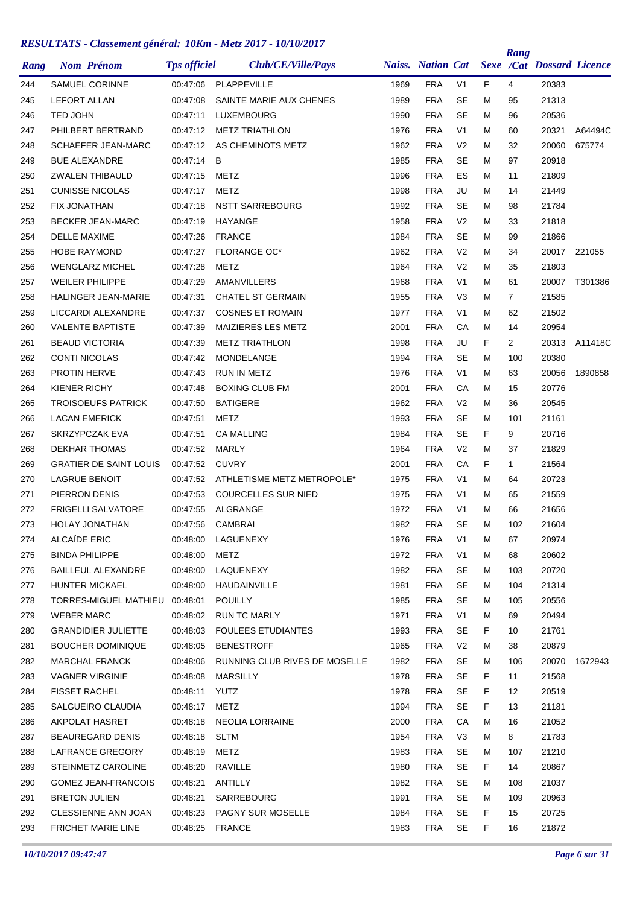# *RESULTATS - Classement général: 10Km - Metz 2017 - 10/10/2017*

| Rang | Nom Prénom | Tps officiel | Club/CE/Ville/Pays | Naiss. | Nation | Cat | Sexe | Rang /Cat | Dossard | Licence |
|---|---|---|---|---|---|---|---|---|---|---|
| 244 | SAMUEL CORINNE | 00:47:06 | PLAPPEVILLE | 1969 | FRA | V1 | F | 4 | 20383 | |
| 245 | LEFORT ALLAN | 00:47:08 | SAINTE MARIE AUX CHENES | 1989 | FRA | SE | M | 95 | 21313 | |
| 246 | TED JOHN | 00:47:11 | LUXEMBOURG | 1990 | FRA | SE | M | 96 | 20536 | |
| 247 | PHILBERT BERTRAND | 00:47:12 | METZ TRIATHLON | 1976 | FRA | V1 | M | 60 | 20321 | A64494C |
| 248 | SCHAEFER JEAN-MARC | 00:47:12 | AS CHEMINOTS METZ | 1962 | FRA | V2 | M | 32 | 20060 | 675774 |
| 249 | BUE ALEXANDRE | 00:47:14 | B | 1985 | FRA | SE | M | 97 | 20918 | |
| 250 | ZWALEN THIBAULD | 00:47:15 | METZ | 1996 | FRA | ES | M | 11 | 21809 | |
| 251 | CUNISSE NICOLAS | 00:47:17 | METZ | 1998 | FRA | JU | M | 14 | 21449 | |
| 252 | FIX JONATHAN | 00:47:18 | NSTT SARREBOURG | 1992 | FRA | SE | M | 98 | 21784 | |
| 253 | BECKER JEAN-MARC | 00:47:19 | HAYANGE | 1958 | FRA | V2 | M | 33 | 21818 | |
| 254 | DELLE MAXIME | 00:47:26 | FRANCE | 1984 | FRA | SE | M | 99 | 21866 | |
| 255 | HOBE RAYMOND | 00:47:27 | FLORANGE OC* | 1962 | FRA | V2 | M | 34 | 20017 | 221055 |
| 256 | WENGLARZ MICHEL | 00:47:28 | METZ | 1964 | FRA | V2 | M | 35 | 21803 | |
| 257 | WEILER PHILIPPE | 00:47:29 | AMANVILLERS | 1968 | FRA | V1 | M | 61 | 20007 | T301386 |
| 258 | HALINGER JEAN-MARIE | 00:47:31 | CHATEL ST GERMAIN | 1955 | FRA | V3 | M | 7 | 21585 | |
| 259 | LICCARDI ALEXANDRE | 00:47:37 | COSNES ET ROMAIN | 1977 | FRA | V1 | M | 62 | 21502 | |
| 260 | VALENTE BAPTISTE | 00:47:39 | MAIZIERES LES METZ | 2001 | FRA | CA | M | 14 | 20954 | |
| 261 | BEAUD VICTORIA | 00:47:39 | METZ TRIATHLON | 1998 | FRA | JU | F | 2 | 20313 | A11418C |
| 262 | CONTI NICOLAS | 00:47:42 | MONDELANGE | 1994 | FRA | SE | M | 100 | 20380 | |
| 263 | PROTIN HERVE | 00:47:43 | RUN IN METZ | 1976 | FRA | V1 | M | 63 | 20056 | 1890858 |
| 264 | KIENER RICHY | 00:47:48 | BOXING CLUB FM | 2001 | FRA | CA | M | 15 | 20776 | |
| 265 | TROISOEUFS PATRICK | 00:47:50 | BATIGERE | 1962 | FRA | V2 | M | 36 | 20545 | |
| 266 | LACAN EMERICK | 00:47:51 | METZ | 1993 | FRA | SE | M | 101 | 21161 | |
| 267 | SKRZYPCZAK EVA | 00:47:51 | CA MALLING | 1984 | FRA | SE | F | 9 | 20716 | |
| 268 | DEKHAR THOMAS | 00:47:52 | MARLY | 1964 | FRA | V2 | M | 37 | 21829 | |
| 269 | GRATIER DE SAINT LOUIS | 00:47:52 | CUVRY | 2001 | FRA | CA | F | 1 | 21564 | |
| 270 | LAGRUE BENOIT | 00:47:52 | ATHLETISME METZ METROPOLE* | 1975 | FRA | V1 | M | 64 | 20723 | |
| 271 | PIERRON DENIS | 00:47:53 | COURCELLES SUR NIED | 1975 | FRA | V1 | M | 65 | 21559 | |
| 272 | FRIGELLI SALVATORE | 00:47:55 | ALGRANGE | 1972 | FRA | V1 | M | 66 | 21656 | |
| 273 | HOLAY JONATHAN | 00:47:56 | CAMBRAI | 1982 | FRA | SE | M | 102 | 21604 | |
| 274 | ALCAÏDE ERIC | 00:48:00 | LAGUENEXY | 1976 | FRA | V1 | M | 67 | 20974 | |
| 275 | BINDA PHILIPPE | 00:48:00 | METZ | 1972 | FRA | V1 | M | 68 | 20602 | |
| 276 | BAILLEUL ALEXANDRE | 00:48:00 | LAQUENEXY | 1982 | FRA | SE | M | 103 | 20720 | |
| 277 | HUNTER MICKAEL | 00:48:00 | HAUDAINVILLE | 1981 | FRA | SE | M | 104 | 21314 | |
| 278 | TORRES-MIGUEL MATHIEU | 00:48:01 | POUILLY | 1985 | FRA | SE | M | 105 | 20556 | |
| 279 | WEBER MARC | 00:48:02 | RUN TC MARLY | 1971 | FRA | V1 | M | 69 | 20494 | |
| 280 | GRANDIDIER JULIETTE | 00:48:03 | FOULEES ETUDIANTES | 1993 | FRA | SE | F | 10 | 21761 | |
| 281 | BOUCHER DOMINIQUE | 00:48:05 | BENESTROFF | 1965 | FRA | V2 | M | 38 | 20879 | |
| 282 | MARCHAL FRANCK | 00:48:06 | RUNNING CLUB RIVES DE MOSELLE | 1982 | FRA | SE | M | 106 | 20070 | 1672943 |
| 283 | VAGNER VIRGINIE | 00:48:08 | MARSILLY | 1978 | FRA | SE | F | 11 | 21568 | |
| 284 | FISSET RACHEL | 00:48:11 | YUTZ | 1978 | FRA | SE | F | 12 | 20519 | |
| 285 | SALGUEIRO CLAUDIA | 00:48:17 | METZ | 1994 | FRA | SE | F | 13 | 21181 | |
| 286 | AKPOLAT HASRET | 00:48:18 | NEOLIA LORRAINE | 2000 | FRA | CA | M | 16 | 21052 | |
| 287 | BEAUREGARD DENIS | 00:48:18 | SLTM | 1954 | FRA | V3 | M | 8 | 21783 | |
| 288 | LAFRANCE GREGORY | 00:48:19 | METZ | 1983 | FRA | SE | M | 107 | 21210 | |
| 289 | STEINMETZ CAROLINE | 00:48:20 | RAVILLE | 1980 | FRA | SE | F | 14 | 20867 | |
| 290 | GOMEZ JEAN-FRANCOIS | 00:48:21 | ANTILLY | 1982 | FRA | SE | M | 108 | 21037 | |
| 291 | BRETON JULIEN | 00:48:21 | SARREBOURG | 1991 | FRA | SE | M | 109 | 20963 | |
| 292 | CLESSIENNE ANN JOAN | 00:48:23 | PAGNY SUR MOSELLE | 1984 | FRA | SE | F | 15 | 20725 | |
| 293 | FRICHET MARIE LINE | 00:48:25 | FRANCE | 1983 | FRA | SE | F | 16 | 21872 | |

*10/10/2017 09:47:47*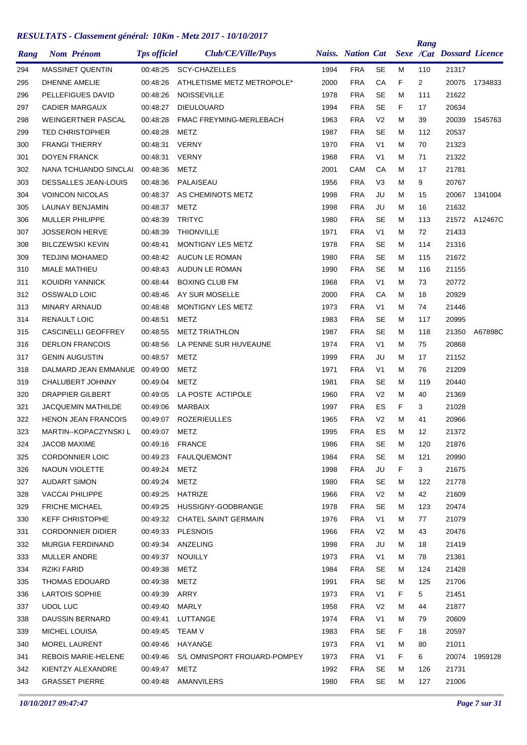# RESULTATS - Classement général: 10Km - Metz 2017 - 10/10/2017

| Rang | Nom Prénom | Tps officiel | Club/CE/Ville/Pays | Naiss. | Nation | Cat | Sexe | Rang /Cat | Dossard | Licence |
|---|---|---|---|---|---|---|---|---|---|---|
| 294 | MASSINET QUENTIN | 00:48:25 | SCY-CHAZELLES | 1994 | FRA | SE | M | 110 | 21317 | |
| 295 | DHENNE AMELIE | 00:48:26 | ATHLETISME METZ METROPOLE* | 2000 | FRA | CA | F | 2 | 20075 | 1734833 |
| 296 | PELLEFIGUES DAVID | 00:48:26 | NOISSEVILLE | 1978 | FRA | SE | M | 111 | 21622 | |
| 297 | CADIER MARGAUX | 00:48:27 | DIEULOUARD | 1994 | FRA | SE | F | 17 | 20634 | |
| 298 | WEINGERTNER PASCAL | 00:48:28 | FMAC FREYMING-MERLEBACH | 1963 | FRA | V2 | M | 39 | 20039 | 1545763 |
| 299 | TED CHRISTOPHER | 00:48:28 | METZ | 1987 | FRA | SE | M | 112 | 20537 | |
| 300 | FRANGI THIERRY | 00:48:31 | VERNY | 1970 | FRA | V1 | M | 70 | 21323 | |
| 301 | DOYEN FRANCK | 00:48:31 | VERNY | 1968 | FRA | V1 | M | 71 | 21322 | |
| 302 | NANA TCHUANDO SINCLAI | 00:48:36 | METZ | 2001 | CAM | CA | M | 17 | 21781 | |
| 303 | DESSALLES JEAN-LOUIS | 00:48:36 | PALAISEAU | 1956 | FRA | V3 | M | 9 | 20767 | |
| 304 | VOINCON NICOLAS | 00:48:37 | AS CHEMINOTS METZ | 1998 | FRA | JU | M | 15 | 20067 | 1341004 |
| 305 | LAUNAY BENJAMIN | 00:48:37 | METZ | 1998 | FRA | JU | M | 16 | 21632 | |
| 306 | MULLER PHILIPPE | 00:48:39 | TRITYC | 1980 | FRA | SE | M | 113 | 21572 | A12467C |
| 307 | JOSSERON HERVE | 00:48:39 | THIONVILLE | 1971 | FRA | V1 | M | 72 | 21433 | |
| 308 | BILCZEWSKI KEVIN | 00:48:41 | MONTIGNY LES METZ | 1978 | FRA | SE | M | 114 | 21316 | |
| 309 | TEDJINI MOHAMED | 00:48:42 | AUCUN LE ROMAN | 1980 | FRA | SE | M | 115 | 21672 | |
| 310 | MIALE MATHIEU | 00:48:43 | AUDUN LE ROMAN | 1990 | FRA | SE | M | 116 | 21155 | |
| 311 | KOUIDRI YANNICK | 00:48:44 | BOXING CLUB FM | 1968 | FRA | V1 | M | 73 | 20772 | |
| 312 | OSSWALD LOIC | 00:48:46 | AY SUR MOSELLE | 2000 | FRA | CA | M | 18 | 20929 | |
| 313 | MINARY ARNAUD | 00:48:48 | MONTIGNY LES METZ | 1973 | FRA | V1 | M | 74 | 21446 | |
| 314 | RENAULT LOIC | 00:48:51 | METZ | 1983 | FRA | SE | M | 117 | 20995 | |
| 315 | CASCINELLI GEOFFREY | 00:48:55 | METZ TRIATHLON | 1987 | FRA | SE | M | 118 | 21350 | A67898C |
| 316 | DERLON FRANCOIS | 00:48:56 | LA PENNE SUR HUVEAUNE | 1974 | FRA | V1 | M | 75 | 20868 | |
| 317 | GENIN AUGUSTIN | 00:48:57 | METZ | 1999 | FRA | JU | M | 17 | 21152 | |
| 318 | DALMARD JEAN EMMANUE | 00:49:00 | METZ | 1971 | FRA | V1 | M | 76 | 21209 | |
| 319 | CHALUBERT JOHNNY | 00:49:04 | METZ | 1981 | FRA | SE | M | 119 | 20440 | |
| 320 | DRAPPIER GILBERT | 00:49:05 | LA POSTE ACTIPOLE | 1960 | FRA | V2 | M | 40 | 21369 | |
| 321 | JACQUEMIN MATHILDE | 00:49:06 | MARBAIX | 1997 | FRA | ES | F | 3 | 21028 | |
| 322 | HENON JEAN FRANCOIS | 00:49:07 | ROZERIEULLES | 1965 | FRA | V2 | M | 41 | 20966 | |
| 323 | MARTIN--KOPACZYNSKI L | 00:49:07 | METZ | 1995 | FRA | ES | M | 12 | 21372 | |
| 324 | JACOB MAXIME | 00:49:16 | FRANCE | 1986 | FRA | SE | M | 120 | 21876 | |
| 325 | CORDONNIER LOIC | 00:49:23 | FAULQUEMONT | 1984 | FRA | SE | M | 121 | 20990 | |
| 326 | NAOUN VIOLETTE | 00:49:24 | METZ | 1998 | FRA | JU | F | 3 | 21675 | |
| 327 | AUDART SIMON | 00:49:24 | METZ | 1980 | FRA | SE | M | 122 | 21778 | |
| 328 | VACCAI PHILIPPE | 00:49:25 | HATRIZE | 1966 | FRA | V2 | M | 42 | 21609 | |
| 329 | FRICHE MICHAEL | 00:49:25 | HUSSIGNY-GODBRANGE | 1978 | FRA | SE | M | 123 | 20474 | |
| 330 | KEFF CHRISTOPHE | 00:49:32 | CHATEL SAINT GERMAIN | 1976 | FRA | V1 | M | 77 | 21079 | |
| 331 | CORDONNIER DIDIER | 00:49:33 | PLESNOIS | 1966 | FRA | V2 | M | 43 | 20476 | |
| 332 | MURGIA FERDINAND | 00:49:34 | ANZELING | 1998 | FRA | JU | M | 18 | 21419 | |
| 333 | MULLER ANDRE | 00:49:37 | NOUILLY | 1973 | FRA | V1 | M | 78 | 21381 | |
| 334 | RZIKI FARID | 00:49:38 | METZ | 1984 | FRA | SE | M | 124 | 21428 | |
| 335 | THOMAS EDOUARD | 00:49:38 | METZ | 1991 | FRA | SE | M | 125 | 21706 | |
| 336 | LARTOIS SOPHIE | 00:49:39 | ARRY | 1973 | FRA | V1 | F | 5 | 21451 | |
| 337 | UDOL LUC | 00:49:40 | MARLY | 1958 | FRA | V2 | M | 44 | 21877 | |
| 338 | DAUSSIN BERNARD | 00:49:41 | LUTTANGE | 1974 | FRA | V1 | M | 79 | 20609 | |
| 339 | MICHEL LOUISA | 00:49:45 | TEAM V | 1983 | FRA | SE | F | 18 | 20597 | |
| 340 | MOREL LAURENT | 00:49:46 | HAYANGE | 1973 | FRA | V1 | M | 80 | 21011 | |
| 341 | REBOIS MARIE-HELENE | 00:49:46 | S/L OMNISPORT FROUARD-POMPEY | 1973 | FRA | V1 | F | 6 | 20074 | 1959128 |
| 342 | KIENTZY ALEXANDRE | 00:49:47 | METZ | 1992 | FRA | SE | M | 126 | 21731 | |
| 343 | GRASSET PIERRE | 00:49:48 | AMANVILERS | 1980 | FRA | SE | M | 127 | 21006 | |

*10/10/2017 09:47:47*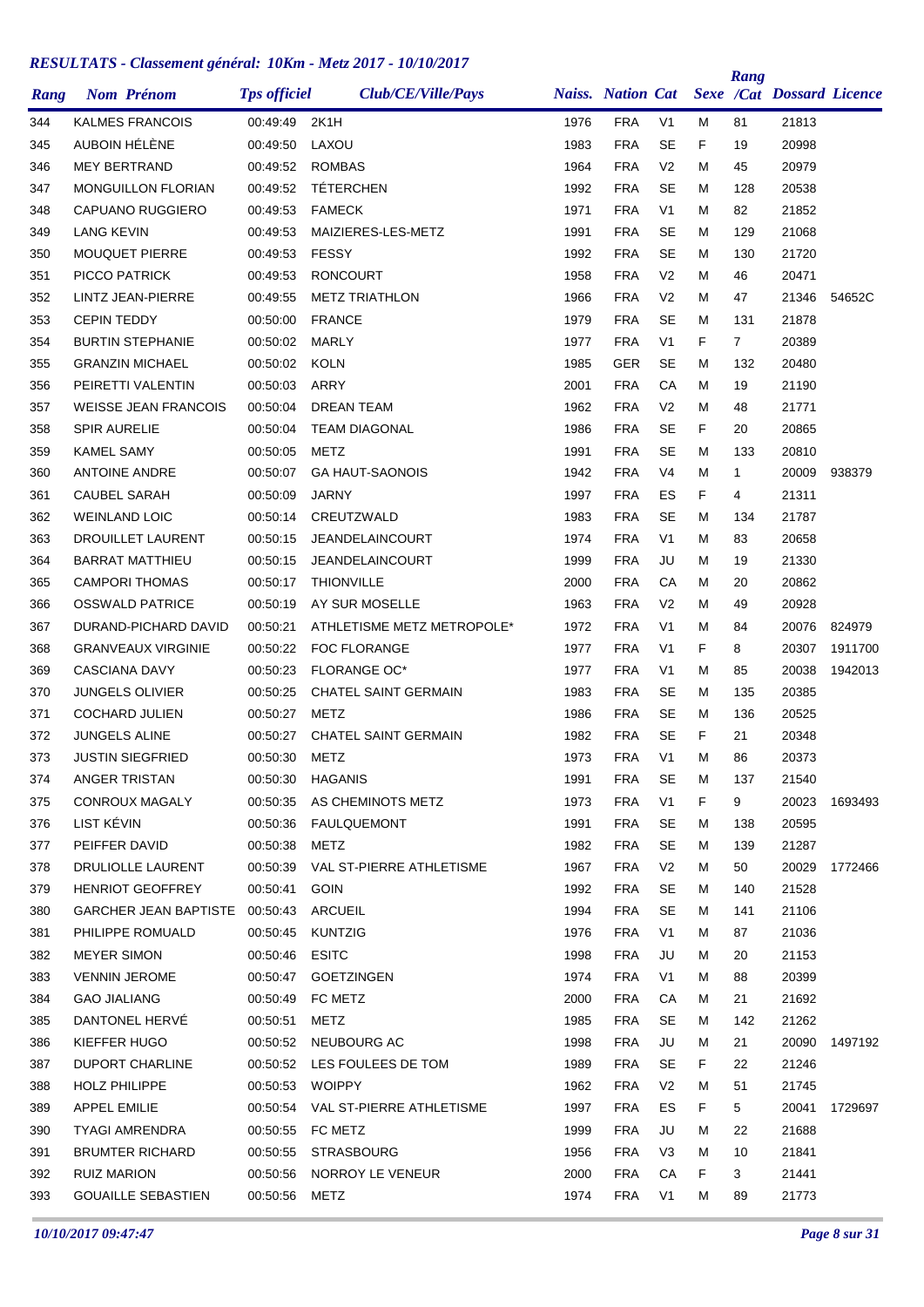# RESULTATS - Classement général: 10Km - Metz 2017 - 10/10/2017

| Rang | Nom Prénom | Tps officiel | Club/CE/Ville/Pays | Naiss. | Nation | Cat | Sexe | Rang /Cat | Dossard | Licence |
|---|---|---|---|---|---|---|---|---|---|---|
| 344 | KALMES FRANCOIS | 00:49:49 | 2K1H | 1976 | FRA | V1 | M | 81 | 21813 | |
| 345 | AUBOIN HÉLÈNE | 00:49:50 | LAXOU | 1983 | FRA | SE | F | 19 | 20998 | |
| 346 | MEY BERTRAND | 00:49:52 | ROMBAS | 1964 | FRA | V2 | M | 45 | 20979 | |
| 347 | MONGUILLON FLORIAN | 00:49:52 | TÉTERCHEN | 1992 | FRA | SE | M | 128 | 20538 | |
| 348 | CAPUANO RUGGIERO | 00:49:53 | FAMECK | 1971 | FRA | V1 | M | 82 | 21852 | |
| 349 | LANG KEVIN | 00:49:53 | MAIZIERES-LES-METZ | 1991 | FRA | SE | M | 129 | 21068 | |
| 350 | MOUQUET PIERRE | 00:49:53 | FESSY | 1992 | FRA | SE | M | 130 | 21720 | |
| 351 | PICCO PATRICK | 00:49:53 | RONCOURT | 1958 | FRA | V2 | M | 46 | 20471 | |
| 352 | LINTZ JEAN-PIERRE | 00:49:55 | METZ TRIATHLON | 1966 | FRA | V2 | M | 47 | 21346 | 54652C |
| 353 | CEPIN TEDDY | 00:50:00 | FRANCE | 1979 | FRA | SE | M | 131 | 21878 | |
| 354 | BURTIN STEPHANIE | 00:50:02 | MARLY | 1977 | FRA | V1 | F | 7 | 20389 | |
| 355 | GRANZIN MICHAEL | 00:50:02 | KOLN | 1985 | GER | SE | M | 132 | 20480 | |
| 356 | PEIRETTI VALENTIN | 00:50:03 | ARRY | 2001 | FRA | CA | M | 19 | 21190 | |
| 357 | WEISSE JEAN FRANCOIS | 00:50:04 | DREAN TEAM | 1962 | FRA | V2 | M | 48 | 21771 | |
| 358 | SPIR AURELIE | 00:50:04 | TEAM DIAGONAL | 1986 | FRA | SE | F | 20 | 20865 | |
| 359 | KAMEL SAMY | 00:50:05 | METZ | 1991 | FRA | SE | M | 133 | 20810 | |
| 360 | ANTOINE ANDRE | 00:50:07 | GA HAUT-SAONOIS | 1942 | FRA | V4 | M | 1 | 20009 | 938379 |
| 361 | CAUBEL SARAH | 00:50:09 | JARNY | 1997 | FRA | ES | F | 4 | 21311 | |
| 362 | WEINLAND LOIC | 00:50:14 | CREUTZWALD | 1983 | FRA | SE | M | 134 | 21787 | |
| 363 | DROUILLET LAURENT | 00:50:15 | JEANDELAINCOURT | 1974 | FRA | V1 | M | 83 | 20658 | |
| 364 | BARRAT MATTHIEU | 00:50:15 | JEANDELAINCOURT | 1999 | FRA | JU | M | 19 | 21330 | |
| 365 | CAMPORI THOMAS | 00:50:17 | THIONVILLE | 2000 | FRA | CA | M | 20 | 20862 | |
| 366 | OSSWALD PATRICE | 00:50:19 | AY SUR MOSELLE | 1963 | FRA | V2 | M | 49 | 20928 | |
| 367 | DURAND-PICHARD DAVID | 00:50:21 | ATHLETISME METZ METROPOLE* | 1972 | FRA | V1 | M | 84 | 20076 | 824979 |
| 368 | GRANVEAUX VIRGINIE | 00:50:22 | FOC FLORANGE | 1977 | FRA | V1 | F | 8 | 20307 | 1911700 |
| 369 | CASCIANA DAVY | 00:50:23 | FLORANGE OC* | 1977 | FRA | V1 | M | 85 | 20038 | 1942013 |
| 370 | JUNGELS OLIVIER | 00:50:25 | CHATEL SAINT GERMAIN | 1983 | FRA | SE | M | 135 | 20385 | |
| 371 | COCHARD JULIEN | 00:50:27 | METZ | 1986 | FRA | SE | M | 136 | 20525 | |
| 372 | JUNGELS ALINE | 00:50:27 | CHATEL SAINT GERMAIN | 1982 | FRA | SE | F | 21 | 20348 | |
| 373 | JUSTIN SIEGFRIED | 00:50:30 | METZ | 1973 | FRA | V1 | M | 86 | 20373 | |
| 374 | ANGER TRISTAN | 00:50:30 | HAGANIS | 1991 | FRA | SE | M | 137 | 21540 | |
| 375 | CONROUX MAGALY | 00:50:35 | AS CHEMINOTS METZ | 1973 | FRA | V1 | F | 9 | 20023 | 1693493 |
| 376 | LIST KÉVIN | 00:50:36 | FAULQUEMONT | 1991 | FRA | SE | M | 138 | 20595 | |
| 377 | PEIFFER DAVID | 00:50:38 | METZ | 1982 | FRA | SE | M | 139 | 21287 | |
| 378 | DRULIOLLE LAURENT | 00:50:39 | VAL ST-PIERRE ATHLETISME | 1967 | FRA | V2 | M | 50 | 20029 | 1772466 |
| 379 | HENRIOT GEOFFREY | 00:50:41 | GOIN | 1992 | FRA | SE | M | 140 | 21528 | |
| 380 | GARCHER JEAN BAPTISTE | 00:50:43 | ARCUEIL | 1994 | FRA | SE | M | 141 | 21106 | |
| 381 | PHILIPPE ROMUALD | 00:50:45 | KUNTZIG | 1976 | FRA | V1 | M | 87 | 21036 | |
| 382 | MEYER SIMON | 00:50:46 | ESITC | 1998 | FRA | JU | M | 20 | 21153 | |
| 383 | VENNIN JEROME | 00:50:47 | GOETZINGEN | 1974 | FRA | V1 | M | 88 | 20399 | |
| 384 | GAO JIALIANG | 00:50:49 | FC METZ | 2000 | FRA | CA | M | 21 | 21692 | |
| 385 | DANTONEL HERVÉ | 00:50:51 | METZ | 1985 | FRA | SE | M | 142 | 21262 | |
| 386 | KIEFFER HUGO | 00:50:52 | NEUBOURG AC | 1998 | FRA | JU | M | 21 | 20090 | 1497192 |
| 387 | DUPORT CHARLINE | 00:50:52 | LES FOULEES DE TOM | 1989 | FRA | SE | F | 22 | 21246 | |
| 388 | HOLZ PHILIPPE | 00:50:53 | WOIPPY | 1962 | FRA | V2 | M | 51 | 21745 | |
| 389 | APPEL EMILIE | 00:50:54 | VAL ST-PIERRE ATHLETISME | 1997 | FRA | ES | F | 5 | 20041 | 1729697 |
| 390 | TYAGI AMRENDRA | 00:50:55 | FC METZ | 1999 | FRA | JU | M | 22 | 21688 | |
| 391 | BRUMTER RICHARD | 00:50:55 | STRASBOURG | 1956 | FRA | V3 | M | 10 | 21841 | |
| 392 | RUIZ MARION | 00:50:56 | NORROY LE VENEUR | 2000 | FRA | CA | F | 3 | 21441 | |
| 393 | GOUAILLE SEBASTIEN | 00:50:56 | METZ | 1974 | FRA | V1 | M | 89 | 21773 | |

*10/10/2017 09:47:47*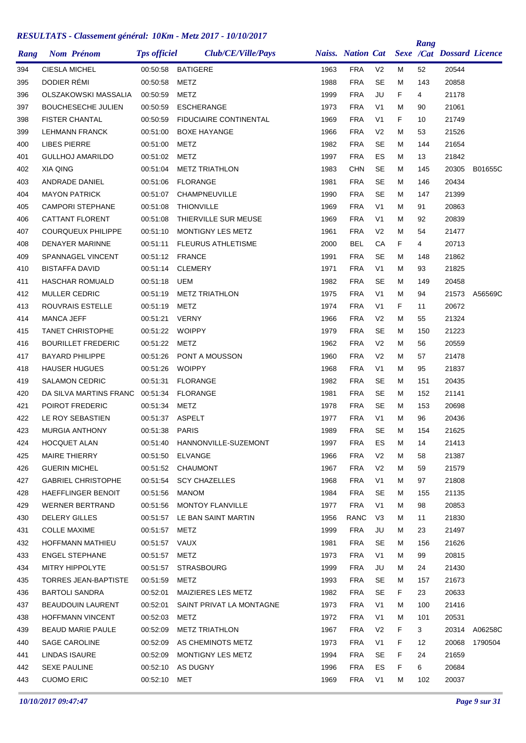## *RESULTATS - Classement général: 10Km - Metz 2017 - 10/10/2017*

| Rang | Nom Prénom | Tps officiel | Club/CE/Ville/Pays | Naiss. | Nation | Cat | Sexe | Rang /Cat | Dossard | Licence |
|---|---|---|---|---|---|---|---|---|---|---|
| 394 | CIESLA MICHEL | 00:50:58 | BATIGERE | 1963 | FRA | V2 | M | 52 | 20544 | |
| 395 | DODIER RÉMI | 00:50:58 | METZ | 1988 | FRA | SE | M | 143 | 20858 | |
| 396 | OLSZAKOWSKI MASSALIA | 00:50:59 | METZ | 1999 | FRA | JU | F | 4 | 21178 | |
| 397 | BOUCHESECHE JULIEN | 00:50:59 | ESCHERANGE | 1973 | FRA | V1 | M | 90 | 21061 | |
| 398 | FISTER CHANTAL | 00:50:59 | FIDUCIAIRE CONTINENTAL | 1969 | FRA | V1 | F | 10 | 21749 | |
| 399 | LEHMANN FRANCK | 00:51:00 | BOXE HAYANGE | 1966 | FRA | V2 | M | 53 | 21526 | |
| 400 | LIBES PIERRE | 00:51:00 | METZ | 1982 | FRA | SE | M | 144 | 21654 | |
| 401 | GULLHOJ AMARILDO | 00:51:02 | METZ | 1997 | FRA | ES | M | 13 | 21842 | |
| 402 | XIA QING | 00:51:04 | METZ TRIATHLON | 1983 | CHN | SE | M | 145 | 20305 | B01655C |
| 403 | ANDRADE DANIEL | 00:51:06 | FLORANGE | 1981 | FRA | SE | M | 146 | 20434 | |
| 404 | MAYON PATRICK | 00:51:07 | CHAMPNEUVILLE | 1990 | FRA | SE | M | 147 | 21399 | |
| 405 | CAMPORI STEPHANE | 00:51:08 | THIONVILLE | 1969 | FRA | V1 | M | 91 | 20863 | |
| 406 | CATTANT FLORENT | 00:51:08 | THIERVILLE SUR MEUSE | 1969 | FRA | V1 | M | 92 | 20839 | |
| 407 | COURQUEUX PHILIPPE | 00:51:10 | MONTIGNY LES METZ | 1961 | FRA | V2 | M | 54 | 21477 | |
| 408 | DENAYER MARINNE | 00:51:11 | FLEURUS ATHLETISME | 2000 | BEL | CA | F | 4 | 20713 | |
| 409 | SPANNAGEL VINCENT | 00:51:12 | FRANCE | 1991 | FRA | SE | M | 148 | 21862 | |
| 410 | BISTAFFA DAVID | 00:51:14 | CLEMERY | 1971 | FRA | V1 | M | 93 | 21825 | |
| 411 | HASCHAR ROMUALD | 00:51:18 | UEM | 1982 | FRA | SE | M | 149 | 20458 | |
| 412 | MULLER CEDRIC | 00:51:19 | METZ TRIATHLON | 1975 | FRA | V1 | M | 94 | 21573 | A56569C |
| 413 | ROUVRAIS ESTELLE | 00:51:19 | METZ | 1974 | FRA | V1 | F | 11 | 20672 | |
| 414 | MANCA JEFF | 00:51:21 | VERNY | 1966 | FRA | V2 | M | 55 | 21324 | |
| 415 | TANET CHRISTOPHE | 00:51:22 | WOIPPY | 1979 | FRA | SE | M | 150 | 21223 | |
| 416 | BOURILLET FREDERIC | 00:51:22 | METZ | 1962 | FRA | V2 | M | 56 | 20559 | |
| 417 | BAYARD PHILIPPE | 00:51:26 | PONT A MOUSSON | 1960 | FRA | V2 | M | 57 | 21478 | |
| 418 | HAUSER HUGUES | 00:51:26 | WOIPPY | 1968 | FRA | V1 | M | 95 | 21837 | |
| 419 | SALAMON CEDRIC | 00:51:31 | FLORANGE | 1982 | FRA | SE | M | 151 | 20435 | |
| 420 | DA SILVA MARTINS FRANC | 00:51:34 | FLORANGE | 1981 | FRA | SE | M | 152 | 21141 | |
| 421 | POIROT FREDERIC | 00:51:34 | METZ | 1978 | FRA | SE | M | 153 | 20698 | |
| 422 | LE ROY SEBASTIEN | 00:51:37 | ASPELT | 1977 | FRA | V1 | M | 96 | 20436 | |
| 423 | MURGIA ANTHONY | 00:51:38 | PARIS | 1989 | FRA | SE | M | 154 | 21625 | |
| 424 | HOCQUET ALAN | 00:51:40 | HANNONVILLE-SUZEMONT | 1997 | FRA | ES | M | 14 | 21413 | |
| 425 | MAIRE THIERRY | 00:51:50 | ELVANGE | 1966 | FRA | V2 | M | 58 | 21387 | |
| 426 | GUERIN MICHEL | 00:51:52 | CHAUMONT | 1967 | FRA | V2 | M | 59 | 21579 | |
| 427 | GABRIEL CHRISTOPHE | 00:51:54 | SCY CHAZELLES | 1968 | FRA | V1 | M | 97 | 21808 | |
| 428 | HAEFFLINGER BENOIT | 00:51:56 | MANOM | 1984 | FRA | SE | M | 155 | 21135 | |
| 429 | WERNER BERTRAND | 00:51:56 | MONTOY FLANVILLE | 1977 | FRA | V1 | M | 98 | 20853 | |
| 430 | DELERY GILLES | 00:51:57 | LE BAN SAINT MARTIN | 1956 | RANC | V3 | M | 11 | 21830 | |
| 431 | COLLE MAXIME | 00:51:57 | METZ | 1999 | FRA | JU | M | 23 | 21497 | |
| 432 | HOFFMANN MATHIEU | 00:51:57 | VAUX | 1981 | FRA | SE | M | 156 | 21626 | |
| 433 | ENGEL STEPHANE | 00:51:57 | METZ | 1973 | FRA | V1 | M | 99 | 20815 | |
| 434 | MITRY HIPPOLYTE | 00:51:57 | STRASBOURG | 1999 | FRA | JU | M | 24 | 21430 | |
| 435 | TORRES JEAN-BAPTISTE | 00:51:59 | METZ | 1993 | FRA | SE | M | 157 | 21673 | |
| 436 | BARTOLI SANDRA | 00:52:01 | MAIZIERES LES METZ | 1982 | FRA | SE | F | 23 | 20633 | |
| 437 | BEAUDOUIN LAURENT | 00:52:01 | SAINT PRIVAT LA MONTAGNE | 1973 | FRA | V1 | M | 100 | 21416 | |
| 438 | HOFFMANN VINCENT | 00:52:03 | METZ | 1972 | FRA | V1 | M | 101 | 20531 | |
| 439 | BEAUD MARIE PAULE | 00:52:09 | METZ TRIATHLON | 1967 | FRA | V2 | F | 3 | 20314 | A06258C |
| 440 | SAGE CAROLINE | 00:52:09 | AS CHEMINOTS METZ | 1973 | FRA | V1 | F | 12 | 20068 | 1790504 |
| 441 | LINDAS ISAURE | 00:52:09 | MONTIGNY LES METZ | 1994 | FRA | SE | F | 24 | 21659 | |
| 442 | SEXE PAULINE | 00:52:10 | AS DUGNY | 1996 | FRA | ES | F | 6 | 20684 | |
| 443 | CUOMO ERIC | 00:52:10 | MET | 1969 | FRA | V1 | M | 102 | 20037 | |

*10/10/2017 09:47:47*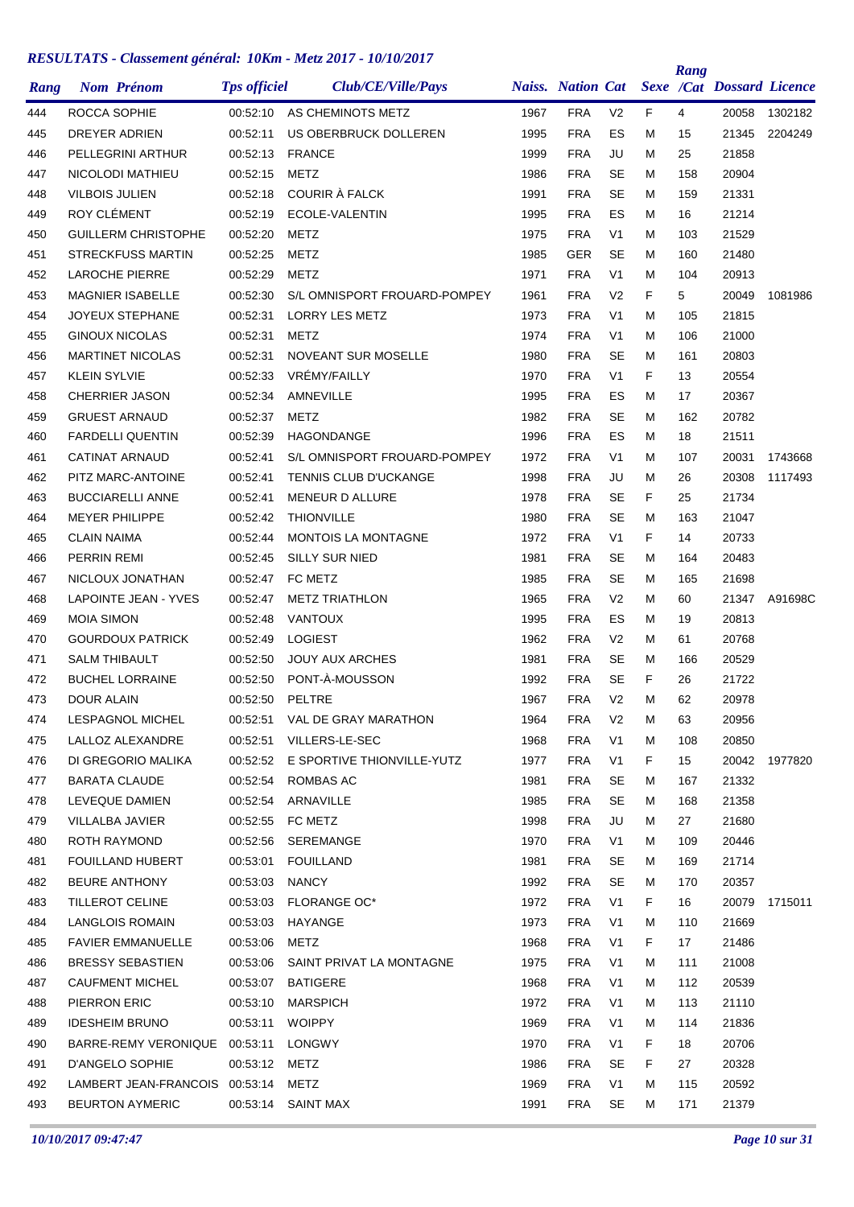# *RESULTATS - Classement général: 10Km - Metz 2017 - 10/10/2017*

| Rang | Nom Prénom | Tps officiel | Club/CE/Ville/Pays | Naiss. | Nation | Cat | Sexe | Rang /Cat | Dossard | Licence |
|---|---|---|---|---|---|---|---|---|---|---|
| 444 | ROCCA SOPHIE | 00:52:10 | AS CHEMINOTS METZ | 1967 | FRA | V2 | F | 4 | 20058 | 1302182 |
| 445 | DREYER ADRIEN | 00:52:11 | US OBERBRUCK DOLLEREN | 1995 | FRA | ES | M | 15 | 21345 | 2204249 |
| 446 | PELLEGRINI ARTHUR | 00:52:13 | FRANCE | 1999 | FRA | JU | M | 25 | 21858 | |
| 447 | NICOLODI MATHIEU | 00:52:15 | METZ | 1986 | FRA | SE | M | 158 | 20904 | |
| 448 | VILBOIS JULIEN | 00:52:18 | COURIR À FALCK | 1991 | FRA | SE | M | 159 | 21331 | |
| 449 | ROY CLÉMENT | 00:52:19 | ECOLE-VALENTIN | 1995 | FRA | ES | M | 16 | 21214 | |
| 450 | GUILLERM CHRISTOPHE | 00:52:20 | METZ | 1975 | FRA | V1 | M | 103 | 21529 | |
| 451 | STRECKFUSS MARTIN | 00:52:25 | METZ | 1985 | GER | SE | M | 160 | 21480 | |
| 452 | LAROCHE PIERRE | 00:52:29 | METZ | 1971 | FRA | V1 | M | 104 | 20913 | |
| 453 | MAGNIER ISABELLE | 00:52:30 | S/L OMNISPORT FROUARD-POMPEY | 1961 | FRA | V2 | F | 5 | 20049 | 1081986 |
| 454 | JOYEUX STEPHANE | 00:52:31 | LORRY LES METZ | 1973 | FRA | V1 | M | 105 | 21815 | |
| 455 | GINOUX NICOLAS | 00:52:31 | METZ | 1974 | FRA | V1 | M | 106 | 21000 | |
| 456 | MARTINET NICOLAS | 00:52:31 | NOVEANT SUR MOSELLE | 1980 | FRA | SE | M | 161 | 20803 | |
| 457 | KLEIN SYLVIE | 00:52:33 | VRÉMY/FAILLY | 1970 | FRA | V1 | F | 13 | 20554 | |
| 458 | CHERRIER JASON | 00:52:34 | AMNEVILLE | 1995 | FRA | ES | M | 17 | 20367 | |
| 459 | GRUEST ARNAUD | 00:52:37 | METZ | 1982 | FRA | SE | M | 162 | 20782 | |
| 460 | FARDELLI QUENTIN | 00:52:39 | HAGONDANGE | 1996 | FRA | ES | M | 18 | 21511 | |
| 461 | CATINAT ARNAUD | 00:52:41 | S/L OMNISPORT FROUARD-POMPEY | 1972 | FRA | V1 | M | 107 | 20031 | 1743668 |
| 462 | PITZ MARC-ANTOINE | 00:52:41 | TENNIS CLUB D'UCKANGE | 1998 | FRA | JU | M | 26 | 20308 | 1117493 |
| 463 | BUCCIARELLI ANNE | 00:52:41 | MENEUR D ALLURE | 1978 | FRA | SE | F | 25 | 21734 | |
| 464 | MEYER PHILIPPE | 00:52:42 | THIONVILLE | 1980 | FRA | SE | M | 163 | 21047 | |
| 465 | CLAIN NAIMA | 00:52:44 | MONTOIS LA MONTAGNE | 1972 | FRA | V1 | F | 14 | 20733 | |
| 466 | PERRIN REMI | 00:52:45 | SILLY SUR NIED | 1981 | FRA | SE | M | 164 | 20483 | |
| 467 | NICLOUX JONATHAN | 00:52:47 | FC METZ | 1985 | FRA | SE | M | 165 | 21698 | |
| 468 | LAPOINTE JEAN - YVES | 00:52:47 | METZ TRIATHLON | 1965 | FRA | V2 | M | 60 | 21347 | A91698C |
| 469 | MOIA SIMON | 00:52:48 | VANTOUX | 1995 | FRA | ES | M | 19 | 20813 | |
| 470 | GOURDOUX PATRICK | 00:52:49 | LOGIEST | 1962 | FRA | V2 | M | 61 | 20768 | |
| 471 | SALM THIBAULT | 00:52:50 | JOUY AUX ARCHES | 1981 | FRA | SE | M | 166 | 20529 | |
| 472 | BUCHEL LORRAINE | 00:52:50 | PONT-À-MOUSSON | 1992 | FRA | SE | F | 26 | 21722 | |
| 473 | DOUR ALAIN | 00:52:50 | PELTRE | 1967 | FRA | V2 | M | 62 | 20978 | |
| 474 | LESPAGNOL MICHEL | 00:52:51 | VAL DE GRAY MARATHON | 1964 | FRA | V2 | M | 63 | 20956 | |
| 475 | LALLOZ ALEXANDRE | 00:52:51 | VILLERS-LE-SEC | 1968 | FRA | V1 | M | 108 | 20850 | |
| 476 | DI GREGORIO MALIKA | 00:52:52 | E SPORTIVE THIONVILLE-YUTZ | 1977 | FRA | V1 | F | 15 | 20042 | 1977820 |
| 477 | BARATA CLAUDE | 00:52:54 | ROMBAS AC | 1981 | FRA | SE | M | 167 | 21332 | |
| 478 | LEVEQUE DAMIEN | 00:52:54 | ARNAVILLE | 1985 | FRA | SE | M | 168 | 21358 | |
| 479 | VILLALBA JAVIER | 00:52:55 | FC METZ | 1998 | FRA | JU | M | 27 | 21680 | |
| 480 | ROTH RAYMOND | 00:52:56 | SEREMANGE | 1970 | FRA | V1 | M | 109 | 20446 | |
| 481 | FOUILLAND HUBERT | 00:53:01 | FOUILLAND | 1981 | FRA | SE | M | 169 | 21714 | |
| 482 | BEURE ANTHONY | 00:53:03 | NANCY | 1992 | FRA | SE | M | 170 | 20357 | |
| 483 | TILLEROT CELINE | 00:53:03 | FLORANGE OC* | 1972 | FRA | V1 | F | 16 | 20079 | 1715011 |
| 484 | LANGLOIS ROMAIN | 00:53:03 | HAYANGE | 1973 | FRA | V1 | M | 110 | 21669 | |
| 485 | FAVIER EMMANUELLE | 00:53:06 | METZ | 1968 | FRA | V1 | F | 17 | 21486 | |
| 486 | BRESSY SEBASTIEN | 00:53:06 | SAINT PRIVAT LA MONTAGNE | 1975 | FRA | V1 | M | 111 | 21008 | |
| 487 | CAUFMENT MICHEL | 00:53:07 | BATIGERE | 1968 | FRA | V1 | M | 112 | 20539 | |
| 488 | PIERRON ERIC | 00:53:10 | MARSPICH | 1972 | FRA | V1 | M | 113 | 21110 | |
| 489 | IDESHEIM BRUNO | 00:53:11 | WOIPPY | 1969 | FRA | V1 | M | 114 | 21836 | |
| 490 | BARRE-REMY VERONIQUE | 00:53:11 | LONGWY | 1970 | FRA | V1 | F | 18 | 20706 | |
| 491 | D'ANGELO SOPHIE | 00:53:12 | METZ | 1986 | FRA | SE | F | 27 | 20328 | |
| 492 | LAMBERT JEAN-FRANCOIS | 00:53:14 | METZ | 1969 | FRA | V1 | M | 115 | 20592 | |
| 493 | BEURTON AYMERIC | 00:53:14 | SAINT MAX | 1991 | FRA | SE | M | 171 | 21379 | |

*10/10/2017 09:47:47*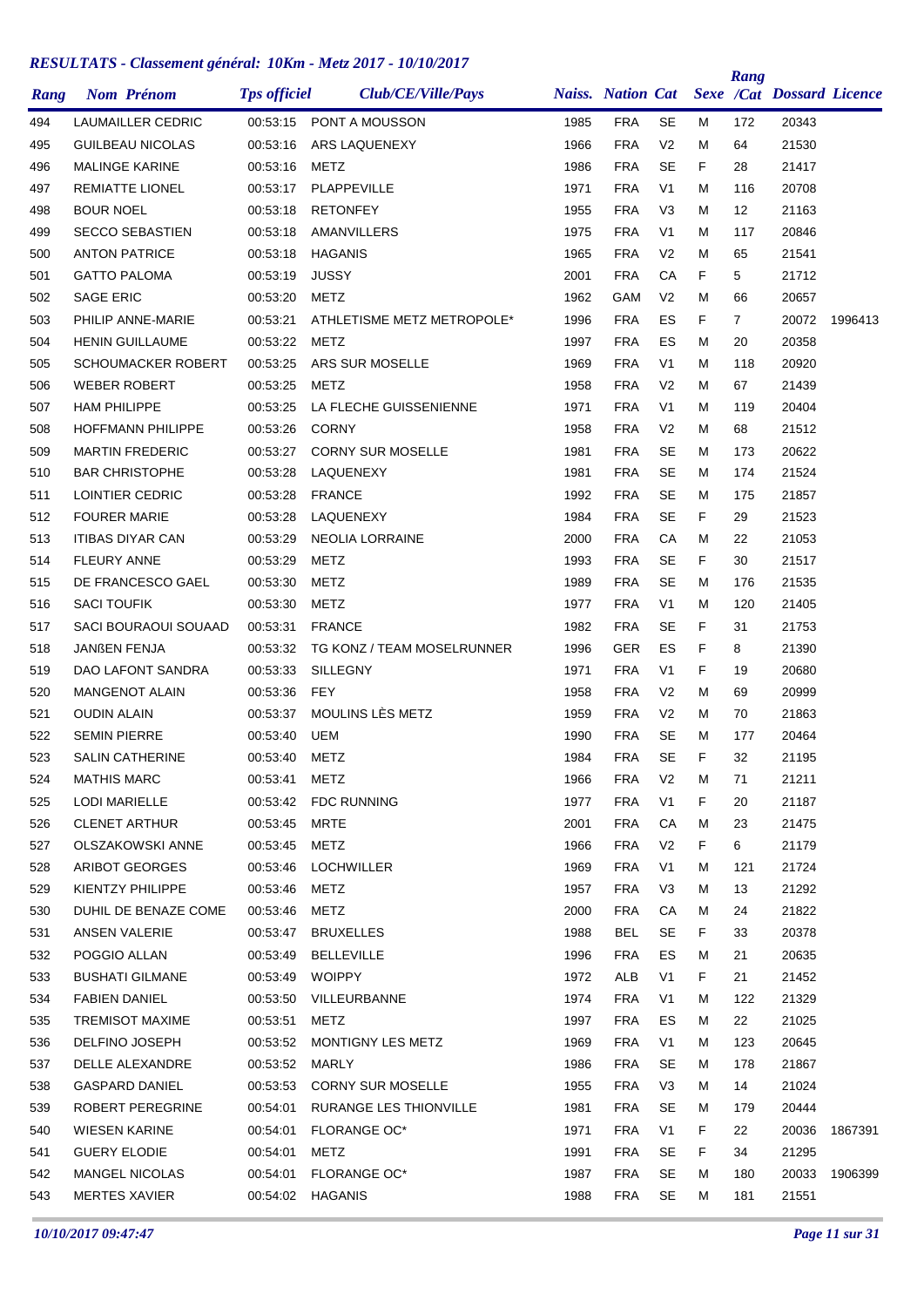# *RESULTATS - Classement général: 10Km - Metz 2017 - 10/10/2017*

| Rang | Nom Prénom | Tps officiel | Club/CE/Ville/Pays | Naiss. | Nation | Cat | Sexe | Rang /Cat | Dossard | Licence |
|---|---|---|---|---|---|---|---|---|---|---|
| 494 | LAUMAILLER CEDRIC | 00:53:15 | PONT A MOUSSON | 1985 | FRA | SE | M | 172 | 20343 | |
| 495 | GUILBEAU NICOLAS | 00:53:16 | ARS LAQUENEXY | 1966 | FRA | V2 | M | 64 | 21530 | |
| 496 | MALINGE KARINE | 00:53:16 | METZ | 1986 | FRA | SE | F | 28 | 21417 | |
| 497 | REMIATTE LIONEL | 00:53:17 | PLAPPEVILLE | 1971 | FRA | V1 | M | 116 | 20708 | |
| 498 | BOUR NOEL | 00:53:18 | RETONFEY | 1955 | FRA | V3 | M | 12 | 21163 | |
| 499 | SECCO SEBASTIEN | 00:53:18 | AMANVILLERS | 1975 | FRA | V1 | M | 117 | 20846 | |
| 500 | ANTON PATRICE | 00:53:18 | HAGANIS | 1965 | FRA | V2 | M | 65 | 21541 | |
| 501 | GATTO PALOMA | 00:53:19 | JUSSY | 2001 | FRA | CA | F | 5 | 21712 | |
| 502 | SAGE ERIC | 00:53:20 | METZ | 1962 | GAM | V2 | M | 66 | 20657 | |
| 503 | PHILIP ANNE-MARIE | 00:53:21 | ATHLETISME METZ METROPOLE* | 1996 | FRA | ES | F | 7 | 20072 | 1996413 |
| 504 | HENIN GUILLAUME | 00:53:22 | METZ | 1997 | FRA | ES | M | 20 | 20358 | |
| 505 | SCHOUMACKER ROBERT | 00:53:25 | ARS SUR MOSELLE | 1969 | FRA | V1 | M | 118 | 20920 | |
| 506 | WEBER ROBERT | 00:53:25 | METZ | 1958 | FRA | V2 | M | 67 | 21439 | |
| 507 | HAM PHILIPPE | 00:53:25 | LA FLECHE GUISSENIENNE | 1971 | FRA | V1 | M | 119 | 20404 | |
| 508 | HOFFMANN PHILIPPE | 00:53:26 | CORNY | 1958 | FRA | V2 | M | 68 | 21512 | |
| 509 | MARTIN FREDERIC | 00:53:27 | CORNY SUR MOSELLE | 1981 | FRA | SE | M | 173 | 20622 | |
| 510 | BAR CHRISTOPHE | 00:53:28 | LAQUENEXY | 1981 | FRA | SE | M | 174 | 21524 | |
| 511 | LOINTIER CEDRIC | 00:53:28 | FRANCE | 1992 | FRA | SE | M | 175 | 21857 | |
| 512 | FOURER MARIE | 00:53:28 | LAQUENEXY | 1984 | FRA | SE | F | 29 | 21523 | |
| 513 | ITIBAS DIYAR CAN | 00:53:29 | NEOLIA LORRAINE | 2000 | FRA | CA | M | 22 | 21053 | |
| 514 | FLEURY ANNE | 00:53:29 | METZ | 1993 | FRA | SE | F | 30 | 21517 | |
| 515 | DE FRANCESCO GAEL | 00:53:30 | METZ | 1989 | FRA | SE | M | 176 | 21535 | |
| 516 | SACI TOUFIK | 00:53:30 | METZ | 1977 | FRA | V1 | M | 120 | 21405 | |
| 517 | SACI BOURAOUI SOUAAD | 00:53:31 | FRANCE | 1982 | FRA | SE | F | 31 | 21753 | |
| 518 | JANßEN FENJA | 00:53:32 | TG KONZ / TEAM MOSELRUNNER | 1996 | GER | ES | F | 8 | 21390 | |
| 519 | DAO LAFONT SANDRA | 00:53:33 | SILLEGNY | 1971 | FRA | V1 | F | 19 | 20680 | |
| 520 | MANGENOT ALAIN | 00:53:36 | FEY | 1958 | FRA | V2 | M | 69 | 20999 | |
| 521 | OUDIN ALAIN | 00:53:37 | MOULINS LÈS METZ | 1959 | FRA | V2 | M | 70 | 21863 | |
| 522 | SEMIN PIERRE | 00:53:40 | UEM | 1990 | FRA | SE | M | 177 | 20464 | |
| 523 | SALIN CATHERINE | 00:53:40 | METZ | 1984 | FRA | SE | F | 32 | 21195 | |
| 524 | MATHIS MARC | 00:53:41 | METZ | 1966 | FRA | V2 | M | 71 | 21211 | |
| 525 | LODI MARIELLE | 00:53:42 | FDC RUNNING | 1977 | FRA | V1 | F | 20 | 21187 | |
| 526 | CLENET ARTHUR | 00:53:45 | MRTE | 2001 | FRA | CA | M | 23 | 21475 | |
| 527 | OLSZAKOWSKI ANNE | 00:53:45 | METZ | 1966 | FRA | V2 | F | 6 | 21179 | |
| 528 | ARIBOT GEORGES | 00:53:46 | LOCHWILLER | 1969 | FRA | V1 | M | 121 | 21724 | |
| 529 | KIENTZY PHILIPPE | 00:53:46 | METZ | 1957 | FRA | V3 | M | 13 | 21292 | |
| 530 | DUHIL DE BENAZE COME | 00:53:46 | METZ | 2000 | FRA | CA | M | 24 | 21822 | |
| 531 | ANSEN VALERIE | 00:53:47 | BRUXELLES | 1988 | BEL | SE | F | 33 | 20378 | |
| 532 | POGGIO ALLAN | 00:53:49 | BELLEVILLE | 1996 | FRA | ES | M | 21 | 20635 | |
| 533 | BUSHATI GILMANE | 00:53:49 | WOIPPY | 1972 | ALB | V1 | F | 21 | 21452 | |
| 534 | FABIEN DANIEL | 00:53:50 | VILLEURBANNE | 1974 | FRA | V1 | M | 122 | 21329 | |
| 535 | TREMISOT MAXIME | 00:53:51 | METZ | 1997 | FRA | ES | M | 22 | 21025 | |
| 536 | DELFINO JOSEPH | 00:53:52 | MONTIGNY LES METZ | 1969 | FRA | V1 | M | 123 | 20645 | |
| 537 | DELLE ALEXANDRE | 00:53:52 | MARLY | 1986 | FRA | SE | M | 178 | 21867 | |
| 538 | GASPARD DANIEL | 00:53:53 | CORNY SUR MOSELLE | 1955 | FRA | V3 | M | 14 | 21024 | |
| 539 | ROBERT PEREGRINE | 00:54:01 | RURANGE LES THIONVILLE | 1981 | FRA | SE | M | 179 | 20444 | |
| 540 | WIESEN KARINE | 00:54:01 | FLORANGE OC* | 1971 | FRA | V1 | F | 22 | 20036 | 1867391 |
| 541 | GUERY ELODIE | 00:54:01 | METZ | 1991 | FRA | SE | F | 34 | 21295 | |
| 542 | MANGEL NICOLAS | 00:54:01 | FLORANGE OC* | 1987 | FRA | SE | M | 180 | 20033 | 1906399 |
| 543 | MERTES XAVIER | 00:54:02 | HAGANIS | 1988 | FRA | SE | M | 181 | 21551 | |

*10/10/2017 09:47:47*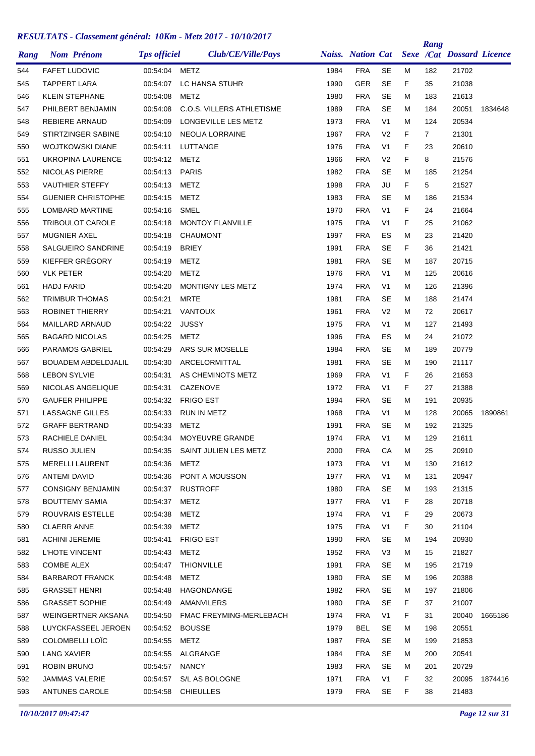# RESULTATS - Classement général: 10Km - Metz 2017 - 10/10/2017

| Rang | Nom Prénom | Tps officiel | Club/CE/Ville/Pays | Naiss. | Nation | Cat | Sexe | Rang /Cat | Dossard | Licence |
|---|---|---|---|---|---|---|---|---|---|---|
| 544 | FAFET LUDOVIC | 00:54:04 | METZ | 1984 | FRA | SE | M | 182 | 21702 | |
| 545 | TAPPERT LARA | 00:54:07 | LC HANSA STUHR | 1990 | GER | SE | F | 35 | 21038 | |
| 546 | KLEIN STEPHANE | 00:54:08 | METZ | 1980 | FRA | SE | M | 183 | 21613 | |
| 547 | PHILBERT BENJAMIN | 00:54:08 | C.O.S. VILLERS ATHLETISME | 1989 | FRA | SE | M | 184 | 20051 | 1834648 |
| 548 | REBIERE ARNAUD | 00:54:09 | LONGEVILLE LES METZ | 1973 | FRA | V1 | M | 124 | 20534 | |
| 549 | STIRTZINGER SABINE | 00:54:10 | NEOLIA LORRAINE | 1967 | FRA | V2 | F | 7 | 21301 | |
| 550 | WOJTKOWSKI DIANE | 00:54:11 | LUTTANGE | 1976 | FRA | V1 | F | 23 | 20610 | |
| 551 | UKROPINA LAURENCE | 00:54:12 | METZ | 1966 | FRA | V2 | F | 8 | 21576 | |
| 552 | NICOLAS PIERRE | 00:54:13 | PARIS | 1982 | FRA | SE | M | 185 | 21254 | |
| 553 | VAUTHIER STEFFY | 00:54:13 | METZ | 1998 | FRA | JU | F | 5 | 21527 | |
| 554 | GUENIER CHRISTOPHE | 00:54:15 | METZ | 1983 | FRA | SE | M | 186 | 21534 | |
| 555 | LOMBARD MARTINE | 00:54:16 | SMEL | 1970 | FRA | V1 | F | 24 | 21664 | |
| 556 | TRIBOULOT CAROLE | 00:54:18 | MONTOY FLANVILLE | 1975 | FRA | V1 | F | 25 | 21062 | |
| 557 | MUGNIER AXEL | 00:54:18 | CHAUMONT | 1997 | FRA | ES | M | 23 | 21420 | |
| 558 | SALGUEIRO SANDRINE | 00:54:19 | BRIEY | 1991 | FRA | SE | F | 36 | 21421 | |
| 559 | KIEFFER GRÉGORY | 00:54:19 | METZ | 1981 | FRA | SE | M | 187 | 20715 | |
| 560 | VLK PETER | 00:54:20 | METZ | 1976 | FRA | V1 | M | 125 | 20616 | |
| 561 | HADJ FARID | 00:54:20 | MONTIGNY LES METZ | 1974 | FRA | V1 | M | 126 | 21396 | |
| 562 | TRIMBUR THOMAS | 00:54:21 | MRTE | 1981 | FRA | SE | M | 188 | 21474 | |
| 563 | ROBINET THIERRY | 00:54:21 | VANTOUX | 1961 | FRA | V2 | M | 72 | 20617 | |
| 564 | MAILLARD ARNAUD | 00:54:22 | JUSSY | 1975 | FRA | V1 | M | 127 | 21493 | |
| 565 | BAGARD NICOLAS | 00:54:25 | METZ | 1996 | FRA | ES | M | 24 | 21072 | |
| 566 | PARAMOS GABRIEL | 00:54:29 | ARS SUR MOSELLE | 1984 | FRA | SE | M | 189 | 20779 | |
| 567 | BOUADEM ABDELDJALIL | 00:54:30 | ARCELORMITTAL | 1981 | FRA | SE | M | 190 | 21117 | |
| 568 | LEBON SYLVIE | 00:54:31 | AS CHEMINOTS METZ | 1969 | FRA | V1 | F | 26 | 21653 | |
| 569 | NICOLAS ANGELIQUE | 00:54:31 | CAZENOVE | 1972 | FRA | V1 | F | 27 | 21388 | |
| 570 | GAUFER PHILIPPE | 00:54:32 | FRIGO EST | 1994 | FRA | SE | M | 191 | 20935 | |
| 571 | LASSAGNE GILLES | 00:54:33 | RUN IN METZ | 1968 | FRA | V1 | M | 128 | 20065 | 1890861 |
| 572 | GRAFF BERTRAND | 00:54:33 | METZ | 1991 | FRA | SE | M | 192 | 21325 | |
| 573 | RACHIELE DANIEL | 00:54:34 | MOYEUVRE GRANDE | 1974 | FRA | V1 | M | 129 | 21611 | |
| 574 | RUSSO JULIEN | 00:54:35 | SAINT JULIEN LES METZ | 2000 | FRA | CA | M | 25 | 20910 | |
| 575 | MERELLI LAURENT | 00:54:36 | METZ | 1973 | FRA | V1 | M | 130 | 21612 | |
| 576 | ANTEMI DAVID | 00:54:36 | PONT A MOUSSON | 1977 | FRA | V1 | M | 131 | 20947 | |
| 577 | CONSIGNY BENJAMIN | 00:54:37 | RUSTROFF | 1980 | FRA | SE | M | 193 | 21315 | |
| 578 | BOUTTEMY SAMIA | 00:54:37 | METZ | 1977 | FRA | V1 | F | 28 | 20718 | |
| 579 | ROUVRAIS ESTELLE | 00:54:38 | METZ | 1974 | FRA | V1 | F | 29 | 20673 | |
| 580 | CLAERR ANNE | 00:54:39 | METZ | 1975 | FRA | V1 | F | 30 | 21104 | |
| 581 | ACHINI JEREMIE | 00:54:41 | FRIGO EST | 1990 | FRA | SE | M | 194 | 20930 | |
| 582 | L'HOTE VINCENT | 00:54:43 | METZ | 1952 | FRA | V3 | M | 15 | 21827 | |
| 583 | COMBE ALEX | 00:54:47 | THIONVILLE | 1991 | FRA | SE | M | 195 | 21719 | |
| 584 | BARBAROT FRANCK | 00:54:48 | METZ | 1980 | FRA | SE | M | 196 | 20388 | |
| 585 | GRASSET HENRI | 00:54:48 | HAGONDANGE | 1982 | FRA | SE | M | 197 | 21806 | |
| 586 | GRASSET SOPHIE | 00:54:49 | AMANVILERS | 1980 | FRA | SE | F | 37 | 21007 | |
| 587 | WEINGERTNER AKSANA | 00:54:50 | FMAC FREYMING-MERLEBACH | 1974 | FRA | V1 | F | 31 | 20040 | 1665186 |
| 588 | LUYCKFASSEEL JEROEN | 00:54:52 | BOUSSE | 1979 | BEL | SE | M | 198 | 20551 | |
| 589 | COLOMBELLI LOÏC | 00:54:55 | METZ | 1987 | FRA | SE | M | 199 | 21853 | |
| 590 | LANG XAVIER | 00:54:55 | ALGRANGE | 1984 | FRA | SE | M | 200 | 20541 | |
| 591 | ROBIN BRUNO | 00:54:57 | NANCY | 1983 | FRA | SE | M | 201 | 20729 | |
| 592 | JAMMAS VALERIE | 00:54:57 | S/L AS BOLOGNE | 1971 | FRA | V1 | F | 32 | 20095 | 1874416 |
| 593 | ANTUNES CAROLE | 00:54:58 | CHIEULLES | 1979 | FRA | SE | F | 38 | 21483 | |

*10/10/2017 09:47:47*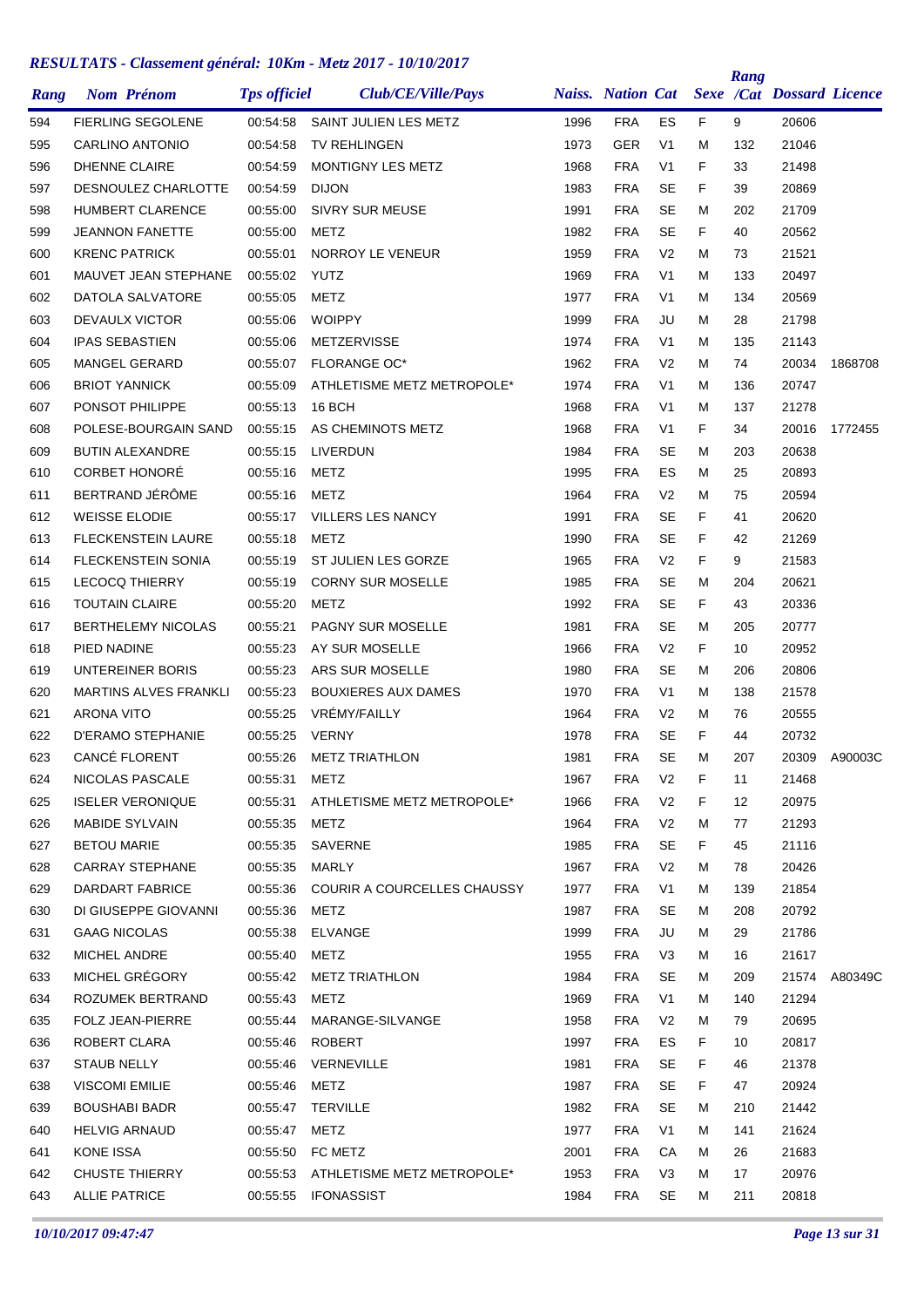## RESULTATS - Classement général: 10Km - Metz 2017 - 10/10/2017

| Rang | Nom Prénom | Tps officiel | Club/CE/Ville/Pays | Naiss. | Nation | Cat | Sexe | Rang /Cat | Dossard | Licence |
|---|---|---|---|---|---|---|---|---|---|---|
| 594 | FIERLING SEGOLENE | 00:54:58 | SAINT JULIEN LES METZ | 1996 | FRA | ES | F | 9 | 20606 | |
| 595 | CARLINO ANTONIO | 00:54:58 | TV REHLINGEN | 1973 | GER | V1 | M | 132 | 21046 | |
| 596 | DHENNE CLAIRE | 00:54:59 | MONTIGNY LES METZ | 1968 | FRA | V1 | F | 33 | 21498 | |
| 597 | DESNOULEZ CHARLOTTE | 00:54:59 | DIJON | 1983 | FRA | SE | F | 39 | 20869 | |
| 598 | HUMBERT CLARENCE | 00:55:00 | SIVRY SUR MEUSE | 1991 | FRA | SE | M | 202 | 21709 | |
| 599 | JEANNON FANETTE | 00:55:00 | METZ | 1982 | FRA | SE | F | 40 | 20562 | |
| 600 | KRENC PATRICK | 00:55:01 | NORROY LE VENEUR | 1959 | FRA | V2 | M | 73 | 21521 | |
| 601 | MAUVET JEAN STEPHANE | 00:55:02 | YUTZ | 1969 | FRA | V1 | M | 133 | 20497 | |
| 602 | DATOLA SALVATORE | 00:55:05 | METZ | 1977 | FRA | V1 | M | 134 | 20569 | |
| 603 | DEVAULX VICTOR | 00:55:06 | WOIPPY | 1999 | FRA | JU | M | 28 | 21798 | |
| 604 | IPAS SEBASTIEN | 00:55:06 | METZERVISSE | 1974 | FRA | V1 | M | 135 | 21143 | |
| 605 | MANGEL GERARD | 00:55:07 | FLORANGE OC* | 1962 | FRA | V2 | M | 74 | 20034 | 1868708 |
| 606 | BRIOT YANNICK | 00:55:09 | ATHLETISME METZ METROPOLE* | 1974 | FRA | V1 | M | 136 | 20747 | |
| 607 | PONSOT PHILIPPE | 00:55:13 | 16 BCH | 1968 | FRA | V1 | M | 137 | 21278 | |
| 608 | POLESE-BOURGAIN SAND | 00:55:15 | AS CHEMINOTS METZ | 1968 | FRA | V1 | F | 34 | 20016 | 1772455 |
| 609 | BUTIN ALEXANDRE | 00:55:15 | LIVERDUN | 1984 | FRA | SE | M | 203 | 20638 | |
| 610 | CORBET HONORÉ | 00:55:16 | METZ | 1995 | FRA | ES | M | 25 | 20893 | |
| 611 | BERTRAND JÉRÔME | 00:55:16 | METZ | 1964 | FRA | V2 | M | 75 | 20594 | |
| 612 | WEISSE ELODIE | 00:55:17 | VILLERS LES NANCY | 1991 | FRA | SE | F | 41 | 20620 | |
| 613 | FLECKENSTEIN LAURE | 00:55:18 | METZ | 1990 | FRA | SE | F | 42 | 21269 | |
| 614 | FLECKENSTEIN SONIA | 00:55:19 | ST JULIEN LES GORZE | 1965 | FRA | V2 | F | 9 | 21583 | |
| 615 | LECOCQ THIERRY | 00:55:19 | CORNY SUR MOSELLE | 1985 | FRA | SE | M | 204 | 20621 | |
| 616 | TOUTAIN CLAIRE | 00:55:20 | METZ | 1992 | FRA | SE | F | 43 | 20336 | |
| 617 | BERTHELEMY NICOLAS | 00:55:21 | PAGNY SUR MOSELLE | 1981 | FRA | SE | M | 205 | 20777 | |
| 618 | PIED NADINE | 00:55:23 | AY SUR MOSELLE | 1966 | FRA | V2 | F | 10 | 20952 | |
| 619 | UNTEREINER BORIS | 00:55:23 | ARS SUR MOSELLE | 1980 | FRA | SE | M | 206 | 20806 | |
| 620 | MARTINS ALVES FRANKLI | 00:55:23 | BOUXIERES AUX DAMES | 1970 | FRA | V1 | M | 138 | 21578 | |
| 621 | ARONA VITO | 00:55:25 | VRÉMY/FAILLY | 1964 | FRA | V2 | M | 76 | 20555 | |
| 622 | D'ERAMO STEPHANIE | 00:55:25 | VERNY | 1978 | FRA | SE | F | 44 | 20732 | |
| 623 | CANCÉ FLORENT | 00:55:26 | METZ TRIATHLON | 1981 | FRA | SE | M | 207 | 20309 | A90003C |
| 624 | NICOLAS PASCALE | 00:55:31 | METZ | 1967 | FRA | V2 | F | 11 | 21468 | |
| 625 | ISELER VERONIQUE | 00:55:31 | ATHLETISME METZ METROPOLE* | 1966 | FRA | V2 | F | 12 | 20975 | |
| 626 | MABIDE SYLVAIN | 00:55:35 | METZ | 1964 | FRA | V2 | M | 77 | 21293 | |
| 627 | BETOU MARIE | 00:55:35 | SAVERNE | 1985 | FRA | SE | F | 45 | 21116 | |
| 628 | CARRAY STEPHANE | 00:55:35 | MARLY | 1967 | FRA | V2 | M | 78 | 20426 | |
| 629 | DARDART FABRICE | 00:55:36 | COURIR A COURCELLES CHAUSSY | 1977 | FRA | V1 | M | 139 | 21854 | |
| 630 | DI GIUSEPPE GIOVANNI | 00:55:36 | METZ | 1987 | FRA | SE | M | 208 | 20792 | |
| 631 | GAAG NICOLAS | 00:55:38 | ELVANGE | 1999 | FRA | JU | M | 29 | 21786 | |
| 632 | MICHEL ANDRE | 00:55:40 | METZ | 1955 | FRA | V3 | M | 16 | 21617 | |
| 633 | MICHEL GRÉGORY | 00:55:42 | METZ TRIATHLON | 1984 | FRA | SE | M | 209 | 21574 | A80349C |
| 634 | ROZUMEK BERTRAND | 00:55:43 | METZ | 1969 | FRA | V1 | M | 140 | 21294 | |
| 635 | FOLZ JEAN-PIERRE | 00:55:44 | MARANGE-SILVANGE | 1958 | FRA | V2 | M | 79 | 20695 | |
| 636 | ROBERT CLARA | 00:55:46 | ROBERT | 1997 | FRA | ES | F | 10 | 20817 | |
| 637 | STAUB NELLY | 00:55:46 | VERNEVILLE | 1981 | FRA | SE | F | 46 | 21378 | |
| 638 | VISCOMI EMILIE | 00:55:46 | METZ | 1987 | FRA | SE | F | 47 | 20924 | |
| 639 | BOUSHABI BADR | 00:55:47 | TERVILLE | 1982 | FRA | SE | M | 210 | 21442 | |
| 640 | HELVIG ARNAUD | 00:55:47 | METZ | 1977 | FRA | V1 | M | 141 | 21624 | |
| 641 | KONE ISSA | 00:55:50 | FC METZ | 2001 | FRA | CA | M | 26 | 21683 | |
| 642 | CHUSTE THIERRY | 00:55:53 | ATHLETISME METZ METROPOLE* | 1953 | FRA | V3 | M | 17 | 20976 | |
| 643 | ALLIE PATRICE | 00:55:55 | IFONASSIST | 1984 | FRA | SE | M | 211 | 20818 | |

*10/10/2017 09:47:47*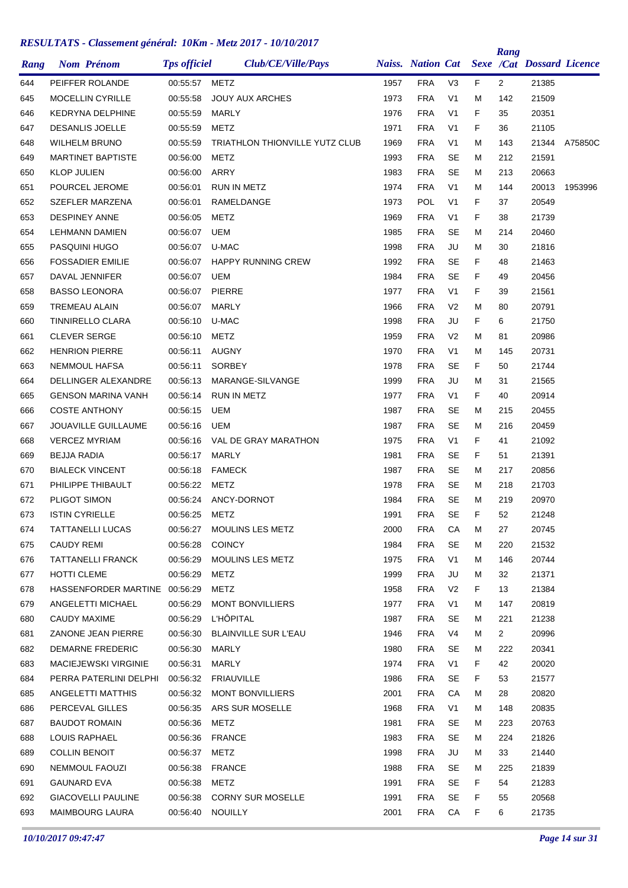## RESULTATS - Classement général: 10Km - Metz 2017 - 10/10/2017

| Rang | Nom Prénom | Tps officiel | Club/CE/Ville/Pays | Naiss. | Nation | Cat | Sexe | Rang /Cat | Dossard | Licence |
|---|---|---|---|---|---|---|---|---|---|---|
| 644 | PEIFFER ROLANDE | 00:55:57 | METZ | 1957 | FRA | V3 | F | 2 | 21385 | |
| 645 | MOCELLIN CYRILLE | 00:55:58 | JOUY AUX ARCHES | 1973 | FRA | V1 | M | 142 | 21509 | |
| 646 | KEDRYNA DELPHINE | 00:55:59 | MARLY | 1976 | FRA | V1 | F | 35 | 20351 | |
| 647 | DESANLIS JOELLE | 00:55:59 | METZ | 1971 | FRA | V1 | F | 36 | 21105 | |
| 648 | WILHELM BRUNO | 00:55:59 | TRIATHLON THIONVILLE YUTZ CLUB | 1969 | FRA | V1 | M | 143 | 21344 | A75850C |
| 649 | MARTINET BAPTISTE | 00:56:00 | METZ | 1993 | FRA | SE | M | 212 | 21591 | |
| 650 | KLOP JULIEN | 00:56:00 | ARRY | 1983 | FRA | SE | M | 213 | 20663 | |
| 651 | POURCEL JEROME | 00:56:01 | RUN IN METZ | 1974 | FRA | V1 | M | 144 | 20013 | 1953996 |
| 652 | SZEFLER MARZENA | 00:56:01 | RAMELDANGE | 1973 | POL | V1 | F | 37 | 20549 | |
| 653 | DESPINEY ANNE | 00:56:05 | METZ | 1969 | FRA | V1 | F | 38 | 21739 | |
| 654 | LEHMANN DAMIEN | 00:56:07 | UEM | 1985 | FRA | SE | M | 214 | 20460 | |
| 655 | PASQUINI HUGO | 00:56:07 | U-MAC | 1998 | FRA | JU | M | 30 | 21816 | |
| 656 | FOSSADIER EMILIE | 00:56:07 | HAPPY RUNNING CREW | 1992 | FRA | SE | F | 48 | 21463 | |
| 657 | DAVAL JENNIFER | 00:56:07 | UEM | 1984 | FRA | SE | F | 49 | 20456 | |
| 658 | BASSO LEONORA | 00:56:07 | PIERRE | 1977 | FRA | V1 | F | 39 | 21561 | |
| 659 | TREMEAU ALAIN | 00:56:07 | MARLY | 1966 | FRA | V2 | M | 80 | 20791 | |
| 660 | TINNIRELLO CLARA | 00:56:10 | U-MAC | 1998 | FRA | JU | F | 6 | 21750 | |
| 661 | CLEVER SERGE | 00:56:10 | METZ | 1959 | FRA | V2 | M | 81 | 20986 | |
| 662 | HENRION PIERRE | 00:56:11 | AUGNY | 1970 | FRA | V1 | M | 145 | 20731 | |
| 663 | NEMMOUL HAFSA | 00:56:11 | SORBEY | 1978 | FRA | SE | F | 50 | 21744 | |
| 664 | DELLINGER ALEXANDRE | 00:56:13 | MARANGE-SILVANGE | 1999 | FRA | JU | M | 31 | 21565 | |
| 665 | GENSON MARINA VANH | 00:56:14 | RUN IN METZ | 1977 | FRA | V1 | F | 40 | 20914 | |
| 666 | COSTE ANTHONY | 00:56:15 | UEM | 1987 | FRA | SE | M | 215 | 20455 | |
| 667 | JOUAVILLE GUILLAUME | 00:56:16 | UEM | 1987 | FRA | SE | M | 216 | 20459 | |
| 668 | VERCEZ MYRIAM | 00:56:16 | VAL DE GRAY MARATHON | 1975 | FRA | V1 | F | 41 | 21092 | |
| 669 | BEJJA RADIA | 00:56:17 | MARLY | 1981 | FRA | SE | F | 51 | 21391 | |
| 670 | BIALECK VINCENT | 00:56:18 | FAMECK | 1987 | FRA | SE | M | 217 | 20856 | |
| 671 | PHILIPPE THIBAULT | 00:56:22 | METZ | 1978 | FRA | SE | M | 218 | 21703 | |
| 672 | PLIGOT SIMON | 00:56:24 | ANCY-DORNOT | 1984 | FRA | SE | M | 219 | 20970 | |
| 673 | ISTIN CYRIELLE | 00:56:25 | METZ | 1991 | FRA | SE | F | 52 | 21248 | |
| 674 | TATTANELLI LUCAS | 00:56:27 | MOULINS LES METZ | 2000 | FRA | CA | M | 27 | 20745 | |
| 675 | CAUDY REMI | 00:56:28 | COINCY | 1984 | FRA | SE | M | 220 | 21532 | |
| 676 | TATTANELLI FRANCK | 00:56:29 | MOULINS LES METZ | 1975 | FRA | V1 | M | 146 | 20744 | |
| 677 | HOTTI CLEME | 00:56:29 | METZ | 1999 | FRA | JU | M | 32 | 21371 | |
| 678 | HASSENFORDER MARTINE | 00:56:29 | METZ | 1958 | FRA | V2 | F | 13 | 21384 | |
| 679 | ANGELETTI MICHAEL | 00:56:29 | MONT BONVILLIERS | 1977 | FRA | V1 | M | 147 | 20819 | |
| 680 | CAUDY MAXIME | 00:56:29 | L'HÔPITAL | 1987 | FRA | SE | M | 221 | 21238 | |
| 681 | ZANONE JEAN PIERRE | 00:56:30 | BLAINVILLE SUR L'EAU | 1946 | FRA | V4 | M | 2 | 20996 | |
| 682 | DEMARNE FREDERIC | 00:56:30 | MARLY | 1980 | FRA | SE | M | 222 | 20341 | |
| 683 | MACIEJEWSKI VIRGINIE | 00:56:31 | MARLY | 1974 | FRA | V1 | F | 42 | 20020 | |
| 684 | PERRA PATERLINI DELPHI | 00:56:32 | FRIAUVILLE | 1986 | FRA | SE | F | 53 | 21577 | |
| 685 | ANGELETTI MATTHIS | 00:56:32 | MONT BONVILLIERS | 2001 | FRA | CA | M | 28 | 20820 | |
| 686 | PERCEVAL GILLES | 00:56:35 | ARS SUR MOSELLE | 1968 | FRA | V1 | M | 148 | 20835 | |
| 687 | BAUDOT ROMAIN | 00:56:36 | METZ | 1981 | FRA | SE | M | 223 | 20763 | |
| 688 | LOUIS RAPHAEL | 00:56:36 | FRANCE | 1983 | FRA | SE | M | 224 | 21826 | |
| 689 | COLLIN BENOIT | 00:56:37 | METZ | 1998 | FRA | JU | M | 33 | 21440 | |
| 690 | NEMMOUL FAOUZI | 00:56:38 | FRANCE | 1988 | FRA | SE | M | 225 | 21839 | |
| 691 | GAUNARD EVA | 00:56:38 | METZ | 1991 | FRA | SE | F | 54 | 21283 | |
| 692 | GIACOVELLI PAULINE | 00:56:38 | CORNY SUR MOSELLE | 1991 | FRA | SE | F | 55 | 20568 | |
| 693 | MAIMBOURG LAURA | 00:56:40 | NOUILLY | 2001 | FRA | CA | F | 6 | 21735 | |

*10/10/2017 09:47:47*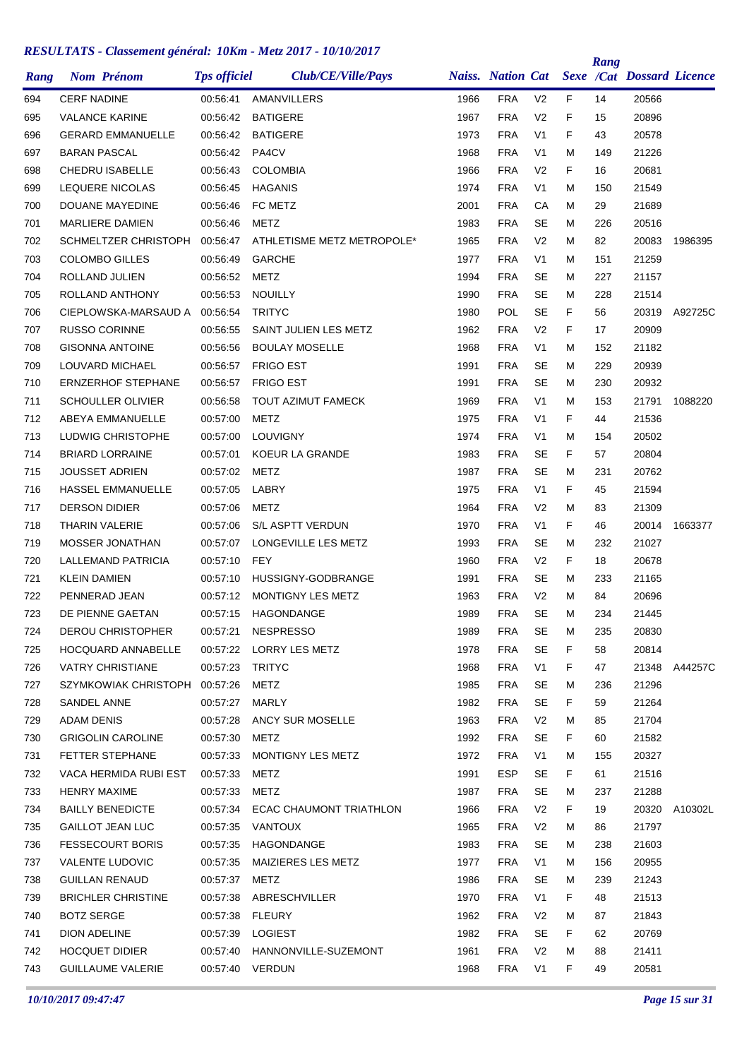## *RESULTATS - Classement général: 10Km - Metz 2017 - 10/10/2017*

| Rang | Nom Prénom | Tps officiel | Club/CE/Ville/Pays | Naiss. | Nation | Cat | Sexe | Rang /Cat | Dossard | Licence |
|---|---|---|---|---|---|---|---|---|---|---|
| 694 | CERF NADINE | 00:56:41 | AMANVILLERS | 1966 | FRA | V2 | F | 14 | 20566 | |
| 695 | VALANCE KARINE | 00:56:42 | BATIGERE | 1967 | FRA | V2 | F | 15 | 20896 | |
| 696 | GERARD EMMANUELLE | 00:56:42 | BATIGERE | 1973 | FRA | V1 | F | 43 | 20578 | |
| 697 | BARAN PASCAL | 00:56:42 | PA4CV | 1968 | FRA | V1 | M | 149 | 21226 | |
| 698 | CHEDRU ISABELLE | 00:56:43 | COLOMBIA | 1966 | FRA | V2 | F | 16 | 20681 | |
| 699 | LEQUERE NICOLAS | 00:56:45 | HAGANIS | 1974 | FRA | V1 | M | 150 | 21549 | |
| 700 | DOUANE MAYEDINE | 00:56:46 | FC METZ | 2001 | FRA | CA | M | 29 | 21689 | |
| 701 | MARLIERE DAMIEN | 00:56:46 | METZ | 1983 | FRA | SE | M | 226 | 20516 | |
| 702 | SCHMELTZER CHRISTOPH | 00:56:47 | ATHLETISME METZ METROPOLE* | 1965 | FRA | V2 | M | 82 | 20083 | 1986395 |
| 703 | COLOMBO GILLES | 00:56:49 | GARCHE | 1977 | FRA | V1 | M | 151 | 21259 | |
| 704 | ROLLAND JULIEN | 00:56:52 | METZ | 1994 | FRA | SE | M | 227 | 21157 | |
| 705 | ROLLAND ANTHONY | 00:56:53 | NOUILLY | 1990 | FRA | SE | M | 228 | 21514 | |
| 706 | CIEPLOWSKA-MARSAUD A | 00:56:54 | TRITYC | 1980 | POL | SE | F | 56 | 20319 | A92725C |
| 707 | RUSSO CORINNE | 00:56:55 | SAINT JULIEN LES METZ | 1962 | FRA | V2 | F | 17 | 20909 | |
| 708 | GISONNA ANTOINE | 00:56:56 | BOULAY MOSELLE | 1968 | FRA | V1 | M | 152 | 21182 | |
| 709 | LOUVARD MICHAEL | 00:56:57 | FRIGO EST | 1991 | FRA | SE | M | 229 | 20939 | |
| 710 | ERNZERHOF STEPHANE | 00:56:57 | FRIGO EST | 1991 | FRA | SE | M | 230 | 20932 | |
| 711 | SCHOULLER OLIVIER | 00:56:58 | TOUT AZIMUT FAMECK | 1969 | FRA | V1 | M | 153 | 21791 | 1088220 |
| 712 | ABEYA EMMANUELLE | 00:57:00 | METZ | 1975 | FRA | V1 | F | 44 | 21536 | |
| 713 | LUDWIG CHRISTOPHE | 00:57:00 | LOUVIGNY | 1974 | FRA | V1 | M | 154 | 20502 | |
| 714 | BRIARD LORRAINE | 00:57:01 | KOEUR LA GRANDE | 1983 | FRA | SE | F | 57 | 20804 | |
| 715 | JOUSSET ADRIEN | 00:57:02 | METZ | 1987 | FRA | SE | M | 231 | 20762 | |
| 716 | HASSEL EMMANUELLE | 00:57:05 | LABRY | 1975 | FRA | V1 | F | 45 | 21594 | |
| 717 | DERSON DIDIER | 00:57:06 | METZ | 1964 | FRA | V2 | M | 83 | 21309 | |
| 718 | THARIN VALERIE | 00:57:06 | S/L ASPTT VERDUN | 1970 | FRA | V1 | F | 46 | 20014 | 1663377 |
| 719 | MOSSER JONATHAN | 00:57:07 | LONGEVILLE LES METZ | 1993 | FRA | SE | M | 232 | 21027 | |
| 720 | LALLEMAND PATRICIA | 00:57:10 | FEY | 1960 | FRA | V2 | F | 18 | 20678 | |
| 721 | KLEIN DAMIEN | 00:57:10 | HUSSIGNY-GODBRANGE | 1991 | FRA | SE | M | 233 | 21165 | |
| 722 | PENNERAD JEAN | 00:57:12 | MONTIGNY LES METZ | 1963 | FRA | V2 | M | 84 | 20696 | |
| 723 | DE PIENNE GAETAN | 00:57:15 | HAGONDANGE | 1989 | FRA | SE | M | 234 | 21445 | |
| 724 | DEROU CHRISTOPHER | 00:57:21 | NESPRESSO | 1989 | FRA | SE | M | 235 | 20830 | |
| 725 | HOCQUARD ANNABELLE | 00:57:22 | LORRY LES METZ | 1978 | FRA | SE | F | 58 | 20814 | |
| 726 | VATRY CHRISTIANE | 00:57:23 | TRITYC | 1968 | FRA | V1 | F | 47 | 21348 | A44257C |
| 727 | SZYMKOWIAK CHRISTOPH | 00:57:26 | METZ | 1985 | FRA | SE | M | 236 | 21296 | |
| 728 | SANDEL ANNE | 00:57:27 | MARLY | 1982 | FRA | SE | F | 59 | 21264 | |
| 729 | ADAM DENIS | 00:57:28 | ANCY SUR MOSELLE | 1963 | FRA | V2 | M | 85 | 21704 | |
| 730 | GRIGOLIN CAROLINE | 00:57:30 | METZ | 1992 | FRA | SE | F | 60 | 21582 | |
| 731 | FETTER STEPHANE | 00:57:33 | MONTIGNY LES METZ | 1972 | FRA | V1 | M | 155 | 20327 | |
| 732 | VACA HERMIDA RUBI EST | 00:57:33 | METZ | 1991 | ESP | SE | F | 61 | 21516 | |
| 733 | HENRY MAXIME | 00:57:33 | METZ | 1987 | FRA | SE | M | 237 | 21288 | |
| 734 | BAILLY BENEDICTE | 00:57:34 | ECAC CHAUMONT TRIATHLON | 1966 | FRA | V2 | F | 19 | 20320 | A10302L |
| 735 | GAILLOT JEAN LUC | 00:57:35 | VANTOUX | 1965 | FRA | V2 | M | 86 | 21797 | |
| 736 | FESSECOURT BORIS | 00:57:35 | HAGONDANGE | 1983 | FRA | SE | M | 238 | 21603 | |
| 737 | VALENTE LUDOVIC | 00:57:35 | MAIZIERES LES METZ | 1977 | FRA | V1 | M | 156 | 20955 | |
| 738 | GUILLAN RENAUD | 00:57:37 | METZ | 1986 | FRA | SE | M | 239 | 21243 | |
| 739 | BRICHLER CHRISTINE | 00:57:38 | ABRESCHVILLER | 1970 | FRA | V1 | F | 48 | 21513 | |
| 740 | BOTZ SERGE | 00:57:38 | FLEURY | 1962 | FRA | V2 | M | 87 | 21843 | |
| 741 | DION ADELINE | 00:57:39 | LOGIEST | 1982 | FRA | SE | F | 62 | 20769 | |
| 742 | HOCQUET DIDIER | 00:57:40 | HANNONVILLE-SUZEMONT | 1961 | FRA | V2 | M | 88 | 21411 | |
| 743 | GUILLAUME VALERIE | 00:57:40 | VERDUN | 1968 | FRA | V1 | F | 49 | 20581 | |

*10/10/2017 09:47:47*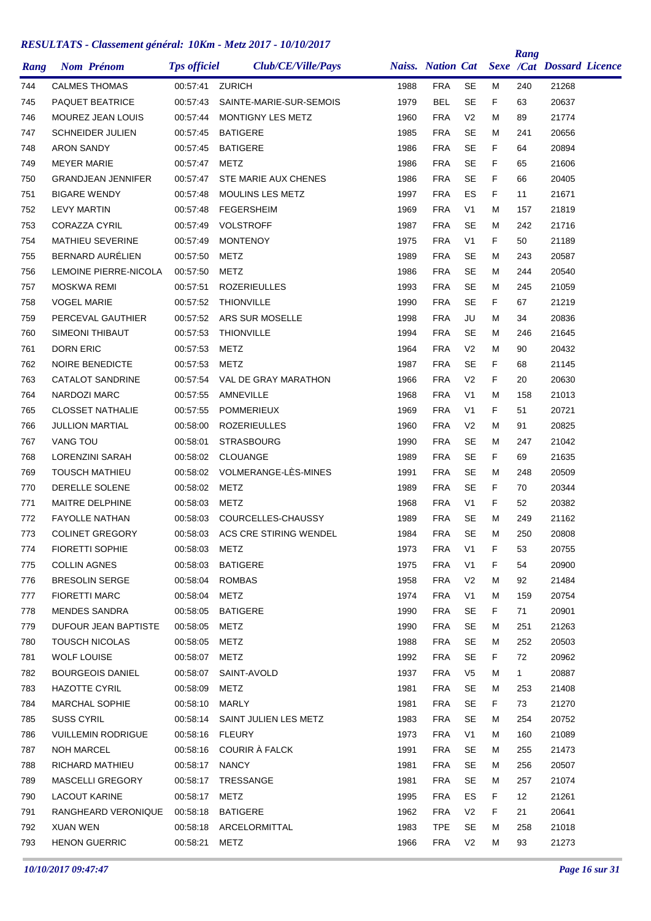## RESULTATS - Classement général: 10Km - Metz 2017 - 10/10/2017

| Rang | Nom Prénom | Tps officiel | Club/CE/Ville/Pays | Naiss. | Nation | Cat | Sexe | Rang /Cat | Dossard | Licence |
|---|---|---|---|---|---|---|---|---|---|---|
| 744 | CALMES THOMAS | 00:57:41 | ZURICH | 1988 | FRA | SE | M | 240 | 21268 | |
| 745 | PAQUET BEATRICE | 00:57:43 | SAINTE-MARIE-SUR-SEMOIS | 1979 | BEL | SE | F | 63 | 20637 | |
| 746 | MOUREZ JEAN LOUIS | 00:57:44 | MONTIGNY LES METZ | 1960 | FRA | V2 | M | 89 | 21774 | |
| 747 | SCHNEIDER JULIEN | 00:57:45 | BATIGERE | 1985 | FRA | SE | M | 241 | 20656 | |
| 748 | ARON SANDY | 00:57:45 | BATIGERE | 1986 | FRA | SE | F | 64 | 20894 | |
| 749 | MEYER MARIE | 00:57:47 | METZ | 1986 | FRA | SE | F | 65 | 21606 | |
| 750 | GRANDJEAN JENNIFER | 00:57:47 | STE MARIE AUX CHENES | 1986 | FRA | SE | F | 66 | 20405 | |
| 751 | BIGARE WENDY | 00:57:48 | MOULINS LES METZ | 1997 | FRA | ES | F | 11 | 21671 | |
| 752 | LEVY MARTIN | 00:57:48 | FEGERSHEIM | 1969 | FRA | V1 | M | 157 | 21819 | |
| 753 | CORAZZA CYRIL | 00:57:49 | VOLSTROFF | 1987 | FRA | SE | M | 242 | 21716 | |
| 754 | MATHIEU SEVERINE | 00:57:49 | MONTENOY | 1975 | FRA | V1 | F | 50 | 21189 | |
| 755 | BERNARD AURÉLIEN | 00:57:50 | METZ | 1989 | FRA | SE | M | 243 | 20587 | |
| 756 | LEMOINE PIERRE-NICOLA | 00:57:50 | METZ | 1986 | FRA | SE | M | 244 | 20540 | |
| 757 | MOSKWA REMI | 00:57:51 | ROZERIEULLES | 1993 | FRA | SE | M | 245 | 21059 | |
| 758 | VOGEL MARIE | 00:57:52 | THIONVILLE | 1990 | FRA | SE | F | 67 | 21219 | |
| 759 | PERCEVAL GAUTHIER | 00:57:52 | ARS SUR MOSELLE | 1998 | FRA | JU | M | 34 | 20836 | |
| 760 | SIMEONI THIBAUT | 00:57:53 | THIONVILLE | 1994 | FRA | SE | M | 246 | 21645 | |
| 761 | DORN ERIC | 00:57:53 | METZ | 1964 | FRA | V2 | M | 90 | 20432 | |
| 762 | NOIRE BENEDICTE | 00:57:53 | METZ | 1987 | FRA | SE | F | 68 | 21145 | |
| 763 | CATALOT SANDRINE | 00:57:54 | VAL DE GRAY MARATHON | 1966 | FRA | V2 | F | 20 | 20630 | |
| 764 | NARDOZI MARC | 00:57:55 | AMNEVILLE | 1968 | FRA | V1 | M | 158 | 21013 | |
| 765 | CLOSSET NATHALIE | 00:57:55 | POMMERIEUX | 1969 | FRA | V1 | F | 51 | 20721 | |
| 766 | JULLION MARTIAL | 00:58:00 | ROZERIEULLES | 1960 | FRA | V2 | M | 91 | 20825 | |
| 767 | VANG TOU | 00:58:01 | STRASBOURG | 1990 | FRA | SE | M | 247 | 21042 | |
| 768 | LORENZINI SARAH | 00:58:02 | CLOUANGE | 1989 | FRA | SE | F | 69 | 21635 | |
| 769 | TOUSCH MATHIEU | 00:58:02 | VOLMERANGE-LÈS-MINES | 1991 | FRA | SE | M | 248 | 20509 | |
| 770 | DERELLE SOLENE | 00:58:02 | METZ | 1989 | FRA | SE | F | 70 | 20344 | |
| 771 | MAITRE DELPHINE | 00:58:03 | METZ | 1968 | FRA | V1 | F | 52 | 20382 | |
| 772 | FAYOLLE NATHAN | 00:58:03 | COURCELLES-CHAUSSY | 1989 | FRA | SE | M | 249 | 21162 | |
| 773 | COLINET GREGORY | 00:58:03 | ACS CRE STIRING WENDEL | 1984 | FRA | SE | M | 250 | 20808 | |
| 774 | FIORETTI SOPHIE | 00:58:03 | METZ | 1973 | FRA | V1 | F | 53 | 20755 | |
| 775 | COLLIN AGNES | 00:58:03 | BATIGERE | 1975 | FRA | V1 | F | 54 | 20900 | |
| 776 | BRESOLIN SERGE | 00:58:04 | ROMBAS | 1958 | FRA | V2 | M | 92 | 21484 | |
| 777 | FIORETTI MARC | 00:58:04 | METZ | 1974 | FRA | V1 | M | 159 | 20754 | |
| 778 | MENDES SANDRA | 00:58:05 | BATIGERE | 1990 | FRA | SE | F | 71 | 20901 | |
| 779 | DUFOUR JEAN BAPTISTE | 00:58:05 | METZ | 1990 | FRA | SE | M | 251 | 21263 | |
| 780 | TOUSCH NICOLAS | 00:58:05 | METZ | 1988 | FRA | SE | M | 252 | 20503 | |
| 781 | WOLF LOUISE | 00:58:07 | METZ | 1992 | FRA | SE | F | 72 | 20962 | |
| 782 | BOURGEOIS DANIEL | 00:58:07 | SAINT-AVOLD | 1937 | FRA | V5 | M | 1 | 20887 | |
| 783 | HAZOTTE CYRIL | 00:58:09 | METZ | 1981 | FRA | SE | M | 253 | 21408 | |
| 784 | MARCHAL SOPHIE | 00:58:10 | MARLY | 1981 | FRA | SE | F | 73 | 21270 | |
| 785 | SUSS CYRIL | 00:58:14 | SAINT JULIEN LES METZ | 1983 | FRA | SE | M | 254 | 20752 | |
| 786 | VUILLEMIN RODRIGUE | 00:58:16 | FLEURY | 1973 | FRA | V1 | M | 160 | 21089 | |
| 787 | NOH MARCEL | 00:58:16 | COURIR À FALCK | 1991 | FRA | SE | M | 255 | 21473 | |
| 788 | RICHARD MATHIEU | 00:58:17 | NANCY | 1981 | FRA | SE | M | 256 | 20507 | |
| 789 | MASCELLI GREGORY | 00:58:17 | TRESSANGE | 1981 | FRA | SE | M | 257 | 21074 | |
| 790 | LACOUT KARINE | 00:58:17 | METZ | 1995 | FRA | ES | F | 12 | 21261 | |
| 791 | RANGHEARD VERONIQUE | 00:58:18 | BATIGERE | 1962 | FRA | V2 | F | 21 | 20641 | |
| 792 | XUAN WEN | 00:58:18 | ARCELORMITTAL | 1983 | TPE | SE | M | 258 | 21018 | |
| 793 | HENON GUERRIC | 00:58:21 | METZ | 1966 | FRA | V2 | M | 93 | 21273 | |

*10/10/2017 09:47:47*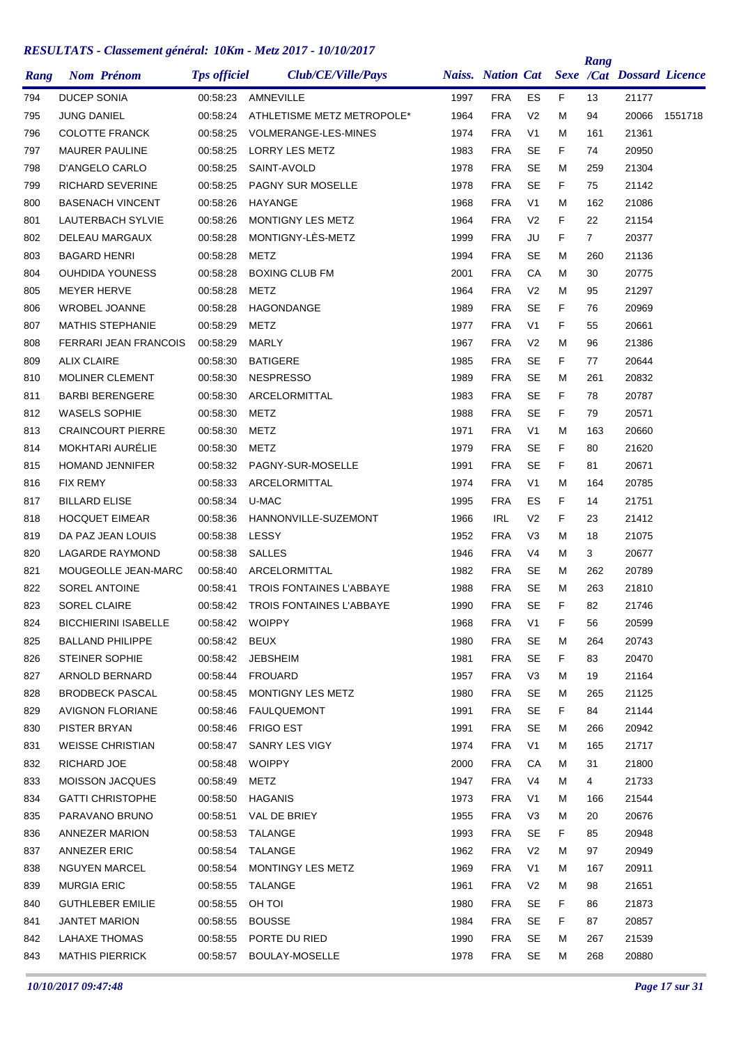# RESULTATS - Classement général: 10Km - Metz 2017 - 10/10/2017

| Rang | Nom Prénom | Tps officiel | Club/CE/Ville/Pays | Naiss. | Nation | Cat | Sexe | Rang /Cat | Dossard | Licence |
|---|---|---|---|---|---|---|---|---|---|---|
| 794 | DUCEP SONIA | 00:58:23 | AMNEVILLE | 1997 | FRA | ES | F | 13 | 21177 | |
| 795 | JUNG DANIEL | 00:58:24 | ATHLETISME METZ METROPOLE* | 1964 | FRA | V2 | M | 94 | 20066 | 1551718 |
| 796 | COLOTTE FRANCK | 00:58:25 | VOLMERANGE-LES-MINES | 1974 | FRA | V1 | M | 161 | 21361 | |
| 797 | MAURER PAULINE | 00:58:25 | LORRY LES METZ | 1983 | FRA | SE | F | 74 | 20950 | |
| 798 | D'ANGELO CARLO | 00:58:25 | SAINT-AVOLD | 1978 | FRA | SE | M | 259 | 21304 | |
| 799 | RICHARD SEVERINE | 00:58:25 | PAGNY SUR MOSELLE | 1978 | FRA | SE | F | 75 | 21142 | |
| 800 | BASENACH VINCENT | 00:58:26 | HAYANGE | 1968 | FRA | V1 | M | 162 | 21086 | |
| 801 | LAUTERBACH SYLVIE | 00:58:26 | MONTIGNY LES METZ | 1964 | FRA | V2 | F | 22 | 21154 | |
| 802 | DELEAU MARGAUX | 00:58:28 | MONTIGNY-LÈS-METZ | 1999 | FRA | JU | F | 7 | 20377 | |
| 803 | BAGARD HENRI | 00:58:28 | METZ | 1994 | FRA | SE | M | 260 | 21136 | |
| 804 | OUHDIDA YOUNESS | 00:58:28 | BOXING CLUB FM | 2001 | FRA | CA | M | 30 | 20775 | |
| 805 | MEYER HERVE | 00:58:28 | METZ | 1964 | FRA | V2 | M | 95 | 21297 | |
| 806 | WROBEL JOANNE | 00:58:28 | HAGONDANGE | 1989 | FRA | SE | F | 76 | 20969 | |
| 807 | MATHIS STEPHANIE | 00:58:29 | METZ | 1977 | FRA | V1 | F | 55 | 20661 | |
| 808 | FERRARI JEAN FRANCOIS | 00:58:29 | MARLY | 1967 | FRA | V2 | M | 96 | 21386 | |
| 809 | ALIX CLAIRE | 00:58:30 | BATIGERE | 1985 | FRA | SE | F | 77 | 20644 | |
| 810 | MOLINER CLEMENT | 00:58:30 | NESPRESSO | 1989 | FRA | SE | M | 261 | 20832 | |
| 811 | BARBI BERENGERE | 00:58:30 | ARCELORMITTAL | 1983 | FRA | SE | F | 78 | 20787 | |
| 812 | WASELS SOPHIE | 00:58:30 | METZ | 1988 | FRA | SE | F | 79 | 20571 | |
| 813 | CRAINCOURT PIERRE | 00:58:30 | METZ | 1971 | FRA | V1 | M | 163 | 20660 | |
| 814 | MOKHTARI AURÉLIE | 00:58:30 | METZ | 1979 | FRA | SE | F | 80 | 21620 | |
| 815 | HOMAND JENNIFER | 00:58:32 | PAGNY-SUR-MOSELLE | 1991 | FRA | SE | F | 81 | 20671 | |
| 816 | FIX REMY | 00:58:33 | ARCELORMITTAL | 1974 | FRA | V1 | M | 164 | 20785 | |
| 817 | BILLARD ELISE | 00:58:34 | U-MAC | 1995 | FRA | ES | F | 14 | 21751 | |
| 818 | HOCQUET EIMEAR | 00:58:36 | HANNONVILLE-SUZEMONT | 1966 | IRL | V2 | F | 23 | 21412 | |
| 819 | DA PAZ JEAN LOUIS | 00:58:38 | LESSY | 1952 | FRA | V3 | M | 18 | 21075 | |
| 820 | LAGARDE RAYMOND | 00:58:38 | SALLES | 1946 | FRA | V4 | M | 3 | 20677 | |
| 821 | MOUGEOLLE JEAN-MARC | 00:58:40 | ARCELORMITTAL | 1982 | FRA | SE | M | 262 | 20789 | |
| 822 | SOREL ANTOINE | 00:58:41 | TROIS FONTAINES L'ABBAYE | 1988 | FRA | SE | M | 263 | 21810 | |
| 823 | SOREL CLAIRE | 00:58:42 | TROIS FONTAINES L'ABBAYE | 1990 | FRA | SE | F | 82 | 21746 | |
| 824 | BICCHIERINI ISABELLE | 00:58:42 | WOIPPY | 1968 | FRA | V1 | F | 56 | 20599 | |
| 825 | BALLAND PHILIPPE | 00:58:42 | BEUX | 1980 | FRA | SE | M | 264 | 20743 | |
| 826 | STEINER SOPHIE | 00:58:42 | JEBSHEIM | 1981 | FRA | SE | F | 83 | 20470 | |
| 827 | ARNOLD BERNARD | 00:58:44 | FROUARD | 1957 | FRA | V3 | M | 19 | 21164 | |
| 828 | BRODBECK PASCAL | 00:58:45 | MONTIGNY LES METZ | 1980 | FRA | SE | M | 265 | 21125 | |
| 829 | AVIGNON FLORIANE | 00:58:46 | FAULQUEMONT | 1991 | FRA | SE | F | 84 | 21144 | |
| 830 | PISTER BRYAN | 00:58:46 | FRIGO EST | 1991 | FRA | SE | M | 266 | 20942 | |
| 831 | WEISSE CHRISTIAN | 00:58:47 | SANRY LES VIGY | 1974 | FRA | V1 | M | 165 | 21717 | |
| 832 | RICHARD JOE | 00:58:48 | WOIPPY | 2000 | FRA | CA | M | 31 | 21800 | |
| 833 | MOISSON JACQUES | 00:58:49 | METZ | 1947 | FRA | V4 | M | 4 | 21733 | |
| 834 | GATTI CHRISTOPHE | 00:58:50 | HAGANIS | 1973 | FRA | V1 | M | 166 | 21544 | |
| 835 | PARAVANO BRUNO | 00:58:51 | VAL DE BRIEY | 1955 | FRA | V3 | M | 20 | 20676 | |
| 836 | ANNEZER MARION | 00:58:53 | TALANGE | 1993 | FRA | SE | F | 85 | 20948 | |
| 837 | ANNEZER ERIC | 00:58:54 | TALANGE | 1962 | FRA | V2 | M | 97 | 20949 | |
| 838 | NGUYEN MARCEL | 00:58:54 | MONTINGY LES METZ | 1969 | FRA | V1 | M | 167 | 20911 | |
| 839 | MURGIA ERIC | 00:58:55 | TALANGE | 1961 | FRA | V2 | M | 98 | 21651 | |
| 840 | GUTHLEBER EMILIE | 00:58:55 | OH TOI | 1980 | FRA | SE | F | 86 | 21873 | |
| 841 | JANTET MARION | 00:58:55 | BOUSSE | 1984 | FRA | SE | F | 87 | 20857 | |
| 842 | LAHAXE THOMAS | 00:58:55 | PORTE DU RIED | 1990 | FRA | SE | M | 267 | 21539 | |
| 843 | MATHIS PIERRICK | 00:58:57 | BOULAY-MOSELLE | 1978 | FRA | SE | M | 268 | 20880 | |

*10/10/2017 09:47:48*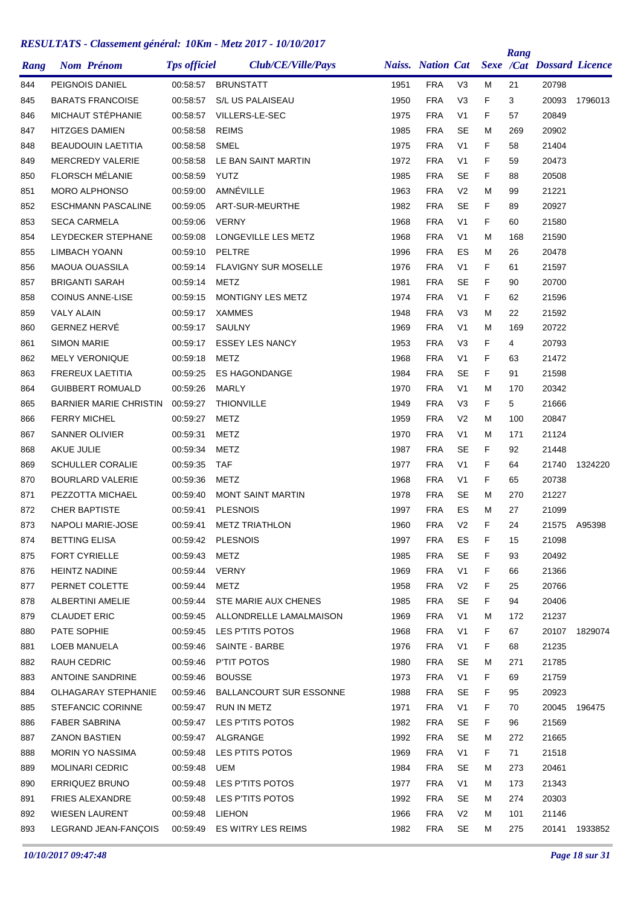## RESULTATS - Classement général: 10Km - Metz 2017 - 10/10/2017

| Rang | Nom Prénom | Tps officiel | Club/CE/Ville/Pays | Naiss. | Nation | Cat | Sexe | Rang /Cat | Dossard | Licence |
|---|---|---|---|---|---|---|---|---|---|---|
| 844 | PEIGNOIS DANIEL | 00:58:57 | BRUNSTATT | 1951 | FRA | V3 | M | 21 | 20798 | |
| 845 | BARATS FRANCOISE | 00:58:57 | S/L US PALAISEAU | 1950 | FRA | V3 | F | 3 | 20093 | 1796013 |
| 846 | MICHAUT STÉPHANIE | 00:58:57 | VILLERS-LE-SEC | 1975 | FRA | V1 | F | 57 | 20849 | |
| 847 | HITZGES DAMIEN | 00:58:58 | REIMS | 1985 | FRA | SE | M | 269 | 20902 | |
| 848 | BEAUDOUIN LAETITIA | 00:58:58 | SMEL | 1975 | FRA | V1 | F | 58 | 21404 | |
| 849 | MERCREDY VALERIE | 00:58:58 | LE BAN SAINT MARTIN | 1972 | FRA | V1 | F | 59 | 20473 | |
| 850 | FLORSCH MÉLANIE | 00:58:59 | YUTZ | 1985 | FRA | SE | F | 88 | 20508 | |
| 851 | MORO ALPHONSO | 00:59:00 | AMNÉVILLE | 1963 | FRA | V2 | M | 99 | 21221 | |
| 852 | ESCHMANN PASCALINE | 00:59:05 | ART-SUR-MEURTHE | 1982 | FRA | SE | F | 89 | 20927 | |
| 853 | SECA CARMELA | 00:59:06 | VERNY | 1968 | FRA | V1 | F | 60 | 21580 | |
| 854 | LEYDECKER STEPHANE | 00:59:08 | LONGEVILLE LES METZ | 1968 | FRA | V1 | M | 168 | 21590 | |
| 855 | LIMBACH YOANN | 00:59:10 | PELTRE | 1996 | FRA | ES | M | 26 | 20478 | |
| 856 | MAOUA OUASSILA | 00:59:14 | FLAVIGNY SUR MOSELLE | 1976 | FRA | V1 | F | 61 | 21597 | |
| 857 | BRIGANTI SARAH | 00:59:14 | METZ | 1981 | FRA | SE | F | 90 | 20700 | |
| 858 | COINUS ANNE-LISE | 00:59:15 | MONTIGNY LES METZ | 1974 | FRA | V1 | F | 62 | 21596 | |
| 859 | VALY ALAIN | 00:59:17 | XAMMES | 1948 | FRA | V3 | M | 22 | 21592 | |
| 860 | GERNEZ HERVÉ | 00:59:17 | SAULNY | 1969 | FRA | V1 | M | 169 | 20722 | |
| 861 | SIMON MARIE | 00:59:17 | ESSEY LES NANCY | 1953 | FRA | V3 | F | 4 | 20793 | |
| 862 | MELY VERONIQUE | 00:59:18 | METZ | 1968 | FRA | V1 | F | 63 | 21472 | |
| 863 | FREREUX LAETITIA | 00:59:25 | ES HAGONDANGE | 1984 | FRA | SE | F | 91 | 21598 | |
| 864 | GUIBBERT ROMUALD | 00:59:26 | MARLY | 1970 | FRA | V1 | M | 170 | 20342 | |
| 865 | BARNIER MARIE CHRISTIN | 00:59:27 | THIONVILLE | 1949 | FRA | V3 | F | 5 | 21666 | |
| 866 | FERRY MICHEL | 00:59:27 | METZ | 1959 | FRA | V2 | M | 100 | 20847 | |
| 867 | SANNER OLIVIER | 00:59:31 | METZ | 1970 | FRA | V1 | M | 171 | 21124 | |
| 868 | AKUE JULIE | 00:59:34 | METZ | 1987 | FRA | SE | F | 92 | 21448 | |
| 869 | SCHULLER CORALIE | 00:59:35 | TAF | 1977 | FRA | V1 | F | 64 | 21740 | 1324220 |
| 870 | BOURLARD VALERIE | 00:59:36 | METZ | 1968 | FRA | V1 | F | 65 | 20738 | |
| 871 | PEZZOTTA MICHAEL | 00:59:40 | MONT SAINT MARTIN | 1978 | FRA | SE | M | 270 | 21227 | |
| 872 | CHER BAPTISTE | 00:59:41 | PLESNOIS | 1997 | FRA | ES | M | 27 | 21099 | |
| 873 | NAPOLI MARIE-JOSE | 00:59:41 | METZ TRIATHLON | 1960 | FRA | V2 | F | 24 | 21575 | A95398 |
| 874 | BETTING ELISA | 00:59:42 | PLESNOIS | 1997 | FRA | ES | F | 15 | 21098 | |
| 875 | FORT CYRIELLE | 00:59:43 | METZ | 1985 | FRA | SE | F | 93 | 20492 | |
| 876 | HEINTZ NADINE | 00:59:44 | VERNY | 1969 | FRA | V1 | F | 66 | 21366 | |
| 877 | PERNET COLETTE | 00:59:44 | METZ | 1958 | FRA | V2 | F | 25 | 20766 | |
| 878 | ALBERTINI AMELIE | 00:59:44 | STE MARIE AUX CHENES | 1985 | FRA | SE | F | 94 | 20406 | |
| 879 | CLAUDET ERIC | 00:59:45 | ALLONDRELLE LAMALMAISON | 1969 | FRA | V1 | M | 172 | 21237 | |
| 880 | PATE SOPHIE | 00:59:45 | LES P'TITS POTOS | 1968 | FRA | V1 | F | 67 | 20107 | 1829074 |
| 881 | LOEB MANUELA | 00:59:46 | SAINTE - BARBE | 1976 | FRA | V1 | F | 68 | 21235 | |
| 882 | RAUH CEDRIC | 00:59:46 | P'TIT POTOS | 1980 | FRA | SE | M | 271 | 21785 | |
| 883 | ANTOINE SANDRINE | 00:59:46 | BOUSSE | 1973 | FRA | V1 | F | 69 | 21759 | |
| 884 | OLHAGARAY STEPHANIE | 00:59:46 | BALLANCOURT SUR ESSONNE | 1988 | FRA | SE | F | 95 | 20923 | |
| 885 | STEFANCIC CORINNE | 00:59:47 | RUN IN METZ | 1971 | FRA | V1 | F | 70 | 20045 | 196475 |
| 886 | FABER SABRINA | 00:59:47 | LES P'TITS POTOS | 1982 | FRA | SE | F | 96 | 21569 | |
| 887 | ZANON BASTIEN | 00:59:47 | ALGRANGE | 1992 | FRA | SE | M | 272 | 21665 | |
| 888 | MORIN YO NASSIMA | 00:59:48 | LES PTITS POTOS | 1969 | FRA | V1 | F | 71 | 21518 | |
| 889 | MOLINARI CEDRIC | 00:59:48 | UEM | 1984 | FRA | SE | M | 273 | 20461 | |
| 890 | ERRIQUEZ BRUNO | 00:59:48 | LES P'TITS POTOS | 1977 | FRA | V1 | M | 173 | 21343 | |
| 891 | FRIES ALEXANDRE | 00:59:48 | LES P'TITS POTOS | 1992 | FRA | SE | M | 274 | 20303 | |
| 892 | WIESEN LAURENT | 00:59:48 | LIEHON | 1966 | FRA | V2 | M | 101 | 21146 | |
| 893 | LEGRAND JEAN-FANÇOIS | 00:59:49 | ES WITRY LES REIMS | 1982 | FRA | SE | M | 275 | 20141 | 1933852 |

*10/10/2017 09:47:48*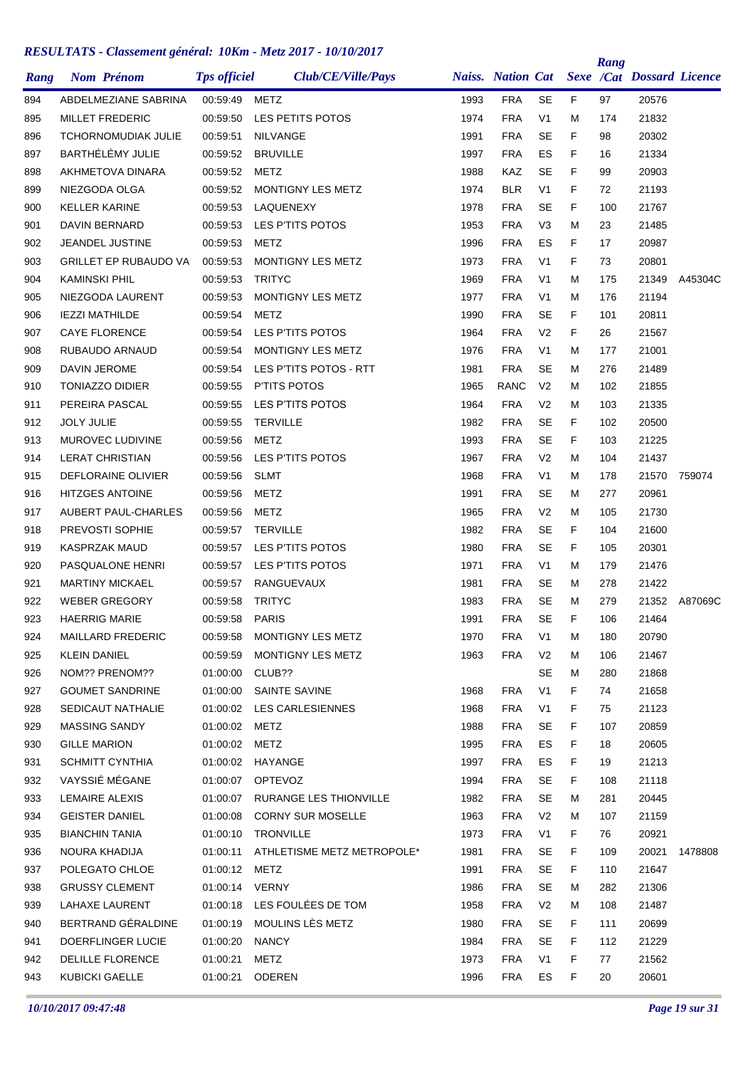## RESULTATS - Classement général: 10Km - Metz 2017 - 10/10/2017

| Rang | Nom Prénom | Tps officiel | Club/CE/Ville/Pays | Naiss. | Nation | Cat | Sexe | Rang /Cat | Dossard | Licence |
|---|---|---|---|---|---|---|---|---|---|---|
| 894 | ABDELMEZIANE SABRINA | 00:59:49 | METZ | 1993 | FRA | SE | F | 97 | 20576 | |
| 895 | MILLET FREDERIC | 00:59:50 | LES PETITS POTOS | 1974 | FRA | V1 | M | 174 | 21832 | |
| 896 | TCHORNOMUDIAK JULIE | 00:59:51 | NILVANGE | 1991 | FRA | SE | F | 98 | 20302 | |
| 897 | BARTHÉLÉMY JULIE | 00:59:52 | BRUVILLE | 1997 | FRA | ES | F | 16 | 21334 | |
| 898 | AKHMETOVA DINARA | 00:59:52 | METZ | 1988 | KAZ | SE | F | 99 | 20903 | |
| 899 | NIEZGODA OLGA | 00:59:52 | MONTIGNY LES METZ | 1974 | BLR | V1 | F | 72 | 21193 | |
| 900 | KELLER KARINE | 00:59:53 | LAQUENEXY | 1978 | FRA | SE | F | 100 | 21767 | |
| 901 | DAVIN BERNARD | 00:59:53 | LES P'TITS POTOS | 1953 | FRA | V3 | M | 23 | 21485 | |
| 902 | JEANDEL JUSTINE | 00:59:53 | METZ | 1996 | FRA | ES | F | 17 | 20987 | |
| 903 | GRILLET EP RUBAUDO VA | 00:59:53 | MONTIGNY LES METZ | 1973 | FRA | V1 | F | 73 | 20801 | |
| 904 | KAMINSKI PHIL | 00:59:53 | TRITYC | 1969 | FRA | V1 | M | 175 | 21349 | A45304C |
| 905 | NIEZGODA LAURENT | 00:59:53 | MONTIGNY LES METZ | 1977 | FRA | V1 | M | 176 | 21194 | |
| 906 | IEZZI MATHILDE | 00:59:54 | METZ | 1990 | FRA | SE | F | 101 | 20811 | |
| 907 | CAYE FLORENCE | 00:59:54 | LES P'TITS POTOS | 1964 | FRA | V2 | F | 26 | 21567 | |
| 908 | RUBAUDO ARNAUD | 00:59:54 | MONTIGNY LES METZ | 1976 | FRA | V1 | M | 177 | 21001 | |
| 909 | DAVIN JEROME | 00:59:54 | LES P'TITS POTOS - RTT | 1981 | FRA | SE | M | 276 | 21489 | |
| 910 | TONIAZZO DIDIER | 00:59:55 | P'TITS POTOS | 1965 | RANC | V2 | M | 102 | 21855 | |
| 911 | PEREIRA PASCAL | 00:59:55 | LES P'TITS POTOS | 1964 | FRA | V2 | M | 103 | 21335 | |
| 912 | JOLY JULIE | 00:59:55 | TERVILLE | 1982 | FRA | SE | F | 102 | 20500 | |
| 913 | MUROVEC LUDIVINE | 00:59:56 | METZ | 1993 | FRA | SE | F | 103 | 21225 | |
| 914 | LERAT CHRISTIAN | 00:59:56 | LES P'TITS POTOS | 1967 | FRA | V2 | M | 104 | 21437 | |
| 915 | DEFLORAINE OLIVIER | 00:59:56 | SLMT | 1968 | FRA | V1 | M | 178 | 21570 | 759074 |
| 916 | HITZGES ANTOINE | 00:59:56 | METZ | 1991 | FRA | SE | M | 277 | 20961 | |
| 917 | AUBERT PAUL-CHARLES | 00:59:56 | METZ | 1965 | FRA | V2 | M | 105 | 21730 | |
| 918 | PREVOSTI SOPHIE | 00:59:57 | TERVILLE | 1982 | FRA | SE | F | 104 | 21600 | |
| 919 | KASPRZAK MAUD | 00:59:57 | LES P'TITS POTOS | 1980 | FRA | SE | F | 105 | 20301 | |
| 920 | PASQUALONE HENRI | 00:59:57 | LES P'TITS POTOS | 1971 | FRA | V1 | M | 179 | 21476 | |
| 921 | MARTINY MICKAEL | 00:59:57 | RANGUEVAUX | 1981 | FRA | SE | M | 278 | 21422 | |
| 922 | WEBER GREGORY | 00:59:58 | TRITYC | 1983 | FRA | SE | M | 279 | 21352 | A87069C |
| 923 | HAERRIG MARIE | 00:59:58 | PARIS | 1991 | FRA | SE | F | 106 | 21464 | |
| 924 | MAILLARD FREDERIC | 00:59:58 | MONTIGNY LES METZ | 1970 | FRA | V1 | M | 180 | 20790 | |
| 925 | KLEIN DANIEL | 00:59:59 | MONTIGNY LES METZ | 1963 | FRA | V2 | M | 106 | 21467 | |
| 926 | NOM?? PRENOM?? | 01:00:00 | CLUB?? | | | SE | M | 280 | 21868 | |
| 927 | GOUMET SANDRINE | 01:00:00 | SAINTE SAVINE | 1968 | FRA | V1 | F | 74 | 21658 | |
| 928 | SEDICAUT NATHALIE | 01:00:02 | LES CARLESIENNES | 1968 | FRA | V1 | F | 75 | 21123 | |
| 929 | MASSING SANDY | 01:00:02 | METZ | 1988 | FRA | SE | F | 107 | 20859 | |
| 930 | GILLE MARION | 01:00:02 | METZ | 1995 | FRA | ES | F | 18 | 20605 | |
| 931 | SCHMITT CYNTHIA | 01:00:02 | HAYANGE | 1997 | FRA | ES | F | 19 | 21213 | |
| 932 | VAYSSIÉ MÉGANE | 01:00:07 | OPTEVOZ | 1994 | FRA | SE | F | 108 | 21118 | |
| 933 | LEMAIRE ALEXIS | 01:00:07 | RURANGE LES THIONVILLE | 1982 | FRA | SE | M | 281 | 20445 | |
| 934 | GEISTER DANIEL | 01:00:08 | CORNY SUR MOSELLE | 1963 | FRA | V2 | M | 107 | 21159 | |
| 935 | BIANCHIN TANIA | 01:00:10 | TRONVILLE | 1973 | FRA | V1 | F | 76 | 20921 | |
| 936 | NOURA KHADIJA | 01:00:11 | ATHLETISME METZ METROPOLE* | 1981 | FRA | SE | F | 109 | 20021 | 1478808 |
| 937 | POLEGATO CHLOE | 01:00:12 | METZ | 1991 | FRA | SE | F | 110 | 21647 | |
| 938 | GRUSSY CLEMENT | 01:00:14 | VERNY | 1986 | FRA | SE | M | 282 | 21306 | |
| 939 | LAHAXE LAURENT | 01:00:18 | LES FOULÉES DE TOM | 1958 | FRA | V2 | M | 108 | 21487 | |
| 940 | BERTRAND GÉRALDINE | 01:00:19 | MOULINS LÈS METZ | 1980 | FRA | SE | F | 111 | 20699 | |
| 941 | DOERFLINGER LUCIE | 01:00:20 | NANCY | 1984 | FRA | SE | F | 112 | 21229 | |
| 942 | DELILLE FLORENCE | 01:00:21 | METZ | 1973 | FRA | V1 | F | 77 | 21562 | |
| 943 | KUBICKI GAELLE | 01:00:21 | ODEREN | 1996 | FRA | ES | F | 20 | 20601 | |

*10/10/2017 09:47:48*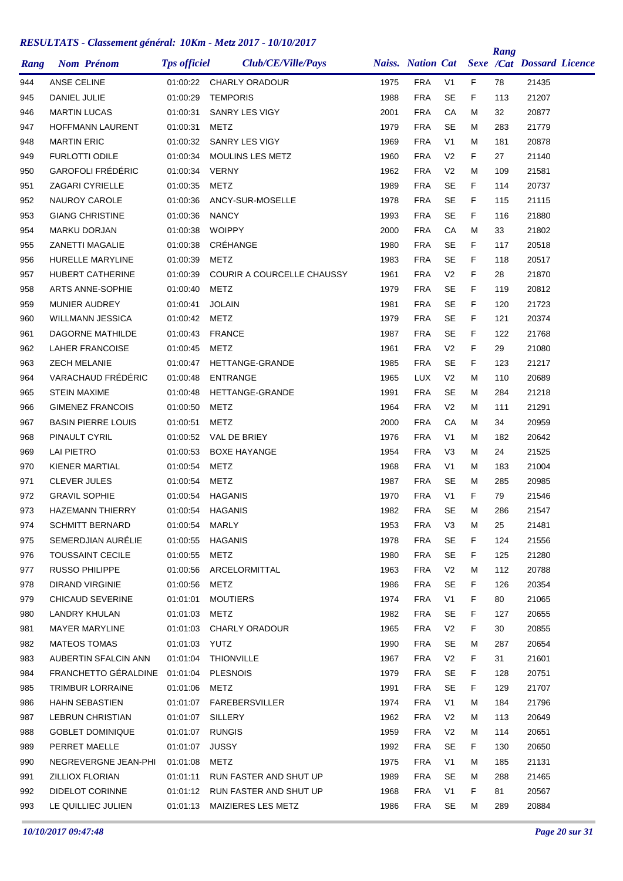# RESULTATS - Classement général: 10Km - Metz 2017 - 10/10/2017

| Rang | Nom Prénom | Tps officiel | Club/CE/Ville/Pays | Naiss. | Nation | Cat | Sexe | Rang /Cat | Dossard | Licence |
|---|---|---|---|---|---|---|---|---|---|---|
| 944 | ANSE CELINE | 01:00:22 | CHARLY ORADOUR | 1975 | FRA | V1 | F | 78 | 21435 | |
| 945 | DANIEL JULIE | 01:00:29 | TEMPORIS | 1988 | FRA | SE | F | 113 | 21207 | |
| 946 | MARTIN LUCAS | 01:00:31 | SANRY LES VIGY | 2001 | FRA | CA | M | 32 | 20877 | |
| 947 | HOFFMANN LAURENT | 01:00:31 | METZ | 1979 | FRA | SE | M | 283 | 21779 | |
| 948 | MARTIN ERIC | 01:00:32 | SANRY LES VIGY | 1969 | FRA | V1 | M | 181 | 20878 | |
| 949 | FURLOTTI ODILE | 01:00:34 | MOULINS LES METZ | 1960 | FRA | V2 | F | 27 | 21140 | |
| 950 | GAROFOLI FRÉDÉRIC | 01:00:34 | VERNY | 1962 | FRA | V2 | M | 109 | 21581 | |
| 951 | ZAGARI CYRIELLE | 01:00:35 | METZ | 1989 | FRA | SE | F | 114 | 20737 | |
| 952 | NAUROY CAROLE | 01:00:36 | ANCY-SUR-MOSELLE | 1978 | FRA | SE | F | 115 | 21115 | |
| 953 | GIANG CHRISTINE | 01:00:36 | NANCY | 1993 | FRA | SE | F | 116 | 21880 | |
| 954 | MARKU DORJAN | 01:00:38 | WOIPPY | 2000 | FRA | CA | M | 33 | 21802 | |
| 955 | ZANETTI MAGALIE | 01:00:38 | CRÉHANGE | 1980 | FRA | SE | F | 117 | 20518 | |
| 956 | HURELLE MARYLINE | 01:00:39 | METZ | 1983 | FRA | SE | F | 118 | 20517 | |
| 957 | HUBERT CATHERINE | 01:00:39 | COURIR A COURCELLE CHAUSSY | 1961 | FRA | V2 | F | 28 | 21870 | |
| 958 | ARTS ANNE-SOPHIE | 01:00:40 | METZ | 1979 | FRA | SE | F | 119 | 20812 | |
| 959 | MUNIER AUDREY | 01:00:41 | JOLAIN | 1981 | FRA | SE | F | 120 | 21723 | |
| 960 | WILLMANN JESSICA | 01:00:42 | METZ | 1979 | FRA | SE | F | 121 | 20374 | |
| 961 | DAGORNE MATHILDE | 01:00:43 | FRANCE | 1987 | FRA | SE | F | 122 | 21768 | |
| 962 | LAHER FRANCOISE | 01:00:45 | METZ | 1961 | FRA | V2 | F | 29 | 21080 | |
| 963 | ZECH MELANIE | 01:00:47 | HETTANGE-GRANDE | 1985 | FRA | SE | F | 123 | 21217 | |
| 964 | VARACHAUD FRÉDÉRIC | 01:00:48 | ENTRANGE | 1965 | LUX | V2 | M | 110 | 20689 | |
| 965 | STEIN MAXIME | 01:00:48 | HETTANGE-GRANDE | 1991 | FRA | SE | M | 284 | 21218 | |
| 966 | GIMENEZ FRANCOIS | 01:00:50 | METZ | 1964 | FRA | V2 | M | 111 | 21291 | |
| 967 | BASIN PIERRE LOUIS | 01:00:51 | METZ | 2000 | FRA | CA | M | 34 | 20959 | |
| 968 | PINAULT CYRIL | 01:00:52 | VAL DE BRIEY | 1976 | FRA | V1 | M | 182 | 20642 | |
| 969 | LAI PIETRO | 01:00:53 | BOXE HAYANGE | 1954 | FRA | V3 | M | 24 | 21525 | |
| 970 | KIENER MARTIAL | 01:00:54 | METZ | 1968 | FRA | V1 | M | 183 | 21004 | |
| 971 | CLEVER JULES | 01:00:54 | METZ | 1987 | FRA | SE | M | 285 | 20985 | |
| 972 | GRAVIL SOPHIE | 01:00:54 | HAGANIS | 1970 | FRA | V1 | F | 79 | 21546 | |
| 973 | HAZEMANN THIERRY | 01:00:54 | HAGANIS | 1982 | FRA | SE | M | 286 | 21547 | |
| 974 | SCHMITT BERNARD | 01:00:54 | MARLY | 1953 | FRA | V3 | M | 25 | 21481 | |
| 975 | SEMERDJIAN AURÉLIE | 01:00:55 | HAGANIS | 1978 | FRA | SE | F | 124 | 21556 | |
| 976 | TOUSSAINT CECILE | 01:00:55 | METZ | 1980 | FRA | SE | F | 125 | 21280 | |
| 977 | RUSSO PHILIPPE | 01:00:56 | ARCELORMITTAL | 1963 | FRA | V2 | M | 112 | 20788 | |
| 978 | DIRAND VIRGINIE | 01:00:56 | METZ | 1986 | FRA | SE | F | 126 | 20354 | |
| 979 | CHICAUD SEVERINE | 01:01:01 | MOUTIERS | 1974 | FRA | V1 | F | 80 | 21065 | |
| 980 | LANDRY KHULAN | 01:01:03 | METZ | 1982 | FRA | SE | F | 127 | 20655 | |
| 981 | MAYER MARYLINE | 01:01:03 | CHARLY ORADOUR | 1965 | FRA | V2 | F | 30 | 20855 | |
| 982 | MATEOS TOMAS | 01:01:03 | YUTZ | 1990 | FRA | SE | M | 287 | 20654 | |
| 983 | AUBERTIN SFALCIN ANN | 01:01:04 | THIONVILLE | 1967 | FRA | V2 | F | 31 | 21601 | |
| 984 | FRANCHETTO GÉRALDINE | 01:01:04 | PLESNOIS | 1979 | FRA | SE | F | 128 | 20751 | |
| 985 | TRIMBUR LORRAINE | 01:01:06 | METZ | 1991 | FRA | SE | F | 129 | 21707 | |
| 986 | HAHN SEBASTIEN | 01:01:07 | FAREBERSVILLER | 1974 | FRA | V1 | M | 184 | 21796 | |
| 987 | LEBRUN CHRISTIAN | 01:01:07 | SILLERY | 1962 | FRA | V2 | M | 113 | 20649 | |
| 988 | GOBLET DOMINIQUE | 01:01:07 | RUNGIS | 1959 | FRA | V2 | M | 114 | 20651 | |
| 989 | PERRET MAELLE | 01:01:07 | JUSSY | 1992 | FRA | SE | F | 130 | 20650 | |
| 990 | NEGREVERGNE JEAN-PHI | 01:01:08 | METZ | 1975 | FRA | V1 | M | 185 | 21131 | |
| 991 | ZILLIOX FLORIAN | 01:01:11 | RUN FASTER AND SHUT UP | 1989 | FRA | SE | M | 288 | 21465 | |
| 992 | DIDELOT CORINNE | 01:01:12 | RUN FASTER AND SHUT UP | 1968 | FRA | V1 | F | 81 | 20567 | |
| 993 | LE QUILLIEC JULIEN | 01:01:13 | MAIZIERES LES METZ | 1986 | FRA | SE | M | 289 | 20884 | |

*10/10/2017 09:47:48*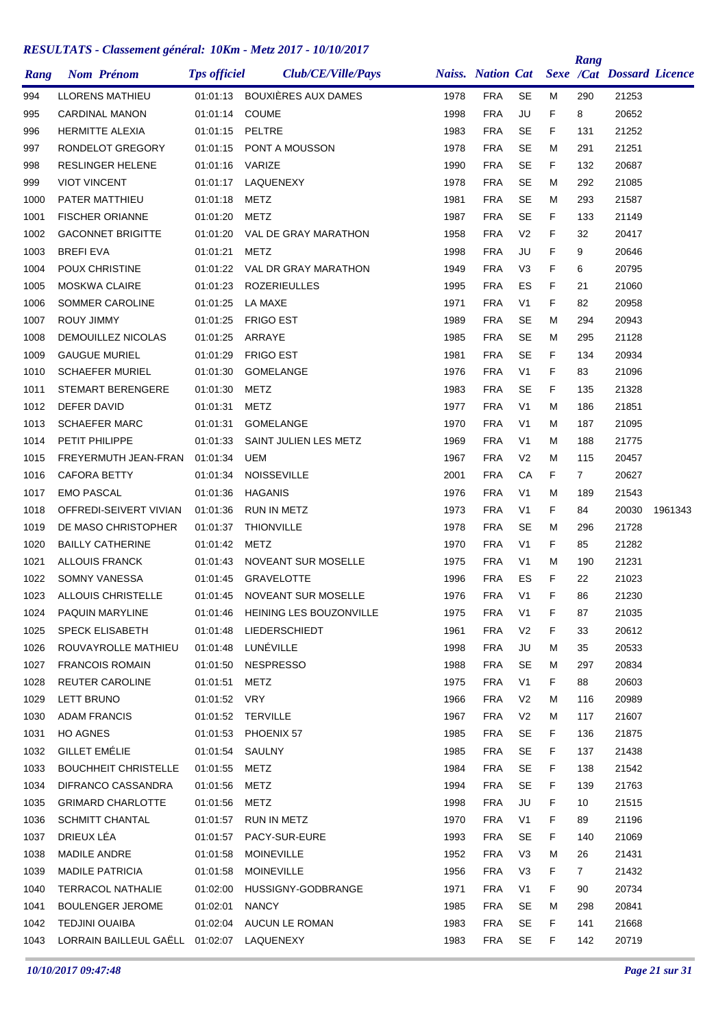# RESULTATS - Classement général: 10Km - Metz 2017 - 10/10/2017

| Rang | Nom Prénom | Tps officiel | Club/CE/Ville/Pays | Naiss. | Nation | Cat | Sexe | Rang /Cat | Dossard | Licence |
|---|---|---|---|---|---|---|---|---|---|---|
| 994 | LLORENS MATHIEU | 01:01:13 | BOUXIÈRES AUX DAMES | 1978 | FRA | SE | M | 290 | 21253 | |
| 995 | CARDINAL MANON | 01:01:14 | COUME | 1998 | FRA | JU | F | 8 | 20652 | |
| 996 | HERMITTE ALEXIA | 01:01:15 | PELTRE | 1983 | FRA | SE | F | 131 | 21252 | |
| 997 | RONDELOT GREGORY | 01:01:15 | PONT A MOUSSON | 1978 | FRA | SE | M | 291 | 21251 | |
| 998 | RESLINGER HELENE | 01:01:16 | VARIZE | 1990 | FRA | SE | F | 132 | 20687 | |
| 999 | VIOT VINCENT | 01:01:17 | LAQUENEXY | 1978 | FRA | SE | M | 292 | 21085 | |
| 1000 | PATER MATTHIEU | 01:01:18 | METZ | 1981 | FRA | SE | M | 293 | 21587 | |
| 1001 | FISCHER ORIANNE | 01:01:20 | METZ | 1987 | FRA | SE | F | 133 | 21149 | |
| 1002 | GACONNET BRIGITTE | 01:01:20 | VAL DE GRAY MARATHON | 1958 | FRA | V2 | F | 32 | 20417 | |
| 1003 | BREFI EVA | 01:01:21 | METZ | 1998 | FRA | JU | F | 9 | 20646 | |
| 1004 | POUX CHRISTINE | 01:01:22 | VAL DR GRAY MARATHON | 1949 | FRA | V3 | F | 6 | 20795 | |
| 1005 | MOSKWA CLAIRE | 01:01:23 | ROZERIEULLES | 1995 | FRA | ES | F | 21 | 21060 | |
| 1006 | SOMMER CAROLINE | 01:01:25 | LA MAXE | 1971 | FRA | V1 | F | 82 | 20958 | |
| 1007 | ROUY JIMMY | 01:01:25 | FRIGO EST | 1989 | FRA | SE | M | 294 | 20943 | |
| 1008 | DEMOUILLEZ NICOLAS | 01:01:25 | ARRAYE | 1985 | FRA | SE | M | 295 | 21128 | |
| 1009 | GAUGUE MURIEL | 01:01:29 | FRIGO EST | 1981 | FRA | SE | F | 134 | 20934 | |
| 1010 | SCHAEFER MURIEL | 01:01:30 | GOMELANGE | 1976 | FRA | V1 | F | 83 | 21096 | |
| 1011 | STEMART BERENGERE | 01:01:30 | METZ | 1983 | FRA | SE | F | 135 | 21328 | |
| 1012 | DEFER DAVID | 01:01:31 | METZ | 1977 | FRA | V1 | M | 186 | 21851 | |
| 1013 | SCHAEFER MARC | 01:01:31 | GOMELANGE | 1970 | FRA | V1 | M | 187 | 21095 | |
| 1014 | PETIT PHILIPPE | 01:01:33 | SAINT JULIEN LES METZ | 1969 | FRA | V1 | M | 188 | 21775 | |
| 1015 | FREYERMUTH JEAN-FRAN | 01:01:34 | UEM | 1967 | FRA | V2 | M | 115 | 20457 | |
| 1016 | CAFORA BETTY | 01:01:34 | NOISSEVILLE | 2001 | FRA | CA | F | 7 | 20627 | |
| 1017 | EMO PASCAL | 01:01:36 | HAGANIS | 1976 | FRA | V1 | M | 189 | 21543 | |
| 1018 | OFFREDI-SEIVERT VIVIAN | 01:01:36 | RUN IN METZ | 1973 | FRA | V1 | F | 84 | 20030 | 1961343 |
| 1019 | DE MASO CHRISTOPHER | 01:01:37 | THIONVILLE | 1978 | FRA | SE | M | 296 | 21728 | |
| 1020 | BAILLY CATHERINE | 01:01:42 | METZ | 1970 | FRA | V1 | F | 85 | 21282 | |
| 1021 | ALLOUIS FRANCK | 01:01:43 | NOVEANT SUR MOSELLE | 1975 | FRA | V1 | M | 190 | 21231 | |
| 1022 | SOMNY VANESSA | 01:01:45 | GRAVELOTTE | 1996 | FRA | ES | F | 22 | 21023 | |
| 1023 | ALLOUIS CHRISTELLE | 01:01:45 | NOVEANT SUR MOSELLE | 1976 | FRA | V1 | F | 86 | 21230 | |
| 1024 | PAQUIN MARYLINE | 01:01:46 | HEINING LES BOUZONVILLE | 1975 | FRA | V1 | F | 87 | 21035 | |
| 1025 | SPECK ELISABETH | 01:01:48 | LIEDERSCHIEDT | 1961 | FRA | V2 | F | 33 | 20612 | |
| 1026 | ROUVAYROLLE MATHIEU | 01:01:48 | LUNÉVILLE | 1998 | FRA | JU | M | 35 | 20533 | |
| 1027 | FRANCOIS ROMAIN | 01:01:50 | NESPRESSO | 1988 | FRA | SE | M | 297 | 20834 | |
| 1028 | REUTER CAROLINE | 01:01:51 | METZ | 1975 | FRA | V1 | F | 88 | 20603 | |
| 1029 | LETT BRUNO | 01:01:52 | VRY | 1966 | FRA | V2 | M | 116 | 20989 | |
| 1030 | ADAM FRANCIS | 01:01:52 | TERVILLE | 1967 | FRA | V2 | M | 117 | 21607 | |
| 1031 | HO AGNES | 01:01:53 | PHOENIX 57 | 1985 | FRA | SE | F | 136 | 21875 | |
| 1032 | GILLET EMÉLIE | 01:01:54 | SAULNY | 1985 | FRA | SE | F | 137 | 21438 | |
| 1033 | BOUCHHEIT CHRISTELLE | 01:01:55 | METZ | 1984 | FRA | SE | F | 138 | 21542 | |
| 1034 | DIFRANCO CASSANDRA | 01:01:56 | METZ | 1994 | FRA | SE | F | 139 | 21763 | |
| 1035 | GRIMARD CHARLOTTE | 01:01:56 | METZ | 1998 | FRA | JU | F | 10 | 21515 | |
| 1036 | SCHMITT CHANTAL | 01:01:57 | RUN IN METZ | 1970 | FRA | V1 | F | 89 | 21196 | |
| 1037 | DRIEUX LÉA | 01:01:57 | PACY-SUR-EURE | 1993 | FRA | SE | F | 140 | 21069 | |
| 1038 | MADILE ANDRE | 01:01:58 | MOINEVILLE | 1952 | FRA | V3 | M | 26 | 21431 | |
| 1039 | MADILE PATRICIA | 01:01:58 | MOINEVILLE | 1956 | FRA | V3 | F | 7 | 21432 | |
| 1040 | TERRACOL NATHALIE | 01:02:00 | HUSSIGNY-GODBRANGE | 1971 | FRA | V1 | F | 90 | 20734 | |
| 1041 | BOULENGER JEROME | 01:02:01 | NANCY | 1985 | FRA | SE | M | 298 | 20841 | |
| 1042 | TEDJINI OUAIBA | 01:02:04 | AUCUN LE ROMAN | 1983 | FRA | SE | F | 141 | 21668 | |
| 1043 | LORRAIN BAILLEUL GAËLL | 01:02:07 | LAQUENEXY | 1983 | FRA | SE | F | 142 | 20719 | |

*10/10/2017 09:47:48*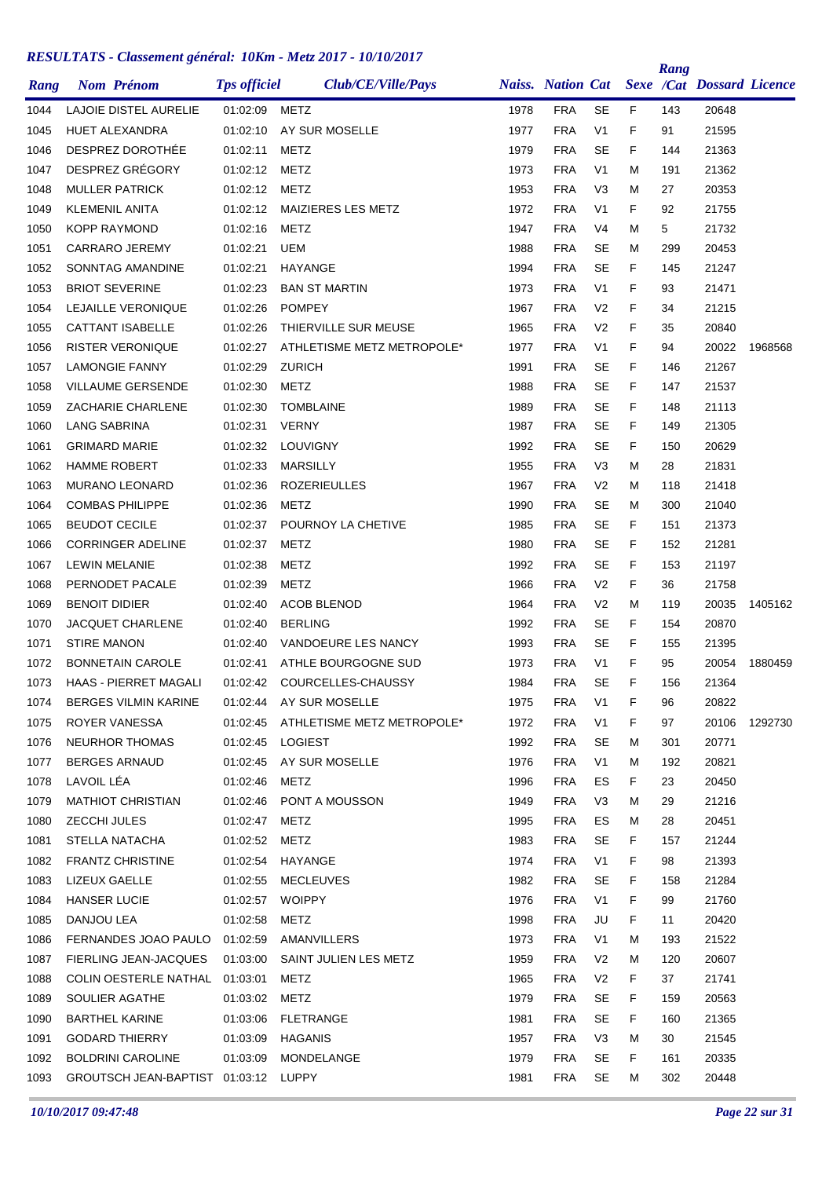# RESULTATS - Classement général: 10Km - Metz 2017 - 10/10/2017

| Rang | Nom Prénom | Tps officiel | Club/CE/Ville/Pays | Naiss. | Nation | Cat | Sexe | Rang /Cat | Dossard | Licence |
|---|---|---|---|---|---|---|---|---|---|---|
| 1044 | LAJOIE DISTEL AURELIE | 01:02:09 | METZ | 1978 | FRA | SE | F | 143 | 20648 | |
| 1045 | HUET ALEXANDRA | 01:02:10 | AY SUR MOSELLE | 1977 | FRA | V1 | F | 91 | 21595 | |
| 1046 | DESPREZ DOROTHÉE | 01:02:11 | METZ | 1979 | FRA | SE | F | 144 | 21363 | |
| 1047 | DESPREZ GRÉGORY | 01:02:12 | METZ | 1973 | FRA | V1 | M | 191 | 21362 | |
| 1048 | MULLER PATRICK | 01:02:12 | METZ | 1953 | FRA | V3 | M | 27 | 20353 | |
| 1049 | KLEMENIL ANITA | 01:02:12 | MAIZIERES LES METZ | 1972 | FRA | V1 | F | 92 | 21755 | |
| 1050 | KOPP RAYMOND | 01:02:16 | METZ | 1947 | FRA | V4 | M | 5 | 21732 | |
| 1051 | CARRARO JEREMY | 01:02:21 | UEM | 1988 | FRA | SE | M | 299 | 20453 | |
| 1052 | SONNTAG AMANDINE | 01:02:21 | HAYANGE | 1994 | FRA | SE | F | 145 | 21247 | |
| 1053 | BRIOT SEVERINE | 01:02:23 | BAN ST MARTIN | 1973 | FRA | V1 | F | 93 | 21471 | |
| 1054 | LEJAILLE VERONIQUE | 01:02:26 | POMPEY | 1967 | FRA | V2 | F | 34 | 21215 | |
| 1055 | CATTANT ISABELLE | 01:02:26 | THIERVILLE SUR MEUSE | 1965 | FRA | V2 | F | 35 | 20840 | |
| 1056 | RISTER VERONIQUE | 01:02:27 | ATHLETISME METZ METROPOLE* | 1977 | FRA | V1 | F | 94 | 20022 | 1968568 |
| 1057 | LAMONGIE FANNY | 01:02:29 | ZURICH | 1991 | FRA | SE | F | 146 | 21267 | |
| 1058 | VILLAUME GERSENDE | 01:02:30 | METZ | 1988 | FRA | SE | F | 147 | 21537 | |
| 1059 | ZACHARIE CHARLENE | 01:02:30 | TOMBLAINE | 1989 | FRA | SE | F | 148 | 21113 | |
| 1060 | LANG SABRINA | 01:02:31 | VERNY | 1987 | FRA | SE | F | 149 | 21305 | |
| 1061 | GRIMARD MARIE | 01:02:32 | LOUVIGNY | 1992 | FRA | SE | F | 150 | 20629 | |
| 1062 | HAMME ROBERT | 01:02:33 | MARSILLY | 1955 | FRA | V3 | M | 28 | 21831 | |
| 1063 | MURANO LEONARD | 01:02:36 | ROZERIEULLES | 1967 | FRA | V2 | M | 118 | 21418 | |
| 1064 | COMBAS PHILIPPE | 01:02:36 | METZ | 1990 | FRA | SE | M | 300 | 21040 | |
| 1065 | BEUDOT CECILE | 01:02:37 | POURNOY LA CHETIVE | 1985 | FRA | SE | F | 151 | 21373 | |
| 1066 | CORRINGER ADELINE | 01:02:37 | METZ | 1980 | FRA | SE | F | 152 | 21281 | |
| 1067 | LEWIN MELANIE | 01:02:38 | METZ | 1992 | FRA | SE | F | 153 | 21197 | |
| 1068 | PERNODET PACALE | 01:02:39 | METZ | 1966 | FRA | V2 | F | 36 | 21758 | |
| 1069 | BENOIT DIDIER | 01:02:40 | ACOB BLENOD | 1964 | FRA | V2 | M | 119 | 20035 | 1405162 |
| 1070 | JACQUET CHARLENE | 01:02:40 | BERLING | 1992 | FRA | SE | F | 154 | 20870 | |
| 1071 | STIRE MANON | 01:02:40 | VANDOEURE LES NANCY | 1993 | FRA | SE | F | 155 | 21395 | |
| 1072 | BONNETAIN CAROLE | 01:02:41 | ATHLE BOURGOGNE SUD | 1973 | FRA | V1 | F | 95 | 20054 | 1880459 |
| 1073 | HAAS - PIERRET MAGALI | 01:02:42 | COURCELLES-CHAUSSY | 1984 | FRA | SE | F | 156 | 21364 | |
| 1074 | BERGES VILMIN KARINE | 01:02:44 | AY SUR MOSELLE | 1975 | FRA | V1 | F | 96 | 20822 | |
| 1075 | ROYER VANESSA | 01:02:45 | ATHLETISME METZ METROPOLE* | 1972 | FRA | V1 | F | 97 | 20106 | 1292730 |
| 1076 | NEURHOR THOMAS | 01:02:45 | LOGIEST | 1992 | FRA | SE | M | 301 | 20771 | |
| 1077 | BERGES ARNAUD | 01:02:45 | AY SUR MOSELLE | 1976 | FRA | V1 | M | 192 | 20821 | |
| 1078 | LAVOIL LÉA | 01:02:46 | METZ | 1996 | FRA | ES | F | 23 | 20450 | |
| 1079 | MATHIOT CHRISTIAN | 01:02:46 | PONT A MOUSSON | 1949 | FRA | V3 | M | 29 | 21216 | |
| 1080 | ZECCHI JULES | 01:02:47 | METZ | 1995 | FRA | ES | M | 28 | 20451 | |
| 1081 | STELLA NATACHA | 01:02:52 | METZ | 1983 | FRA | SE | F | 157 | 21244 | |
| 1082 | FRANTZ CHRISTINE | 01:02:54 | HAYANGE | 1974 | FRA | V1 | F | 98 | 21393 | |
| 1083 | LIZEUX GAELLE | 01:02:55 | MECLEUVES | 1982 | FRA | SE | F | 158 | 21284 | |
| 1084 | HANSER LUCIE | 01:02:57 | WOIPPY | 1976 | FRA | V1 | F | 99 | 21760 | |
| 1085 | DANJOU LEA | 01:02:58 | METZ | 1998 | FRA | JU | F | 11 | 20420 | |
| 1086 | FERNANDES JOAO PAULO | 01:02:59 | AMANVILLERS | 1973 | FRA | V1 | M | 193 | 21522 | |
| 1087 | FIERLING JEAN-JACQUES | 01:03:00 | SAINT JULIEN LES METZ | 1959 | FRA | V2 | M | 120 | 20607 | |
| 1088 | COLIN OESTERLE NATHAL | 01:03:01 | METZ | 1965 | FRA | V2 | F | 37 | 21741 | |
| 1089 | SOULIER AGATHE | 01:03:02 | METZ | 1979 | FRA | SE | F | 159 | 20563 | |
| 1090 | BARTHEL KARINE | 01:03:06 | FLETRANGE | 1981 | FRA | SE | F | 160 | 21365 | |
| 1091 | GODARD THIERRY | 01:03:09 | HAGANIS | 1957 | FRA | V3 | M | 30 | 21545 | |
| 1092 | BOLDRINI CAROLINE | 01:03:09 | MONDELANGE | 1979 | FRA | SE | F | 161 | 20335 | |
| 1093 | GROUTSCH JEAN-BAPTIST | 01:03:12 | LUPPY | 1981 | FRA | SE | M | 302 | 20448 | |

*10/10/2017 09:47:48*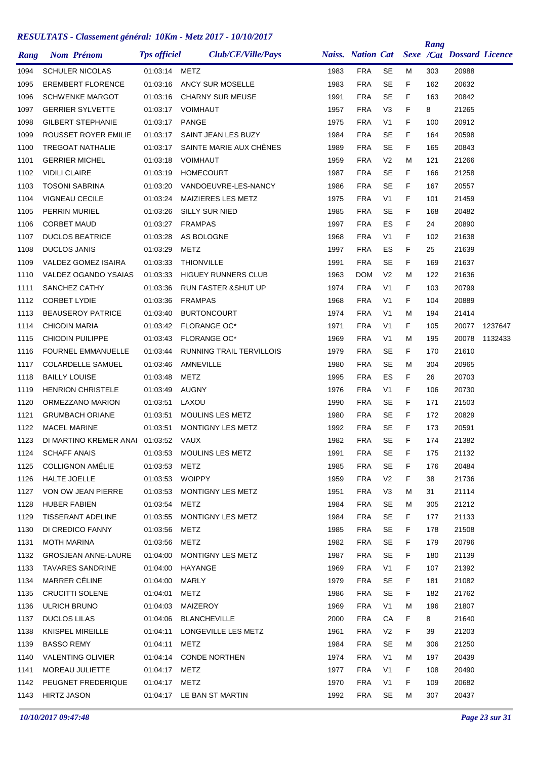## RESULTATS - Classement général: 10Km - Metz 2017 - 10/10/2017

| Rang | Nom Prénom | Tps officiel | Club/CE/Ville/Pays | Naiss. | Nation | Cat | Sexe | Rang /Cat | Dossard | Licence |
|---|---|---|---|---|---|---|---|---|---|---|
| 1094 | SCHULER NICOLAS | 01:03:14 | METZ | 1983 | FRA | SE | M | 303 | 20988 | |
| 1095 | EREMBERT FLORENCE | 01:03:16 | ANCY SUR MOSELLE | 1983 | FRA | SE | F | 162 | 20632 | |
| 1096 | SCHWENKE MARGOT | 01:03:16 | CHARNY SUR MEUSE | 1991 | FRA | SE | F | 163 | 20842 | |
| 1097 | GERRIER SYLVETTE | 01:03:17 | VOIMHAUT | 1957 | FRA | V3 | F | 8 | 21265 | |
| 1098 | GILBERT STEPHANIE | 01:03:17 | PANGE | 1975 | FRA | V1 | F | 100 | 20912 | |
| 1099 | ROUSSET ROYER EMILIE | 01:03:17 | SAINT JEAN LES BUZY | 1984 | FRA | SE | F | 164 | 20598 | |
| 1100 | TREGOAT NATHALIE | 01:03:17 | SAINTE MARIE AUX CHÊNES | 1989 | FRA | SE | F | 165 | 20843 | |
| 1101 | GERRIER MICHEL | 01:03:18 | VOIMHAUT | 1959 | FRA | V2 | M | 121 | 21266 | |
| 1102 | VIDILI CLAIRE | 01:03:19 | HOMECOURT | 1987 | FRA | SE | F | 166 | 21258 | |
| 1103 | TOSONI SABRINA | 01:03:20 | VANDOEUVRE-LES-NANCY | 1986 | FRA | SE | F | 167 | 20557 | |
| 1104 | VIGNEAU CECILE | 01:03:24 | MAIZIERES LES METZ | 1975 | FRA | V1 | F | 101 | 21459 | |
| 1105 | PERRIN MURIEL | 01:03:26 | SILLY SUR NIED | 1985 | FRA | SE | F | 168 | 20482 | |
| 1106 | CORBET MAUD | 01:03:27 | FRAMPAS | 1997 | FRA | ES | F | 24 | 20890 | |
| 1107 | DUCLOS BEATRICE | 01:03:28 | AS BOLOGNE | 1968 | FRA | V1 | F | 102 | 21638 | |
| 1108 | DUCLOS JANIS | 01:03:29 | METZ | 1997 | FRA | ES | F | 25 | 21639 | |
| 1109 | VALDEZ GOMEZ ISAIRA | 01:03:33 | THIONVILLE | 1991 | FRA | SE | F | 169 | 21637 | |
| 1110 | VALDEZ OGANDO YSAIAS | 01:03:33 | HIGUEY RUNNERS CLUB | 1963 | DOM | V2 | M | 122 | 21636 | |
| 1111 | SANCHEZ CATHY | 01:03:36 | RUN FASTER &SHUT UP | 1974 | FRA | V1 | F | 103 | 20799 | |
| 1112 | CORBET LYDIE | 01:03:36 | FRAMPAS | 1968 | FRA | V1 | F | 104 | 20889 | |
| 1113 | BEAUSEROY PATRICE | 01:03:40 | BURTONCOURT | 1974 | FRA | V1 | M | 194 | 21414 | |
| 1114 | CHIODIN MARIA | 01:03:42 | FLORANGE OC* | 1971 | FRA | V1 | F | 105 | 20077 | 1237647 |
| 1115 | CHIODIN PUILIPPE | 01:03:43 | FLORANGE OC* | 1969 | FRA | V1 | M | 195 | 20078 | 1132433 |
| 1116 | FOURNEL EMMANUELLE | 01:03:44 | RUNNING TRAIL TERVILLOIS | 1979 | FRA | SE | F | 170 | 21610 | |
| 1117 | COLARDELLE SAMUEL | 01:03:46 | AMNEVILLE | 1980 | FRA | SE | M | 304 | 20965 | |
| 1118 | BAILLY LOUISE | 01:03:48 | METZ | 1995 | FRA | ES | F | 26 | 20703 | |
| 1119 | HENRION CHRISTELE | 01:03:49 | AUGNY | 1976 | FRA | V1 | F | 106 | 20730 | |
| 1120 | ORMEZZANO MARION | 01:03:51 | LAXOU | 1990 | FRA | SE | F | 171 | 21503 | |
| 1121 | GRUMBACH ORIANE | 01:03:51 | MOULINS LES METZ | 1980 | FRA | SE | F | 172 | 20829 | |
| 1122 | MACEL MARINE | 01:03:51 | MONTIGNY LES METZ | 1992 | FRA | SE | F | 173 | 20591 | |
| 1123 | DI MARTINO KREMER ANAI | 01:03:52 | VAUX | 1982 | FRA | SE | F | 174 | 21382 | |
| 1124 | SCHAFF ANAIS | 01:03:53 | MOULINS LES METZ | 1991 | FRA | SE | F | 175 | 21132 | |
| 1125 | COLLIGNON AMÉLIE | 01:03:53 | METZ | 1985 | FRA | SE | F | 176 | 20484 | |
| 1126 | HALTE JOELLE | 01:03:53 | WOIPPY | 1959 | FRA | V2 | F | 38 | 21736 | |
| 1127 | VON OW JEAN PIERRE | 01:03:53 | MONTIGNY LES METZ | 1951 | FRA | V3 | M | 31 | 21114 | |
| 1128 | HUBER FABIEN | 01:03:54 | METZ | 1984 | FRA | SE | M | 305 | 21212 | |
| 1129 | TISSERANT ADELINE | 01:03:55 | MONTIGNY LES METZ | 1984 | FRA | SE | F | 177 | 21133 | |
| 1130 | DI CREDICO FANNY | 01:03:56 | METZ | 1985 | FRA | SE | F | 178 | 21508 | |
| 1131 | MOTH MARINA | 01:03:56 | METZ | 1982 | FRA | SE | F | 179 | 20796 | |
| 1132 | GROSJEAN ANNE-LAURE | 01:04:00 | MONTIGNY LES METZ | 1987 | FRA | SE | F | 180 | 21139 | |
| 1133 | TAVARES SANDRINE | 01:04:00 | HAYANGE | 1969 | FRA | V1 | F | 107 | 21392 | |
| 1134 | MARRER CÉLINE | 01:04:00 | MARLY | 1979 | FRA | SE | F | 181 | 21082 | |
| 1135 | CRUCITTI SOLENE | 01:04:01 | METZ | 1986 | FRA | SE | F | 182 | 21762 | |
| 1136 | ULRICH BRUNO | 01:04:03 | MAIZEROY | 1969 | FRA | V1 | M | 196 | 21807 | |
| 1137 | DUCLOS LILAS | 01:04:06 | BLANCHEVILLE | 2000 | FRA | CA | F | 8 | 21640 | |
| 1138 | KNISPEL MIREILLE | 01:04:11 | LONGEVILLE LES METZ | 1961 | FRA | V2 | F | 39 | 21203 | |
| 1139 | BASSO REMY | 01:04:11 | METZ | 1984 | FRA | SE | M | 306 | 21250 | |
| 1140 | VALENTING OLIVIER | 01:04:14 | CONDE NORTHEN | 1974 | FRA | V1 | M | 197 | 20439 | |
| 1141 | MOREAU JULIETTE | 01:04:17 | METZ | 1977 | FRA | V1 | F | 108 | 20490 | |
| 1142 | PEUGNET FREDERIQUE | 01:04:17 | METZ | 1970 | FRA | V1 | F | 109 | 20682 | |
| 1143 | HIRTZ JASON | 01:04:17 | LE BAN ST MARTIN | 1992 | FRA | SE | M | 307 | 20437 | |

*10/10/2017 09:47:48*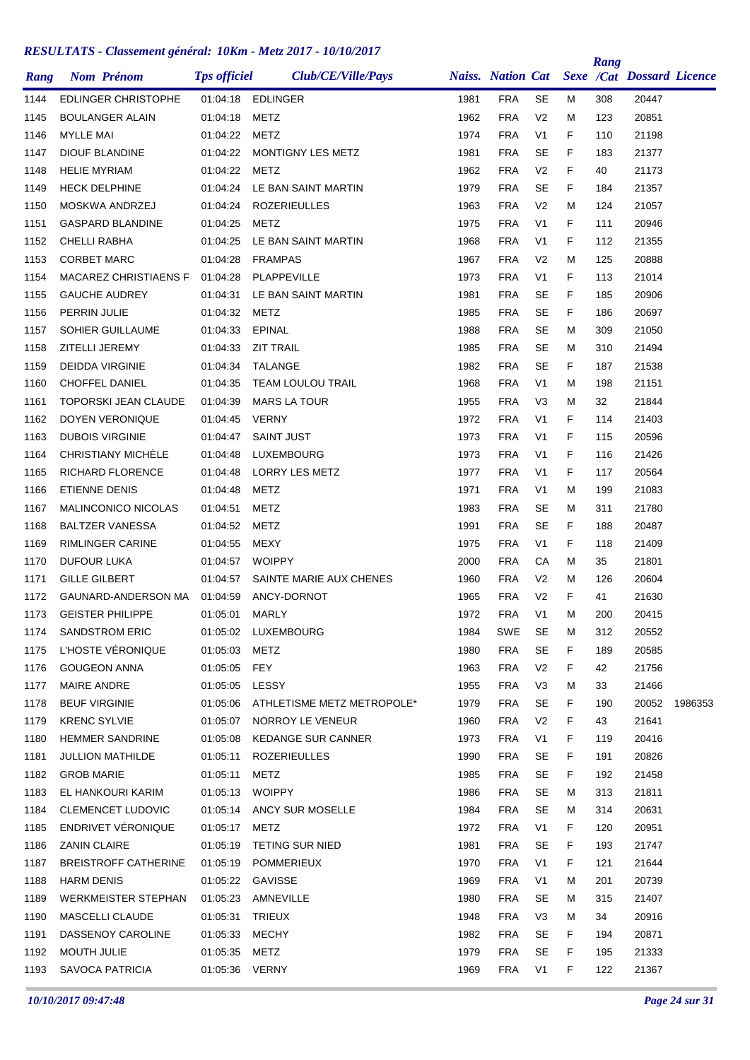## RESULTATS - Classement général: 10Km - Metz 2017 - 10/10/2017

| Rang | Nom Prénom | Tps officiel | Club/CE/Ville/Pays | Naiss. | Nation | Cat | Sexe | Rang /Cat | Dossard | Licence |
|---|---|---|---|---|---|---|---|---|---|---|
| 1144 | EDLINGER CHRISTOPHE | 01:04:18 | EDLINGER | 1981 | FRA | SE | M | 308 | 20447 | |
| 1145 | BOULANGER ALAIN | 01:04:18 | METZ | 1962 | FRA | V2 | M | 123 | 20851 | |
| 1146 | MYLLE MAI | 01:04:22 | METZ | 1974 | FRA | V1 | F | 110 | 21198 | |
| 1147 | DIOUF BLANDINE | 01:04:22 | MONTIGNY LES METZ | 1981 | FRA | SE | F | 183 | 21377 | |
| 1148 | HELIE MYRIAM | 01:04:22 | METZ | 1962 | FRA | V2 | F | 40 | 21173 | |
| 1149 | HECK DELPHINE | 01:04:24 | LE BAN SAINT MARTIN | 1979 | FRA | SE | F | 184 | 21357 | |
| 1150 | MOSKWA ANDRZEJ | 01:04:24 | ROZERIEULLES | 1963 | FRA | V2 | M | 124 | 21057 | |
| 1151 | GASPARD BLANDINE | 01:04:25 | METZ | 1975 | FRA | V1 | F | 111 | 20946 | |
| 1152 | CHELLI RABHA | 01:04:25 | LE BAN SAINT MARTIN | 1968 | FRA | V1 | F | 112 | 21355 | |
| 1153 | CORBET MARC | 01:04:28 | FRAMPAS | 1967 | FRA | V2 | M | 125 | 20888 | |
| 1154 | MACAREZ CHRISTIAENS F | 01:04:28 | PLAPPEVILLE | 1973 | FRA | V1 | F | 113 | 21014 | |
| 1155 | GAUCHE AUDREY | 01:04:31 | LE BAN SAINT MARTIN | 1981 | FRA | SE | F | 185 | 20906 | |
| 1156 | PERRIN JULIE | 01:04:32 | METZ | 1985 | FRA | SE | F | 186 | 20697 | |
| 1157 | SOHIER GUILLAUME | 01:04:33 | EPINAL | 1988 | FRA | SE | M | 309 | 21050 | |
| 1158 | ZITELLI JEREMY | 01:04:33 | ZIT TRAIL | 1985 | FRA | SE | M | 310 | 21494 | |
| 1159 | DEIDDA VIRGINIE | 01:04:34 | TALANGE | 1982 | FRA | SE | F | 187 | 21538 | |
| 1160 | CHOFFEL DANIEL | 01:04:35 | TEAM LOULOU TRAIL | 1968 | FRA | V1 | M | 198 | 21151 | |
| 1161 | TOPORSKI JEAN CLAUDE | 01:04:39 | MARS LA TOUR | 1955 | FRA | V3 | M | 32 | 21844 | |
| 1162 | DOYEN VERONIQUE | 01:04:45 | VERNY | 1972 | FRA | V1 | F | 114 | 21403 | |
| 1163 | DUBOIS VIRGINIE | 01:04:47 | SAINT JUST | 1973 | FRA | V1 | F | 115 | 20596 | |
| 1164 | CHRISTIANY MICHÈLE | 01:04:48 | LUXEMBOURG | 1973 | FRA | V1 | F | 116 | 21426 | |
| 1165 | RICHARD FLORENCE | 01:04:48 | LORRY LES METZ | 1977 | FRA | V1 | F | 117 | 20564 | |
| 1166 | ETIENNE DENIS | 01:04:48 | METZ | 1971 | FRA | V1 | M | 199 | 21083 | |
| 1167 | MALINCONICO NICOLAS | 01:04:51 | METZ | 1983 | FRA | SE | M | 311 | 21780 | |
| 1168 | BALTZER VANESSA | 01:04:52 | METZ | 1991 | FRA | SE | F | 188 | 20487 | |
| 1169 | RIMLINGER CARINE | 01:04:55 | MEXY | 1975 | FRA | V1 | F | 118 | 21409 | |
| 1170 | DUFOUR LUKA | 01:04:57 | WOIPPY | 2000 | FRA | CA | M | 35 | 21801 | |
| 1171 | GILLE GILBERT | 01:04:57 | SAINTE MARIE AUX CHENES | 1960 | FRA | V2 | M | 126 | 20604 | |
| 1172 | GAUNARD-ANDERSON MA | 01:04:59 | ANCY-DORNOT | 1965 | FRA | V2 | F | 41 | 21630 | |
| 1173 | GEISTER PHILIPPE | 01:05:01 | MARLY | 1972 | FRA | V1 | M | 200 | 20415 | |
| 1174 | SANDSTROM ERIC | 01:05:02 | LUXEMBOURG | 1984 | SWE | SE | M | 312 | 20552 | |
| 1175 | L'HOSTE VÉRONIQUE | 01:05:03 | METZ | 1980 | FRA | SE | F | 189 | 20585 | |
| 1176 | GOUGEON ANNA | 01:05:05 | FEY | 1963 | FRA | V2 | F | 42 | 21756 | |
| 1177 | MAIRE ANDRE | 01:05:05 | LESSY | 1955 | FRA | V3 | M | 33 | 21466 | |
| 1178 | BEUF VIRGINIE | 01:05:06 | ATHLETISME METZ METROPOLE* | 1979 | FRA | SE | F | 190 | 20052 | 1986353 |
| 1179 | KRENC SYLVIE | 01:05:07 | NORROY LE VENEUR | 1960 | FRA | V2 | F | 43 | 21641 | |
| 1180 | HEMMER SANDRINE | 01:05:08 | KEDANGE SUR CANNER | 1973 | FRA | V1 | F | 119 | 20416 | |
| 1181 | JULLION MATHILDE | 01:05:11 | ROZERIEULLES | 1990 | FRA | SE | F | 191 | 20826 | |
| 1182 | GROB MARIE | 01:05:11 | METZ | 1985 | FRA | SE | F | 192 | 21458 | |
| 1183 | EL HANKOURI KARIM | 01:05:13 | WOIPPY | 1986 | FRA | SE | M | 313 | 21811 | |
| 1184 | CLEMENCET LUDOVIC | 01:05:14 | ANCY SUR MOSELLE | 1984 | FRA | SE | M | 314 | 20631 | |
| 1185 | ENDRIVET VÉRONIQUE | 01:05:17 | METZ | 1972 | FRA | V1 | F | 120 | 20951 | |
| 1186 | ZANIN CLAIRE | 01:05:19 | TETING SUR NIED | 1981 | FRA | SE | F | 193 | 21747 | |
| 1187 | BREISTROFF CATHERINE | 01:05:19 | POMMERIEUX | 1970 | FRA | V1 | F | 121 | 21644 | |
| 1188 | HARM DENIS | 01:05:22 | GAVISSE | 1969 | FRA | V1 | M | 201 | 20739 | |
| 1189 | WERKMEISTER STEPHAN | 01:05:23 | AMNEVILLE | 1980 | FRA | SE | M | 315 | 21407 | |
| 1190 | MASCELLI CLAUDE | 01:05:31 | TRIEUX | 1948 | FRA | V3 | M | 34 | 20916 | |
| 1191 | DASSENOY CAROLINE | 01:05:33 | MECHY | 1982 | FRA | SE | F | 194 | 20871 | |
| 1192 | MOUTH JULIE | 01:05:35 | METZ | 1979 | FRA | SE | F | 195 | 21333 | |
| 1193 | SAVOCA PATRICIA | 01:05:36 | VERNY | 1969 | FRA | V1 | F | 122 | 21367 | |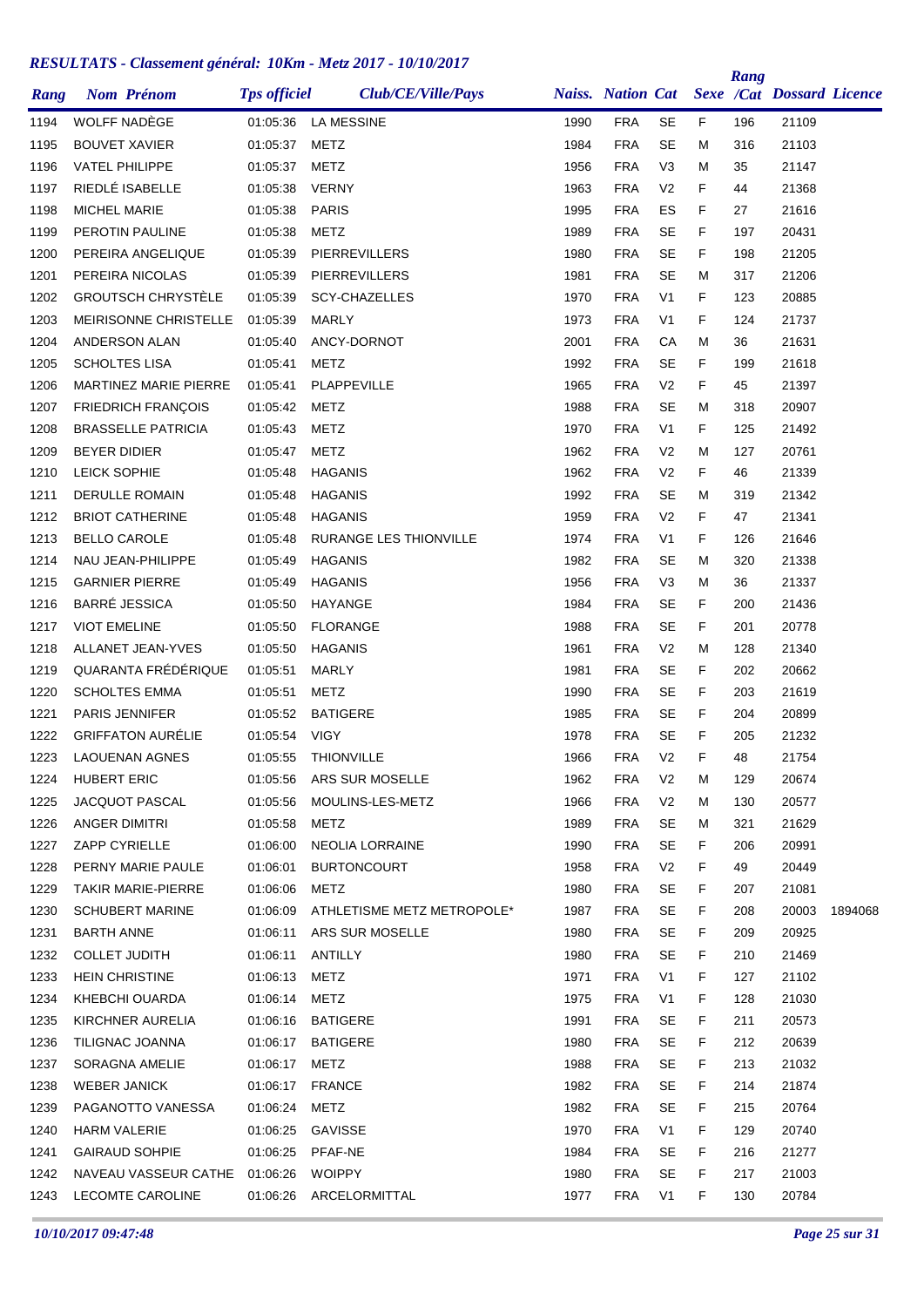## RESULTATS - Classement général: 10Km - Metz 2017 - 10/10/2017

| Rang | Nom Prénom | Tps officiel | Club/CE/Ville/Pays | Naiss. | Nation | Cat | Sexe | Rang /Cat | Dossard | Licence |
|---|---|---|---|---|---|---|---|---|---|---|
| 1194 | WOLFF NADÈGE | 01:05:36 | LA MESSINE | 1990 | FRA | SE | F | 196 | 21109 | |
| 1195 | BOUVET XAVIER | 01:05:37 | METZ | 1984 | FRA | SE | M | 316 | 21103 | |
| 1196 | VATEL PHILIPPE | 01:05:37 | METZ | 1956 | FRA | V3 | M | 35 | 21147 | |
| 1197 | RIEDLÉ ISABELLE | 01:05:38 | VERNY | 1963 | FRA | V2 | F | 44 | 21368 | |
| 1198 | MICHEL MARIE | 01:05:38 | PARIS | 1995 | FRA | ES | F | 27 | 21616 | |
| 1199 | PEROTIN PAULINE | 01:05:38 | METZ | 1989 | FRA | SE | F | 197 | 20431 | |
| 1200 | PEREIRA ANGELIQUE | 01:05:39 | PIERREVILLERS | 1980 | FRA | SE | F | 198 | 21205 | |
| 1201 | PEREIRA NICOLAS | 01:05:39 | PIERREVILLERS | 1981 | FRA | SE | M | 317 | 21206 | |
| 1202 | GROUTSCH CHRYSTÈLE | 01:05:39 | SCY-CHAZELLES | 1970 | FRA | V1 | F | 123 | 20885 | |
| 1203 | MEIRISONNE CHRISTELLE | 01:05:39 | MARLY | 1973 | FRA | V1 | F | 124 | 21737 | |
| 1204 | ANDERSON ALAN | 01:05:40 | ANCY-DORNOT | 2001 | FRA | CA | M | 36 | 21631 | |
| 1205 | SCHOLTES LISA | 01:05:41 | METZ | 1992 | FRA | SE | F | 199 | 21618 | |
| 1206 | MARTINEZ MARIE PIERRE | 01:05:41 | PLAPPEVILLE | 1965 | FRA | V2 | F | 45 | 21397 | |
| 1207 | FRIEDRICH FRANÇOIS | 01:05:42 | METZ | 1988 | FRA | SE | M | 318 | 20907 | |
| 1208 | BRASSELLE PATRICIA | 01:05:43 | METZ | 1970 | FRA | V1 | F | 125 | 21492 | |
| 1209 | BEYER DIDIER | 01:05:47 | METZ | 1962 | FRA | V2 | M | 127 | 20761 | |
| 1210 | LEICK SOPHIE | 01:05:48 | HAGANIS | 1962 | FRA | V2 | F | 46 | 21339 | |
| 1211 | DERULLE ROMAIN | 01:05:48 | HAGANIS | 1992 | FRA | SE | M | 319 | 21342 | |
| 1212 | BRIOT CATHERINE | 01:05:48 | HAGANIS | 1959 | FRA | V2 | F | 47 | 21341 | |
| 1213 | BELLO CAROLE | 01:05:48 | RURANGE LES THIONVILLE | 1974 | FRA | V1 | F | 126 | 21646 | |
| 1214 | NAU JEAN-PHILIPPE | 01:05:49 | HAGANIS | 1982 | FRA | SE | M | 320 | 21338 | |
| 1215 | GARNIER PIERRE | 01:05:49 | HAGANIS | 1956 | FRA | V3 | M | 36 | 21337 | |
| 1216 | BARRÉ JESSICA | 01:05:50 | HAYANGE | 1984 | FRA | SE | F | 200 | 21436 | |
| 1217 | VIOT EMELINE | 01:05:50 | FLORANGE | 1988 | FRA | SE | F | 201 | 20778 | |
| 1218 | ALLANET JEAN-YVES | 01:05:50 | HAGANIS | 1961 | FRA | V2 | M | 128 | 21340 | |
| 1219 | QUARANTA FRÉDÉRIQUE | 01:05:51 | MARLY | 1981 | FRA | SE | F | 202 | 20662 | |
| 1220 | SCHOLTES EMMA | 01:05:51 | METZ | 1990 | FRA | SE | F | 203 | 21619 | |
| 1221 | PARIS JENNIFER | 01:05:52 | BATIGERE | 1985 | FRA | SE | F | 204 | 20899 | |
| 1222 | GRIFFATON AURÉLIE | 01:05:54 | VIGY | 1978 | FRA | SE | F | 205 | 21232 | |
| 1223 | LAOUENAN AGNES | 01:05:55 | THIONVILLE | 1966 | FRA | V2 | F | 48 | 21754 | |
| 1224 | HUBERT ERIC | 01:05:56 | ARS SUR MOSELLE | 1962 | FRA | V2 | M | 129 | 20674 | |
| 1225 | JACQUOT PASCAL | 01:05:56 | MOULINS-LES-METZ | 1966 | FRA | V2 | M | 130 | 20577 | |
| 1226 | ANGER DIMITRI | 01:05:58 | METZ | 1989 | FRA | SE | M | 321 | 21629 | |
| 1227 | ZAPP CYRIELLE | 01:06:00 | NEOLIA LORRAINE | 1990 | FRA | SE | F | 206 | 20991 | |
| 1228 | PERNY MARIE PAULE | 01:06:01 | BURTONCOURT | 1958 | FRA | V2 | F | 49 | 20449 | |
| 1229 | TAKIR MARIE-PIERRE | 01:06:06 | METZ | 1980 | FRA | SE | F | 207 | 21081 | |
| 1230 | SCHUBERT MARINE | 01:06:09 | ATHLETISME METZ METROPOLE* | 1987 | FRA | SE | F | 208 | 20003 | 1894068 |
| 1231 | BARTH ANNE | 01:06:11 | ARS SUR MOSELLE | 1980 | FRA | SE | F | 209 | 20925 | |
| 1232 | COLLET JUDITH | 01:06:11 | ANTILLY | 1980 | FRA | SE | F | 210 | 21469 | |
| 1233 | HEIN CHRISTINE | 01:06:13 | METZ | 1971 | FRA | V1 | F | 127 | 21102 | |
| 1234 | KHEBCHI OUARDA | 01:06:14 | METZ | 1975 | FRA | V1 | F | 128 | 21030 | |
| 1235 | KIRCHNER AURELIA | 01:06:16 | BATIGERE | 1991 | FRA | SE | F | 211 | 20573 | |
| 1236 | TILIGNAC JOANNA | 01:06:17 | BATIGERE | 1980 | FRA | SE | F | 212 | 20639 | |
| 1237 | SORAGNA AMELIE | 01:06:17 | METZ | 1988 | FRA | SE | F | 213 | 21032 | |
| 1238 | WEBER JANICK | 01:06:17 | FRANCE | 1982 | FRA | SE | F | 214 | 21874 | |
| 1239 | PAGANOTTO VANESSA | 01:06:24 | METZ | 1982 | FRA | SE | F | 215 | 20764 | |
| 1240 | HARM VALERIE | 01:06:25 | GAVISSE | 1970 | FRA | V1 | F | 129 | 20740 | |
| 1241 | GAIRAUD SOHPIE | 01:06:25 | PFAF-NE | 1984 | FRA | SE | F | 216 | 21277 | |
| 1242 | NAVEAU VASSEUR CATHE | 01:06:26 | WOIPPY | 1980 | FRA | SE | F | 217 | 21003 | |
| 1243 | LECOMTE CAROLINE | 01:06:26 | ARCELORMITTAL | 1977 | FRA | V1 | F | 130 | 20784 | |

*10/10/2017 09:47:48*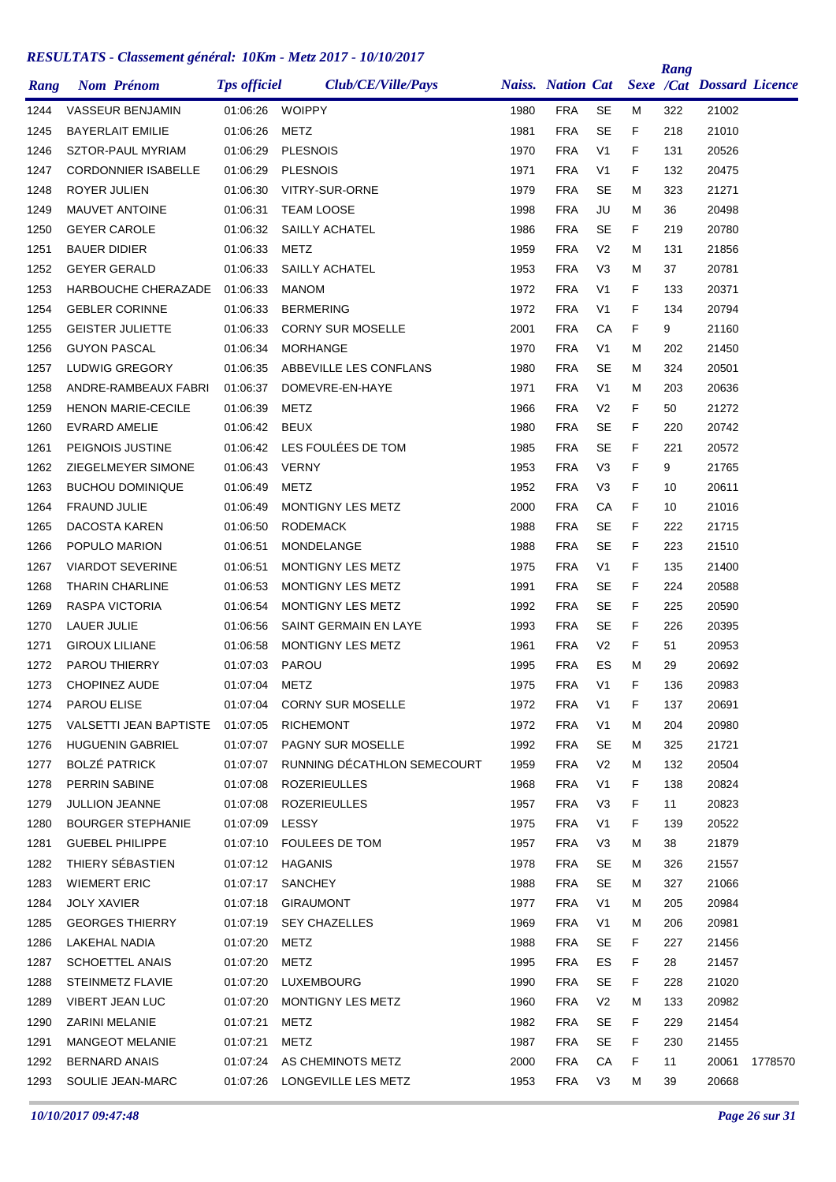# RESULTATS - Classement général: 10Km - Metz 2017 - 10/10/2017

| Rang | Nom Prénom | Tps officiel | Club/CE/Ville/Pays | Naiss. | Nation | Cat | Sexe | Rang /Cat | Dossard | Licence |
|---|---|---|---|---|---|---|---|---|---|---|
| 1244 | VASSEUR BENJAMIN | 01:06:26 | WOIPPY | 1980 | FRA | SE | M | 322 | 21002 | |
| 1245 | BAYERLAIT EMILIE | 01:06:26 | METZ | 1981 | FRA | SE | F | 218 | 21010 | |
| 1246 | SZTOR-PAUL MYRIAM | 01:06:29 | PLESNOIS | 1970 | FRA | V1 | F | 131 | 20526 | |
| 1247 | CORDONNIER ISABELLE | 01:06:29 | PLESNOIS | 1971 | FRA | V1 | F | 132 | 20475 | |
| 1248 | ROYER JULIEN | 01:06:30 | VITRY-SUR-ORNE | 1979 | FRA | SE | M | 323 | 21271 | |
| 1249 | MAUVET ANTOINE | 01:06:31 | TEAM LOOSE | 1998 | FRA | JU | M | 36 | 20498 | |
| 1250 | GEYER CAROLE | 01:06:32 | SAILLY ACHATEL | 1986 | FRA | SE | F | 219 | 20780 | |
| 1251 | BAUER DIDIER | 01:06:33 | METZ | 1959 | FRA | V2 | M | 131 | 21856 | |
| 1252 | GEYER GERALD | 01:06:33 | SAILLY ACHATEL | 1953 | FRA | V3 | M | 37 | 20781 | |
| 1253 | HARBOUCHE CHERAZADE | 01:06:33 | MANOM | 1972 | FRA | V1 | F | 133 | 20371 | |
| 1254 | GEBLER CORINNE | 01:06:33 | BERMERING | 1972 | FRA | V1 | F | 134 | 20794 | |
| 1255 | GEISTER JULIETTE | 01:06:33 | CORNY SUR MOSELLE | 2001 | FRA | CA | F | 9 | 21160 | |
| 1256 | GUYON PASCAL | 01:06:34 | MORHANGE | 1970 | FRA | V1 | M | 202 | 21450 | |
| 1257 | LUDWIG GREGORY | 01:06:35 | ABBEVILLE LES CONFLANS | 1980 | FRA | SE | M | 324 | 20501 | |
| 1258 | ANDRE-RAMBEAUX FABRI | 01:06:37 | DOMEVRE-EN-HAYE | 1971 | FRA | V1 | M | 203 | 20636 | |
| 1259 | HENON MARIE-CECILE | 01:06:39 | METZ | 1966 | FRA | V2 | F | 50 | 21272 | |
| 1260 | EVRARD AMELIE | 01:06:42 | BEUX | 1980 | FRA | SE | F | 220 | 20742 | |
| 1261 | PEIGNOIS JUSTINE | 01:06:42 | LES FOULÉES DE TOM | 1985 | FRA | SE | F | 221 | 20572 | |
| 1262 | ZIEGELMEYER SIMONE | 01:06:43 | VERNY | 1953 | FRA | V3 | F | 9 | 21765 | |
| 1263 | BUCHOU DOMINIQUE | 01:06:49 | METZ | 1952 | FRA | V3 | F | 10 | 20611 | |
| 1264 | FRAUND JULIE | 01:06:49 | MONTIGNY LES METZ | 2000 | FRA | CA | F | 10 | 21016 | |
| 1265 | DACOSTA KAREN | 01:06:50 | RODEMACK | 1988 | FRA | SE | F | 222 | 21715 | |
| 1266 | POPULO MARION | 01:06:51 | MONDELANGE | 1988 | FRA | SE | F | 223 | 21510 | |
| 1267 | VIARDOT SEVERINE | 01:06:51 | MONTIGNY LES METZ | 1975 | FRA | V1 | F | 135 | 21400 | |
| 1268 | THARIN CHARLINE | 01:06:53 | MONTIGNY LES METZ | 1991 | FRA | SE | F | 224 | 20588 | |
| 1269 | RASPA VICTORIA | 01:06:54 | MONTIGNY LES METZ | 1992 | FRA | SE | F | 225 | 20590 | |
| 1270 | LAUER JULIE | 01:06:56 | SAINT GERMAIN EN LAYE | 1993 | FRA | SE | F | 226 | 20395 | |
| 1271 | GIROUX LILIANE | 01:06:58 | MONTIGNY LES METZ | 1961 | FRA | V2 | F | 51 | 20953 | |
| 1272 | PAROU THIERRY | 01:07:03 | PAROU | 1995 | FRA | ES | M | 29 | 20692 | |
| 1273 | CHOPINEZ AUDE | 01:07:04 | METZ | 1975 | FRA | V1 | F | 136 | 20983 | |
| 1274 | PAROU ELISE | 01:07:04 | CORNY SUR MOSELLE | 1972 | FRA | V1 | F | 137 | 20691 | |
| 1275 | VALSETTI JEAN BAPTISTE | 01:07:05 | RICHEMONT | 1972 | FRA | V1 | M | 204 | 20980 | |
| 1276 | HUGUENIN GABRIEL | 01:07:07 | PAGNY SUR MOSELLE | 1992 | FRA | SE | M | 325 | 21721 | |
| 1277 | BOLZÉ PATRICK | 01:07:07 | RUNNING DÉCATHLON SEMECOURT | 1959 | FRA | V2 | M | 132 | 20504 | |
| 1278 | PERRIN SABINE | 01:07:08 | ROZERIEULLES | 1968 | FRA | V1 | F | 138 | 20824 | |
| 1279 | JULLION JEANNE | 01:07:08 | ROZERIEULLES | 1957 | FRA | V3 | F | 11 | 20823 | |
| 1280 | BOURGER STEPHANIE | 01:07:09 | LESSY | 1975 | FRA | V1 | F | 139 | 20522 | |
| 1281 | GUEBEL PHILIPPE | 01:07:10 | FOULEES DE TOM | 1957 | FRA | V3 | M | 38 | 21879 | |
| 1282 | THIERY SÉBASTIEN | 01:07:12 | HAGANIS | 1978 | FRA | SE | M | 326 | 21557 | |
| 1283 | WIEMERT ERIC | 01:07:17 | SANCHEY | 1988 | FRA | SE | M | 327 | 21066 | |
| 1284 | JOLY XAVIER | 01:07:18 | GIRAUMONT | 1977 | FRA | V1 | M | 205 | 20984 | |
| 1285 | GEORGES THIERRY | 01:07:19 | SEY CHAZELLES | 1969 | FRA | V1 | M | 206 | 20981 | |
| 1286 | LAKEHAL NADIA | 01:07:20 | METZ | 1988 | FRA | SE | F | 227 | 21456 | |
| 1287 | SCHOETTEL ANAIS | 01:07:20 | METZ | 1995 | FRA | ES | F | 28 | 21457 | |
| 1288 | STEINMETZ FLAVIE | 01:07:20 | LUXEMBOURG | 1990 | FRA | SE | F | 228 | 21020 | |
| 1289 | VIBERT JEAN LUC | 01:07:20 | MONTIGNY LES METZ | 1960 | FRA | V2 | M | 133 | 20982 | |
| 1290 | ZARINI MELANIE | 01:07:21 | METZ | 1982 | FRA | SE | F | 229 | 21454 | |
| 1291 | MANGEOT MELANIE | 01:07:21 | METZ | 1987 | FRA | SE | F | 230 | 21455 | |
| 1292 | BERNARD ANAIS | 01:07:24 | AS CHEMINOTS METZ | 2000 | FRA | CA | F | 11 | 20061 | 1778570 |
| 1293 | SOULIE JEAN-MARC | 01:07:26 | LONGEVILLE LES METZ | 1953 | FRA | V3 | M | 39 | 20668 | |

*10/10/2017 09:47:48*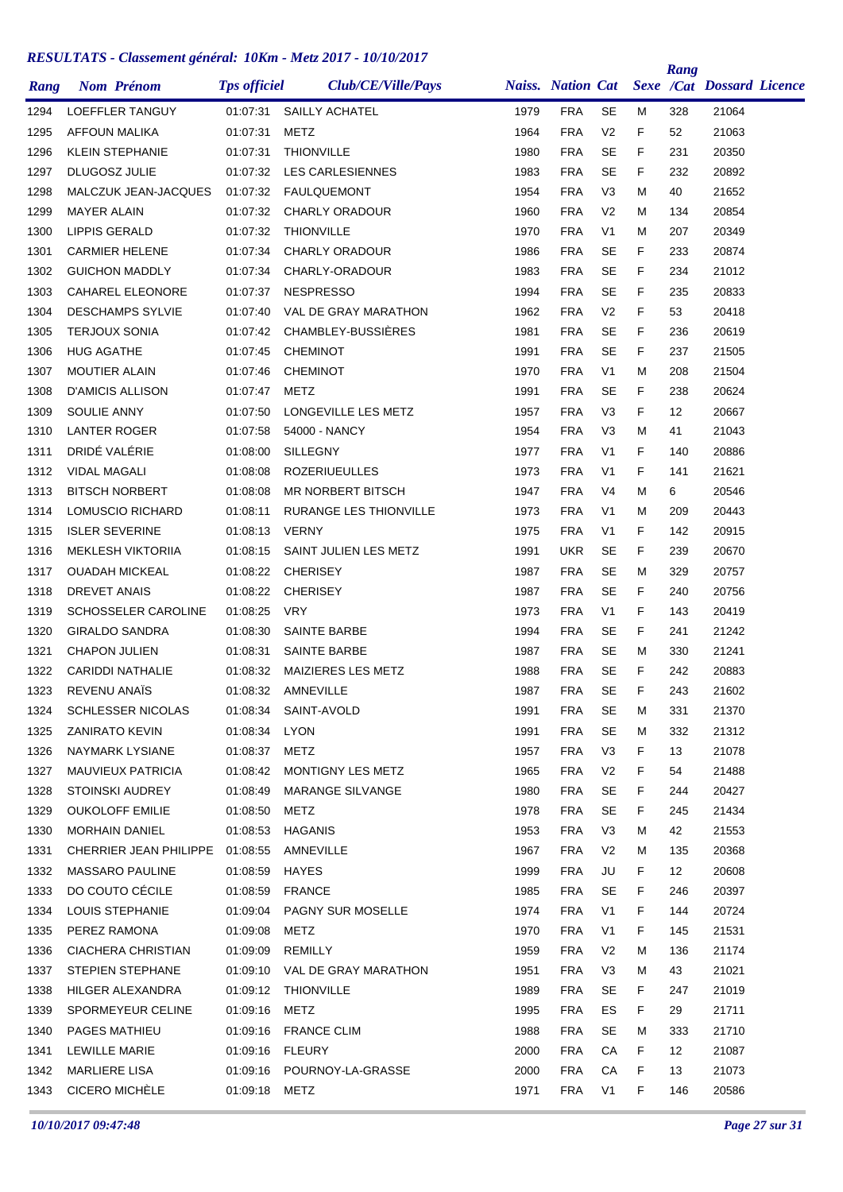# RESULTATS - Classement général: 10Km - Metz 2017 - 10/10/2017

| Rang | Nom Prénom | Tps officiel | Club/CE/Ville/Pays | Naiss. | Nation | Cat | Sexe | Rang /Cat | Dossard | Licence |
|---|---|---|---|---|---|---|---|---|---|---|
| 1294 | LOEFFLER TANGUY | 01:07:31 | SAILLY ACHATEL | 1979 | FRA | SE | M | 328 | 21064 | |
| 1295 | AFFOUN MALIKA | 01:07:31 | METZ | 1964 | FRA | V2 | F | 52 | 21063 | |
| 1296 | KLEIN STEPHANIE | 01:07:31 | THIONVILLE | 1980 | FRA | SE | F | 231 | 20350 | |
| 1297 | DLUGOSZ JULIE | 01:07:32 | LES CARLESIENNES | 1983 | FRA | SE | F | 232 | 20892 | |
| 1298 | MALCZUK JEAN-JACQUES | 01:07:32 | FAULQUEMONT | 1954 | FRA | V3 | M | 40 | 21652 | |
| 1299 | MAYER ALAIN | 01:07:32 | CHARLY ORADOUR | 1960 | FRA | V2 | M | 134 | 20854 | |
| 1300 | LIPPIS GERALD | 01:07:32 | THIONVILLE | 1970 | FRA | V1 | M | 207 | 20349 | |
| 1301 | CARMIER HELENE | 01:07:34 | CHARLY ORADOUR | 1986 | FRA | SE | F | 233 | 20874 | |
| 1302 | GUICHON MADDLY | 01:07:34 | CHARLY-ORADOUR | 1983 | FRA | SE | F | 234 | 21012 | |
| 1303 | CAHAREL ELEONORE | 01:07:37 | NESPRESSO | 1994 | FRA | SE | F | 235 | 20833 | |
| 1304 | DESCHAMPS SYLVIE | 01:07:40 | VAL DE GRAY MARATHON | 1962 | FRA | V2 | F | 53 | 20418 | |
| 1305 | TERJOUX SONIA | 01:07:42 | CHAMBLEY-BUSSIÈRES | 1981 | FRA | SE | F | 236 | 20619 | |
| 1306 | HUG AGATHE | 01:07:45 | CHEMINOT | 1991 | FRA | SE | F | 237 | 21505 | |
| 1307 | MOUTIER ALAIN | 01:07:46 | CHEMINOT | 1970 | FRA | V1 | M | 208 | 21504 | |
| 1308 | D'AMICIS ALLISON | 01:07:47 | METZ | 1991 | FRA | SE | F | 238 | 20624 | |
| 1309 | SOULIE ANNY | 01:07:50 | LONGEVILLE LES METZ | 1957 | FRA | V3 | F | 12 | 20667 | |
| 1310 | LANTER ROGER | 01:07:58 | 54000 - NANCY | 1954 | FRA | V3 | M | 41 | 21043 | |
| 1311 | DRIDÉ VALÉRIE | 01:08:00 | SILLEGNY | 1977 | FRA | V1 | F | 140 | 20886 | |
| 1312 | VIDAL MAGALI | 01:08:08 | ROZERIUEULLES | 1973 | FRA | V1 | F | 141 | 21621 | |
| 1313 | BITSCH NORBERT | 01:08:08 | MR NORBERT BITSCH | 1947 | FRA | V4 | M | 6 | 20546 | |
| 1314 | LOMUSCIO RICHARD | 01:08:11 | RURANGE LES THIONVILLE | 1973 | FRA | V1 | M | 209 | 20443 | |
| 1315 | ISLER SEVERINE | 01:08:13 | VERNY | 1975 | FRA | V1 | F | 142 | 20915 | |
| 1316 | MEKLESH VIKTORIIA | 01:08:15 | SAINT JULIEN LES METZ | 1991 | UKR | SE | F | 239 | 20670 | |
| 1317 | OUADAH MICKEAL | 01:08:22 | CHERISEY | 1987 | FRA | SE | M | 329 | 20757 | |
| 1318 | DREVET ANAIS | 01:08:22 | CHERISEY | 1987 | FRA | SE | F | 240 | 20756 | |
| 1319 | SCHOSSELER CAROLINE | 01:08:25 | VRY | 1973 | FRA | V1 | F | 143 | 20419 | |
| 1320 | GIRALDO SANDRA | 01:08:30 | SAINTE BARBE | 1994 | FRA | SE | F | 241 | 21242 | |
| 1321 | CHAPON JULIEN | 01:08:31 | SAINTE BARBE | 1987 | FRA | SE | M | 330 | 21241 | |
| 1322 | CARIDDI NATHALIE | 01:08:32 | MAIZIERES LES METZ | 1988 | FRA | SE | F | 242 | 20883 | |
| 1323 | REVENU ANAÏS | 01:08:32 | AMNEVILLE | 1987 | FRA | SE | F | 243 | 21602 | |
| 1324 | SCHLESSER NICOLAS | 01:08:34 | SAINT-AVOLD | 1991 | FRA | SE | M | 331 | 21370 | |
| 1325 | ZANIRATO KEVIN | 01:08:34 | LYON | 1991 | FRA | SE | M | 332 | 21312 | |
| 1326 | NAYMARK LYSIANE | 01:08:37 | METZ | 1957 | FRA | V3 | F | 13 | 21078 | |
| 1327 | MAUVIEUX PATRICIA | 01:08:42 | MONTIGNY LES METZ | 1965 | FRA | V2 | F | 54 | 21488 | |
| 1328 | STOINSKI AUDREY | 01:08:49 | MARANGE SILVANGE | 1980 | FRA | SE | F | 244 | 20427 | |
| 1329 | OUKOLOFF EMILIE | 01:08:50 | METZ | 1978 | FRA | SE | F | 245 | 21434 | |
| 1330 | MORHAIN DANIEL | 01:08:53 | HAGANIS | 1953 | FRA | V3 | M | 42 | 21553 | |
| 1331 | CHERRIER JEAN PHILIPPE | 01:08:55 | AMNEVILLE | 1967 | FRA | V2 | M | 135 | 20368 | |
| 1332 | MASSARO PAULINE | 01:08:59 | HAYES | 1999 | FRA | JU | F | 12 | 20608 | |
| 1333 | DO COUTO CÉCILE | 01:08:59 | FRANCE | 1985 | FRA | SE | F | 246 | 20397 | |
| 1334 | LOUIS STEPHANIE | 01:09:04 | PAGNY SUR MOSELLE | 1974 | FRA | V1 | F | 144 | 20724 | |
| 1335 | PEREZ RAMONA | 01:09:08 | METZ | 1970 | FRA | V1 | F | 145 | 21531 | |
| 1336 | CIACHERA CHRISTIAN | 01:09:09 | REMILLY | 1959 | FRA | V2 | M | 136 | 21174 | |
| 1337 | STEPIEN STEPHANE | 01:09:10 | VAL DE GRAY MARATHON | 1951 | FRA | V3 | M | 43 | 21021 | |
| 1338 | HILGER ALEXANDRA | 01:09:12 | THIONVILLE | 1989 | FRA | SE | F | 247 | 21019 | |
| 1339 | SPORMEYEUR CELINE | 01:09:16 | METZ | 1995 | FRA | ES | F | 29 | 21711 | |
| 1340 | PAGES MATHIEU | 01:09:16 | FRANCE CLIM | 1988 | FRA | SE | M | 333 | 21710 | |
| 1341 | LEWILLE MARIE | 01:09:16 | FLEURY | 2000 | FRA | CA | F | 12 | 21087 | |
| 1342 | MARLIERE LISA | 01:09:16 | POURNOY-LA-GRASSE | 2000 | FRA | CA | F | 13 | 21073 | |
| 1343 | CICERO MICHÈLE | 01:09:18 | METZ | 1971 | FRA | V1 | F | 146 | 20586 | |

*10/10/2017 09:47:48*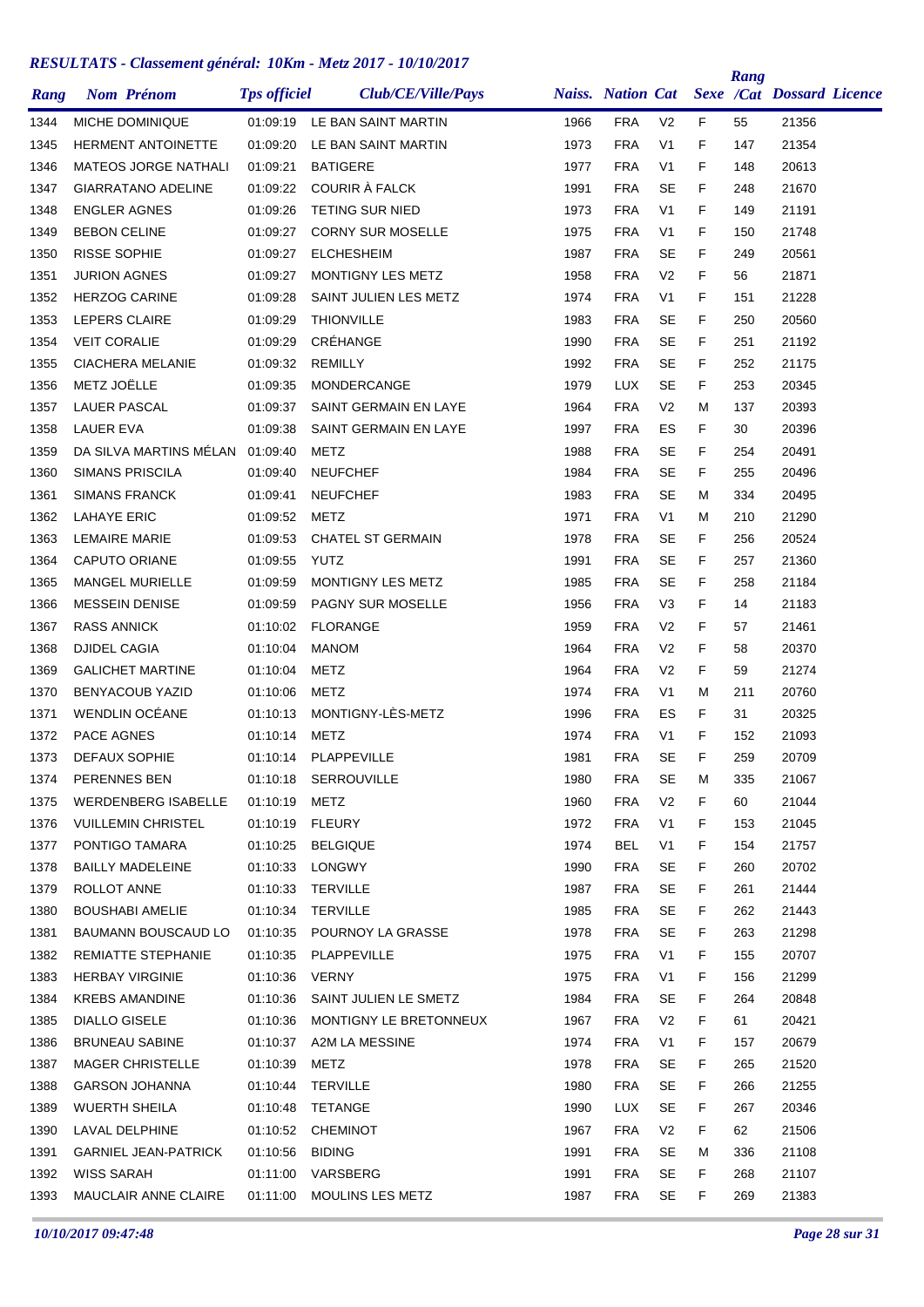## RESULTATS - Classement général: 10Km - Metz 2017 - 10/10/2017

| Rang | Nom Prénom | Tps officiel | Club/CE/Ville/Pays | Naiss. | Nation | Cat | Sexe | Rang /Cat | Dossard | Licence |
|---|---|---|---|---|---|---|---|---|---|---|
| 1344 | MICHE DOMINIQUE | 01:09:19 | LE BAN SAINT MARTIN | 1966 | FRA | V2 | F | 55 | 21356 | |
| 1345 | HERMENT ANTOINETTE | 01:09:20 | LE BAN SAINT MARTIN | 1973 | FRA | V1 | F | 147 | 21354 | |
| 1346 | MATEOS JORGE NATHALI | 01:09:21 | BATIGERE | 1977 | FRA | V1 | F | 148 | 20613 | |
| 1347 | GIARRATANO ADELINE | 01:09:22 | COURIR À FALCK | 1991 | FRA | SE | F | 248 | 21670 | |
| 1348 | ENGLER AGNES | 01:09:26 | TETING SUR NIED | 1973 | FRA | V1 | F | 149 | 21191 | |
| 1349 | BEBON CELINE | 01:09:27 | CORNY SUR MOSELLE | 1975 | FRA | V1 | F | 150 | 21748 | |
| 1350 | RISSE SOPHIE | 01:09:27 | ELCHESHEIM | 1987 | FRA | SE | F | 249 | 20561 | |
| 1351 | JURION AGNES | 01:09:27 | MONTIGNY LES METZ | 1958 | FRA | V2 | F | 56 | 21871 | |
| 1352 | HERZOG CARINE | 01:09:28 | SAINT JULIEN LES METZ | 1974 | FRA | V1 | F | 151 | 21228 | |
| 1353 | LEPERS CLAIRE | 01:09:29 | THIONVILLE | 1983 | FRA | SE | F | 250 | 20560 | |
| 1354 | VEIT CORALIE | 01:09:29 | CRÉHANGE | 1990 | FRA | SE | F | 251 | 21192 | |
| 1355 | CIACHERA MELANIE | 01:09:32 | REMILLY | 1992 | FRA | SE | F | 252 | 21175 | |
| 1356 | METZ JOËLLE | 01:09:35 | MONDERCANGE | 1979 | LUX | SE | F | 253 | 20345 | |
| 1357 | LAUER PASCAL | 01:09:37 | SAINT GERMAIN EN LAYE | 1964 | FRA | V2 | M | 137 | 20393 | |
| 1358 | LAUER EVA | 01:09:38 | SAINT GERMAIN EN LAYE | 1997 | FRA | ES | F | 30 | 20396 | |
| 1359 | DA SILVA MARTINS MÉLAN | 01:09:40 | METZ | 1988 | FRA | SE | F | 254 | 20491 | |
| 1360 | SIMANS PRISCILA | 01:09:40 | NEUFCHEF | 1984 | FRA | SE | F | 255 | 20496 | |
| 1361 | SIMANS FRANCK | 01:09:41 | NEUFCHEF | 1983 | FRA | SE | M | 334 | 20495 | |
| 1362 | LAHAYE ERIC | 01:09:52 | METZ | 1971 | FRA | V1 | M | 210 | 21290 | |
| 1363 | LEMAIRE MARIE | 01:09:53 | CHATEL ST GERMAIN | 1978 | FRA | SE | F | 256 | 20524 | |
| 1364 | CAPUTO ORIANE | 01:09:55 | YUTZ | 1991 | FRA | SE | F | 257 | 21360 | |
| 1365 | MANGEL MURIELLE | 01:09:59 | MONTIGNY LES METZ | 1985 | FRA | SE | F | 258 | 21184 | |
| 1366 | MESSEIN DENISE | 01:09:59 | PAGNY SUR MOSELLE | 1956 | FRA | V3 | F | 14 | 21183 | |
| 1367 | RASS ANNICK | 01:10:02 | FLORANGE | 1959 | FRA | V2 | F | 57 | 21461 | |
| 1368 | DJIDEL CAGIA | 01:10:04 | MANOM | 1964 | FRA | V2 | F | 58 | 20370 | |
| 1369 | GALICHET MARTINE | 01:10:04 | METZ | 1964 | FRA | V2 | F | 59 | 21274 | |
| 1370 | BENYACOUB YAZID | 01:10:06 | METZ | 1974 | FRA | V1 | M | 211 | 20760 | |
| 1371 | WENDLIN OCÉANE | 01:10:13 | MONTIGNY-LÈS-METZ | 1996 | FRA | ES | F | 31 | 20325 | |
| 1372 | PACE AGNES | 01:10:14 | METZ | 1974 | FRA | V1 | F | 152 | 21093 | |
| 1373 | DEFAUX SOPHIE | 01:10:14 | PLAPPEVILLE | 1981 | FRA | SE | F | 259 | 20709 | |
| 1374 | PERENNES BEN | 01:10:18 | SERROUVILLE | 1980 | FRA | SE | M | 335 | 21067 | |
| 1375 | WERDENBERG ISABELLE | 01:10:19 | METZ | 1960 | FRA | V2 | F | 60 | 21044 | |
| 1376 | VUILLEMIN CHRISTEL | 01:10:19 | FLEURY | 1972 | FRA | V1 | F | 153 | 21045 | |
| 1377 | PONTIGO TAMARA | 01:10:25 | BELGIQUE | 1974 | BEL | V1 | F | 154 | 21757 | |
| 1378 | BAILLY MADELEINE | 01:10:33 | LONGWY | 1990 | FRA | SE | F | 260 | 20702 | |
| 1379 | ROLLOT ANNE | 01:10:33 | TERVILLE | 1987 | FRA | SE | F | 261 | 21444 | |
| 1380 | BOUSHABI AMELIE | 01:10:34 | TERVILLE | 1985 | FRA | SE | F | 262 | 21443 | |
| 1381 | BAUMANN BOUSCAUD LO | 01:10:35 | POURNOY LA GRASSE | 1978 | FRA | SE | F | 263 | 21298 | |
| 1382 | REMIATTE STEPHANIE | 01:10:35 | PLAPPEVILLE | 1975 | FRA | V1 | F | 155 | 20707 | |
| 1383 | HERBAY VIRGINIE | 01:10:36 | VERNY | 1975 | FRA | V1 | F | 156 | 21299 | |
| 1384 | KREBS AMANDINE | 01:10:36 | SAINT JULIEN LE SMETZ | 1984 | FRA | SE | F | 264 | 20848 | |
| 1385 | DIALLO GISELE | 01:10:36 | MONTIGNY LE BRETONNEUX | 1967 | FRA | V2 | F | 61 | 20421 | |
| 1386 | BRUNEAU SABINE | 01:10:37 | A2M LA MESSINE | 1974 | FRA | V1 | F | 157 | 20679 | |
| 1387 | MAGER CHRISTELLE | 01:10:39 | METZ | 1978 | FRA | SE | F | 265 | 21520 | |
| 1388 | GARSON JOHANNA | 01:10:44 | TERVILLE | 1980 | FRA | SE | F | 266 | 21255 | |
| 1389 | WUERTH SHEILA | 01:10:48 | TETANGE | 1990 | LUX | SE | F | 267 | 20346 | |
| 1390 | LAVAL DELPHINE | 01:10:52 | CHEMINOT | 1967 | FRA | V2 | F | 62 | 21506 | |
| 1391 | GARNIEL JEAN-PATRICK | 01:10:56 | BIDING | 1991 | FRA | SE | M | 336 | 21108 | |
| 1392 | WISS SARAH | 01:11:00 | VARSBERG | 1991 | FRA | SE | F | 268 | 21107 | |
| 1393 | MAUCLAIR ANNE CLAIRE | 01:11:00 | MOULINS LES METZ | 1987 | FRA | SE | F | 269 | 21383 | |

*10/10/2017 09:47:48*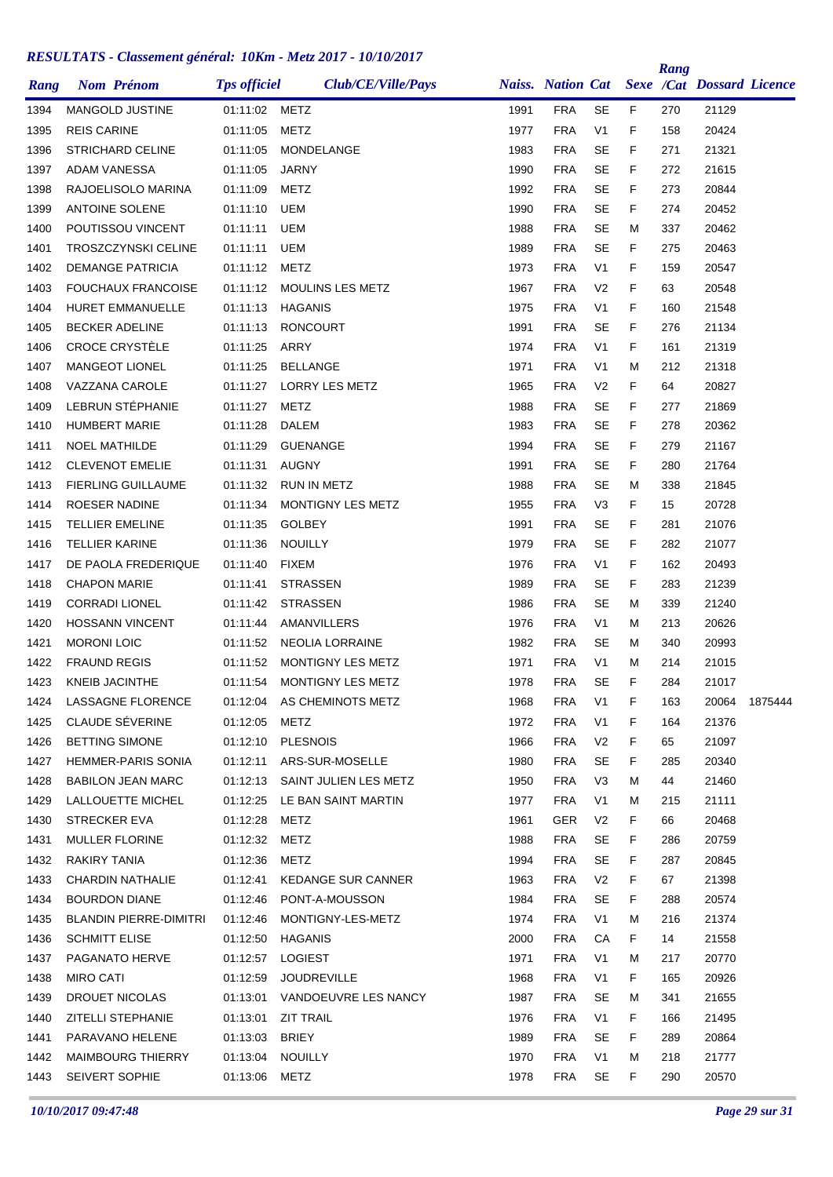# RESULTATS - Classement général: 10Km - Metz 2017 - 10/10/2017

| Rang | Nom Prénom | Tps officiel | Club/CE/Ville/Pays | Naiss. | Nation | Cat | Sexe | Rang /Cat | Dossard | Licence |
|---|---|---|---|---|---|---|---|---|---|---|
| 1394 | MANGOLD JUSTINE | 01:11:02 | METZ | 1991 | FRA | SE | F | 270 | 21129 | |
| 1395 | REIS CARINE | 01:11:05 | METZ | 1977 | FRA | V1 | F | 158 | 20424 | |
| 1396 | STRICHARD CELINE | 01:11:05 | MONDELANGE | 1983 | FRA | SE | F | 271 | 21321 | |
| 1397 | ADAM VANESSA | 01:11:05 | JARNY | 1990 | FRA | SE | F | 272 | 21615 | |
| 1398 | RAJOELISOLO MARINA | 01:11:09 | METZ | 1992 | FRA | SE | F | 273 | 20844 | |
| 1399 | ANTOINE SOLENE | 01:11:10 | UEM | 1990 | FRA | SE | F | 274 | 20452 | |
| 1400 | POUTISSOU VINCENT | 01:11:11 | UEM | 1988 | FRA | SE | M | 337 | 20462 | |
| 1401 | TROSZCZYNSKI CELINE | 01:11:11 | UEM | 1989 | FRA | SE | F | 275 | 20463 | |
| 1402 | DEMANGE PATRICIA | 01:11:12 | METZ | 1973 | FRA | V1 | F | 159 | 20547 | |
| 1403 | FOUCHAUX FRANCOISE | 01:11:12 | MOULINS LES METZ | 1967 | FRA | V2 | F | 63 | 20548 | |
| 1404 | HURET EMMANUELLE | 01:11:13 | HAGANIS | 1975 | FRA | V1 | F | 160 | 21548 | |
| 1405 | BECKER ADELINE | 01:11:13 | RONCOURT | 1991 | FRA | SE | F | 276 | 21134 | |
| 1406 | CROCE CRYSTÈLE | 01:11:25 | ARRY | 1974 | FRA | V1 | F | 161 | 21319 | |
| 1407 | MANGEOT LIONEL | 01:11:25 | BELLANGE | 1971 | FRA | V1 | M | 212 | 21318 | |
| 1408 | VAZZANA CAROLE | 01:11:27 | LORRY LES METZ | 1965 | FRA | V2 | F | 64 | 20827 | |
| 1409 | LEBRUN STÉPHANIE | 01:11:27 | METZ | 1988 | FRA | SE | F | 277 | 21869 | |
| 1410 | HUMBERT MARIE | 01:11:28 | DALEM | 1983 | FRA | SE | F | 278 | 20362 | |
| 1411 | NOEL MATHILDE | 01:11:29 | GUENANGE | 1994 | FRA | SE | F | 279 | 21167 | |
| 1412 | CLEVENOT EMELIE | 01:11:31 | AUGNY | 1991 | FRA | SE | F | 280 | 21764 | |
| 1413 | FIERLING GUILLAUME | 01:11:32 | RUN IN METZ | 1988 | FRA | SE | M | 338 | 21845 | |
| 1414 | ROESER NADINE | 01:11:34 | MONTIGNY LES METZ | 1955 | FRA | V3 | F | 15 | 20728 | |
| 1415 | TELLIER EMELINE | 01:11:35 | GOLBEY | 1991 | FRA | SE | F | 281 | 21076 | |
| 1416 | TELLIER KARINE | 01:11:36 | NOUILLY | 1979 | FRA | SE | F | 282 | 21077 | |
| 1417 | DE PAOLA FREDERIQUE | 01:11:40 | FIXEM | 1976 | FRA | V1 | F | 162 | 20493 | |
| 1418 | CHAPON MARIE | 01:11:41 | STRASSEN | 1989 | FRA | SE | F | 283 | 21239 | |
| 1419 | CORRADI LIONEL | 01:11:42 | STRASSEN | 1986 | FRA | SE | M | 339 | 21240 | |
| 1420 | HOSSANN VINCENT | 01:11:44 | AMANVILLERS | 1976 | FRA | V1 | M | 213 | 20626 | |
| 1421 | MORONI LOIC | 01:11:52 | NEOLIA LORRAINE | 1982 | FRA | SE | M | 340 | 20993 | |
| 1422 | FRAUND REGIS | 01:11:52 | MONTIGNY LES METZ | 1971 | FRA | V1 | M | 214 | 21015 | |
| 1423 | KNEIB JACINTHE | 01:11:54 | MONTIGNY LES METZ | 1978 | FRA | SE | F | 284 | 21017 | |
| 1424 | LASSAGNE FLORENCE | 01:12:04 | AS CHEMINOTS METZ | 1968 | FRA | V1 | F | 163 | 20064 | 1875444 |
| 1425 | CLAUDE SÉVERINE | 01:12:05 | METZ | 1972 | FRA | V1 | F | 164 | 21376 | |
| 1426 | BETTING SIMONE | 01:12:10 | PLESNOIS | 1966 | FRA | V2 | F | 65 | 21097 | |
| 1427 | HEMMER-PARIS SONIA | 01:12:11 | ARS-SUR-MOSELLE | 1980 | FRA | SE | F | 285 | 20340 | |
| 1428 | BABILON JEAN MARC | 01:12:13 | SAINT JULIEN LES METZ | 1950 | FRA | V3 | M | 44 | 21460 | |
| 1429 | LALLOUETTE MICHEL | 01:12:25 | LE BAN SAINT MARTIN | 1977 | FRA | V1 | M | 215 | 21111 | |
| 1430 | STRECKER EVA | 01:12:28 | METZ | 1961 | GER | V2 | F | 66 | 20468 | |
| 1431 | MULLER FLORINE | 01:12:32 | METZ | 1988 | FRA | SE | F | 286 | 20759 | |
| 1432 | RAKIRY TANIA | 01:12:36 | METZ | 1994 | FRA | SE | F | 287 | 20845 | |
| 1433 | CHARDIN NATHALIE | 01:12:41 | KEDANGE SUR CANNER | 1963 | FRA | V2 | F | 67 | 21398 | |
| 1434 | BOURDON DIANE | 01:12:46 | PONT-A-MOUSSON | 1984 | FRA | SE | F | 288 | 20574 | |
| 1435 | BLANDIN PIERRE-DIMITRI | 01:12:46 | MONTIGNY-LES-METZ | 1974 | FRA | V1 | M | 216 | 21374 | |
| 1436 | SCHMITT ELISE | 01:12:50 | HAGANIS | 2000 | FRA | CA | F | 14 | 21558 | |
| 1437 | PAGANATO HERVE | 01:12:57 | LOGIEST | 1971 | FRA | V1 | M | 217 | 20770 | |
| 1438 | MIRO CATI | 01:12:59 | JOUDREVILLE | 1968 | FRA | V1 | F | 165 | 20926 | |
| 1439 | DROUET NICOLAS | 01:13:01 | VANDOEUVRE LES NANCY | 1987 | FRA | SE | M | 341 | 21655 | |
| 1440 | ZITELLI STEPHANIE | 01:13:01 | ZIT TRAIL | 1976 | FRA | V1 | F | 166 | 21495 | |
| 1441 | PARAVANO HELENE | 01:13:03 | BRIEY | 1989 | FRA | SE | F | 289 | 20864 | |
| 1442 | MAIMBOURG THIERRY | 01:13:04 | NOUILLY | 1970 | FRA | V1 | M | 218 | 21777 | |
| 1443 | SEIVERT SOPHIE | 01:13:06 | METZ | 1978 | FRA | SE | F | 290 | 20570 | |

*10/10/2017 09:47:48*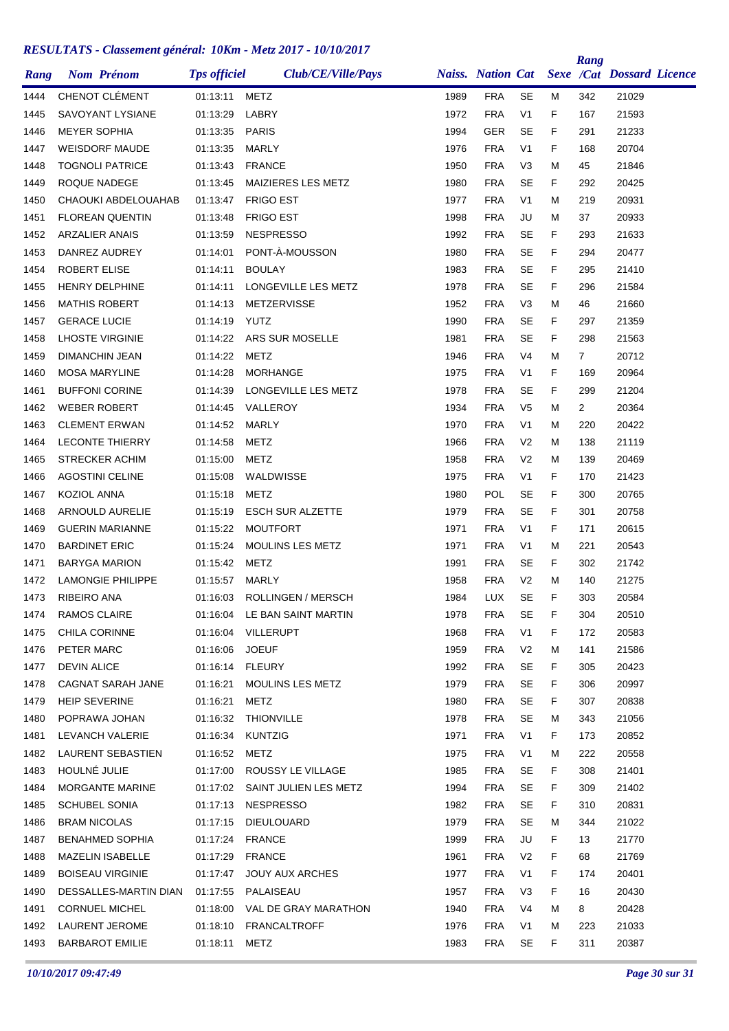# RESULTATS - Classement général: 10Km - Metz 2017 - 10/10/2017

| Rang | Nom Prénom | Tps officiel | Club/CE/Ville/Pays | Naiss. | Nation | Cat | Sexe | Rang /Cat | Dossard | Licence |
|---|---|---|---|---|---|---|---|---|---|---|
| 1444 | CHENOT CLÉMENT | 01:13:11 | METZ | 1989 | FRA | SE | M | 342 | 21029 | |
| 1445 | SAVOYANT LYSIANE | 01:13:29 | LABRY | 1972 | FRA | V1 | F | 167 | 21593 | |
| 1446 | MEYER SOPHIA | 01:13:35 | PARIS | 1994 | GER | SE | F | 291 | 21233 | |
| 1447 | WEISDORF MAUDE | 01:13:35 | MARLY | 1976 | FRA | V1 | F | 168 | 20704 | |
| 1448 | TOGNOLI PATRICE | 01:13:43 | FRANCE | 1950 | FRA | V3 | M | 45 | 21846 | |
| 1449 | ROQUE NADEGE | 01:13:45 | MAIZIERES LES METZ | 1980 | FRA | SE | F | 292 | 20425 | |
| 1450 | CHAOUKI ABDELOUAHAB | 01:13:47 | FRIGO EST | 1977 | FRA | V1 | M | 219 | 20931 | |
| 1451 | FLOREAN QUENTIN | 01:13:48 | FRIGO EST | 1998 | FRA | JU | M | 37 | 20933 | |
| 1452 | ARZALIER ANAIS | 01:13:59 | NESPRESSO | 1992 | FRA | SE | F | 293 | 21633 | |
| 1453 | DANREZ AUDREY | 01:14:01 | PONT-À-MOUSSON | 1980 | FRA | SE | F | 294 | 20477 | |
| 1454 | ROBERT ELISE | 01:14:11 | BOULAY | 1983 | FRA | SE | F | 295 | 21410 | |
| 1455 | HENRY DELPHINE | 01:14:11 | LONGEVILLE LES METZ | 1978 | FRA | SE | F | 296 | 21584 | |
| 1456 | MATHIS ROBERT | 01:14:13 | METZERVISSE | 1952 | FRA | V3 | M | 46 | 21660 | |
| 1457 | GERACE LUCIE | 01:14:19 | YUTZ | 1990 | FRA | SE | F | 297 | 21359 | |
| 1458 | LHOSTE VIRGINIE | 01:14:22 | ARS SUR MOSELLE | 1981 | FRA | SE | F | 298 | 21563 | |
| 1459 | DIMANCHIN JEAN | 01:14:22 | METZ | 1946 | FRA | V4 | M | 7 | 20712 | |
| 1460 | MOSA MARYLINE | 01:14:28 | MORHANGE | 1975 | FRA | V1 | F | 169 | 20964 | |
| 1461 | BUFFONI CORINE | 01:14:39 | LONGEVILLE LES METZ | 1978 | FRA | SE | F | 299 | 21204 | |
| 1462 | WEBER ROBERT | 01:14:45 | VALLEROY | 1934 | FRA | V5 | M | 2 | 20364 | |
| 1463 | CLEMENT ERWAN | 01:14:52 | MARLY | 1970 | FRA | V1 | M | 220 | 20422 | |
| 1464 | LECONTE THIERRY | 01:14:58 | METZ | 1966 | FRA | V2 | M | 138 | 21119 | |
| 1465 | STRECKER ACHIM | 01:15:00 | METZ | 1958 | FRA | V2 | M | 139 | 20469 | |
| 1466 | AGOSTINI CELINE | 01:15:08 | WALDWISSE | 1975 | FRA | V1 | F | 170 | 21423 | |
| 1467 | KOZIOL ANNA | 01:15:18 | METZ | 1980 | POL | SE | F | 300 | 20765 | |
| 1468 | ARNOULD AURELIE | 01:15:19 | ESCH SUR ALZETTE | 1979 | FRA | SE | F | 301 | 20758 | |
| 1469 | GUERIN MARIANNE | 01:15:22 | MOUTFORT | 1971 | FRA | V1 | F | 171 | 20615 | |
| 1470 | BARDINET ERIC | 01:15:24 | MOULINS LES METZ | 1971 | FRA | V1 | M | 221 | 20543 | |
| 1471 | BARYGA MARION | 01:15:42 | METZ | 1991 | FRA | SE | F | 302 | 21742 | |
| 1472 | LAMONGIE PHILIPPE | 01:15:57 | MARLY | 1958 | FRA | V2 | M | 140 | 21275 | |
| 1473 | RIBEIRO ANA | 01:16:03 | ROLLINGEN / MERSCH | 1984 | LUX | SE | F | 303 | 20584 | |
| 1474 | RAMOS CLAIRE | 01:16:04 | LE BAN SAINT MARTIN | 1978 | FRA | SE | F | 304 | 20510 | |
| 1475 | CHILA CORINNE | 01:16:04 | VILLERUPT | 1968 | FRA | V1 | F | 172 | 20583 | |
| 1476 | PETER MARC | 01:16:06 | JOEUF | 1959 | FRA | V2 | M | 141 | 21586 | |
| 1477 | DEVIN ALICE | 01:16:14 | FLEURY | 1992 | FRA | SE | F | 305 | 20423 | |
| 1478 | CAGNAT SARAH JANE | 01:16:21 | MOULINS LES METZ | 1979 | FRA | SE | F | 306 | 20997 | |
| 1479 | HEIP SEVERINE | 01:16:21 | METZ | 1980 | FRA | SE | F | 307 | 20838 | |
| 1480 | POPRAWA JOHAN | 01:16:32 | THIONVILLE | 1978 | FRA | SE | M | 343 | 21056 | |
| 1481 | LEVANCH VALERIE | 01:16:34 | KUNTZIG | 1971 | FRA | V1 | F | 173 | 20852 | |
| 1482 | LAURENT SEBASTIEN | 01:16:52 | METZ | 1975 | FRA | V1 | M | 222 | 20558 | |
| 1483 | HOULNÉ JULIE | 01:17:00 | ROUSSY LE VILLAGE | 1985 | FRA | SE | F | 308 | 21401 | |
| 1484 | MORGANTE MARINE | 01:17:02 | SAINT JULIEN LES METZ | 1994 | FRA | SE | F | 309 | 21402 | |
| 1485 | SCHUBEL SONIA | 01:17:13 | NESPRESSO | 1982 | FRA | SE | F | 310 | 20831 | |
| 1486 | BRAM NICOLAS | 01:17:15 | DIEULOUARD | 1979 | FRA | SE | M | 344 | 21022 | |
| 1487 | BENAHMED SOPHIA | 01:17:24 | FRANCE | 1999 | FRA | JU | F | 13 | 21770 | |
| 1488 | MAZELIN ISABELLE | 01:17:29 | FRANCE | 1961 | FRA | V2 | F | 68 | 21769 | |
| 1489 | BOISEAU VIRGINIE | 01:17:47 | JOUY AUX ARCHES | 1977 | FRA | V1 | F | 174 | 20401 | |
| 1490 | DESSALLES-MARTIN DIAN | 01:17:55 | PALAISEAU | 1957 | FRA | V3 | F | 16 | 20430 | |
| 1491 | CORNUEL MICHEL | 01:18:00 | VAL DE GRAY MARATHON | 1940 | FRA | V4 | M | 8 | 20428 | |
| 1492 | LAURENT JEROME | 01:18:10 | FRANCALTROFF | 1976 | FRA | V1 | M | 223 | 21033 | |
| 1493 | BARBAROT EMILIE | 01:18:11 | METZ | 1983 | FRA | SE | F | 311 | 20387 | |

*10/10/2017 09:47:49*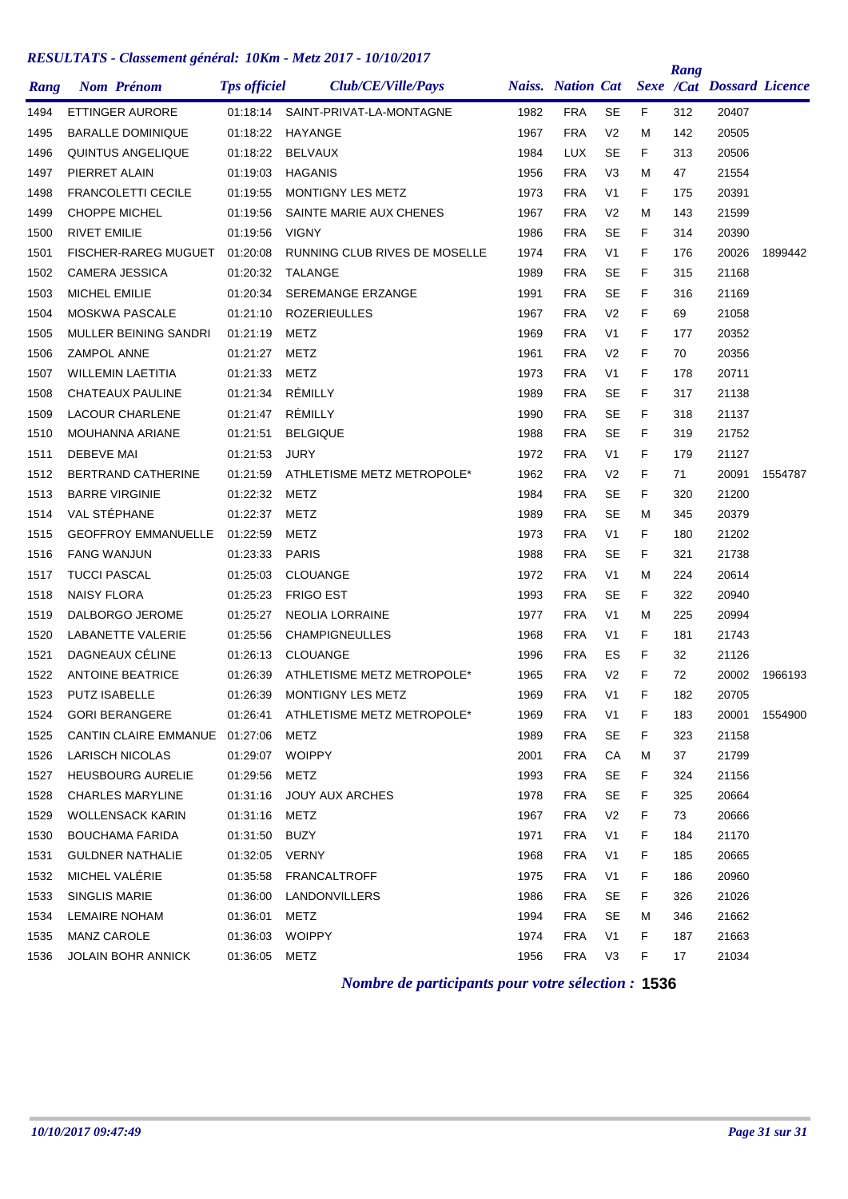# *RESULTATS - Classement général: 10Km - Metz 2017 - 10/10/2017*

| Rang | Nom Prénom | Tps officiel | Club/CE/Ville/Pays | Naiss. | Nation | Cat | Sexe | Rang /Cat | Dossard | Licence |
|---|---|---|---|---|---|---|---|---|---|---|
| 1494 | ETTINGER AURORE | 01:18:14 | SAINT-PRIVAT-LA-MONTAGNE | 1982 | FRA | SE | F | 312 | 20407 | |
| 1495 | BARALLE DOMINIQUE | 01:18:22 | HAYANGE | 1967 | FRA | V2 | M | 142 | 20505 | |
| 1496 | QUINTUS ANGELIQUE | 01:18:22 | BELVAUX | 1984 | LUX | SE | F | 313 | 20506 | |
| 1497 | PIERRET ALAIN | 01:19:03 | HAGANIS | 1956 | FRA | V3 | M | 47 | 21554 | |
| 1498 | FRANCOLETTI CECILE | 01:19:55 | MONTIGNY LES METZ | 1973 | FRA | V1 | F | 175 | 20391 | |
| 1499 | CHOPPE MICHEL | 01:19:56 | SAINTE MARIE AUX CHENES | 1967 | FRA | V2 | M | 143 | 21599 | |
| 1500 | RIVET EMILIE | 01:19:56 | VIGNY | 1986 | FRA | SE | F | 314 | 20390 | |
| 1501 | FISCHER-RAREG MUGUET | 01:20:08 | RUNNING CLUB RIVES DE MOSELLE | 1974 | FRA | V1 | F | 176 | 20026 | 1899442 |
| 1502 | CAMERA JESSICA | 01:20:32 | TALANGE | 1989 | FRA | SE | F | 315 | 21168 | |
| 1503 | MICHEL EMILIE | 01:20:34 | SEREMANGE ERZANGE | 1991 | FRA | SE | F | 316 | 21169 | |
| 1504 | MOSKWA PASCALE | 01:21:10 | ROZERIEULLES | 1967 | FRA | V2 | F | 69 | 21058 | |
| 1505 | MULLER BEINING SANDRI | 01:21:19 | METZ | 1969 | FRA | V1 | F | 177 | 20352 | |
| 1506 | ZAMPOL ANNE | 01:21:27 | METZ | 1961 | FRA | V2 | F | 70 | 20356 | |
| 1507 | WILLEMIN LAETITIA | 01:21:33 | METZ | 1973 | FRA | V1 | F | 178 | 20711 | |
| 1508 | CHATEAUX PAULINE | 01:21:34 | RÉMILLY | 1989 | FRA | SE | F | 317 | 21138 | |
| 1509 | LACOUR CHARLENE | 01:21:47 | RÉMILLY | 1990 | FRA | SE | F | 318 | 21137 | |
| 1510 | MOUHANNA ARIANE | 01:21:51 | BELGIQUE | 1988 | FRA | SE | F | 319 | 21752 | |
| 1511 | DEBEVE MAI | 01:21:53 | JURY | 1972 | FRA | V1 | F | 179 | 21127 | |
| 1512 | BERTRAND CATHERINE | 01:21:59 | ATHLETISME METZ METROPOLE* | 1962 | FRA | V2 | F | 71 | 20091 | 1554787 |
| 1513 | BARRE VIRGINIE | 01:22:32 | METZ | 1984 | FRA | SE | F | 320 | 21200 | |
| 1514 | VAL STÉPHANE | 01:22:37 | METZ | 1989 | FRA | SE | M | 345 | 20379 | |
| 1515 | GEOFFROY EMMANUELLE | 01:22:59 | METZ | 1973 | FRA | V1 | F | 180 | 21202 | |
| 1516 | FANG WANJUN | 01:23:33 | PARIS | 1988 | FRA | SE | F | 321 | 21738 | |
| 1517 | TUCCI PASCAL | 01:25:03 | CLOUANGE | 1972 | FRA | V1 | M | 224 | 20614 | |
| 1518 | NAISY FLORA | 01:25:23 | FRIGO EST | 1993 | FRA | SE | F | 322 | 20940 | |
| 1519 | DALBORGO JEROME | 01:25:27 | NEOLIA LORRAINE | 1977 | FRA | V1 | M | 225 | 20994 | |
| 1520 | LABANETTE VALERIE | 01:25:56 | CHAMPIGNEULLES | 1968 | FRA | V1 | F | 181 | 21743 | |
| 1521 | DAGNEAUX CÉLINE | 01:26:13 | CLOUANGE | 1996 | FRA | ES | F | 32 | 21126 | |
| 1522 | ANTOINE BEATRICE | 01:26:39 | ATHLETISME METZ METROPOLE* | 1965 | FRA | V2 | F | 72 | 20002 | 1966193 |
| 1523 | PUTZ ISABELLE | 01:26:39 | MONTIGNY LES METZ | 1969 | FRA | V1 | F | 182 | 20705 | |
| 1524 | GORI BERANGERE | 01:26:41 | ATHLETISME METZ METROPOLE* | 1969 | FRA | V1 | F | 183 | 20001 | 1554900 |
| 1525 | CANTIN CLAIRE EMMANUE | 01:27:06 | METZ | 1989 | FRA | SE | F | 323 | 21158 | |
| 1526 | LARISCH NICOLAS | 01:29:07 | WOIPPY | 2001 | FRA | CA | M | 37 | 21799 | |
| 1527 | HEUSBOURG AURELIE | 01:29:56 | METZ | 1993 | FRA | SE | F | 324 | 21156 | |
| 1528 | CHARLES MARYLINE | 01:31:16 | JOUY AUX ARCHES | 1978 | FRA | SE | F | 325 | 20664 | |
| 1529 | WOLLENSACK KARIN | 01:31:16 | METZ | 1967 | FRA | V2 | F | 73 | 20666 | |
| 1530 | BOUCHAMA FARIDA | 01:31:50 | BUZY | 1971 | FRA | V1 | F | 184 | 21170 | |
| 1531 | GULDNER NATHALIE | 01:32:05 | VERNY | 1968 | FRA | V1 | F | 185 | 20665 | |
| 1532 | MICHEL VALÉRIE | 01:35:58 | FRANCALTROFF | 1975 | FRA | V1 | F | 186 | 20960 | |
| 1533 | SINGLIS MARIE | 01:36:00 | LANDONVILLERS | 1986 | FRA | SE | F | 326 | 21026 | |
| 1534 | LEMAIRE NOHAM | 01:36:01 | METZ | 1994 | FRA | SE | M | 346 | 21662 | |
| 1535 | MANZ CAROLE | 01:36:03 | WOIPPY | 1974 | FRA | V1 | F | 187 | 21663 | |
| 1536 | JOLAIN BOHR ANNICK | 01:36:05 | METZ | 1956 | FRA | V3 | F | 17 | 21034 | |

*Nombre de participants pour votre sélection :* **1536**

*10/10/2017 09:47:49*